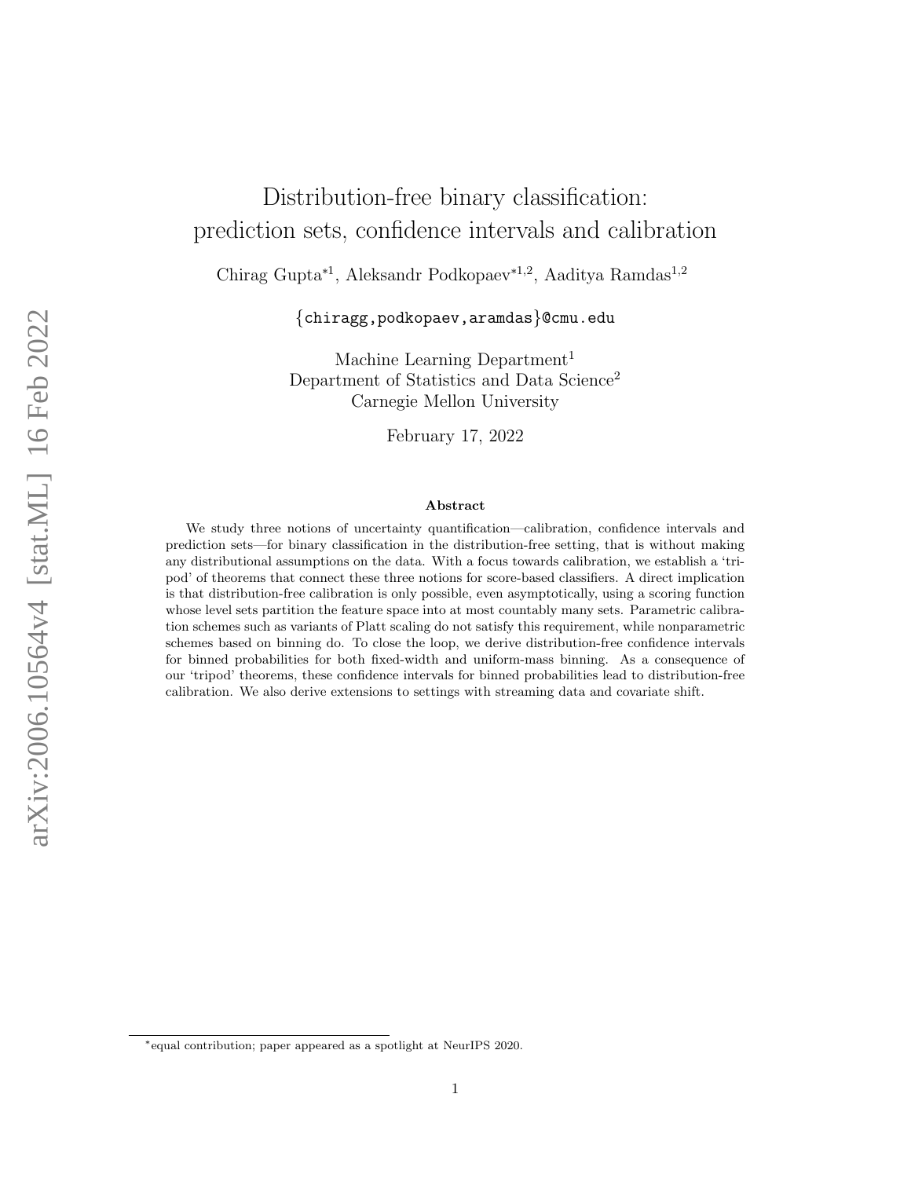# Distribution-free binary classification: prediction sets, confidence intervals and calibration

Chirag Gupta[*1], Aleksandr Podkopaev[*1,2], Aaditya Ramdas[1,2]

{chiragg,podkopaev,aramdas}@cmu.edu

Machine Learning Department[1]
Department of Statistics and Data Science[2]
Carnegie Mellon University

February 17, 2022

## Abstract

We study three notions of uncertainty quantification—calibration, confidence intervals and prediction sets—for binary classification in the distribution-free setting, that is without making any distributional assumptions on the data. With a focus towards calibration, we establish a 'tripod' of theorems that connect these three notions for score-based classifiers. A direct implication is that distribution-free calibration is only possible, even asymptotically, using a scoring function whose level sets partition the feature space into at most countably many sets. Parametric calibration schemes such as variants of Platt scaling do not satisfy this requirement, while nonparametric schemes based on binning do. To close the loop, we derive distribution-free confidence intervals for binned probabilities for both fixed-width and uniform-mass binning. As a consequence of our 'tripod' theorems, these confidence intervals for binned probabilities lead to distribution-free calibration. We also derive extensions to settings with streaming data and covariate shift.

[*] equal contribution; paper appeared as a spotlight at NeurIPS 2020.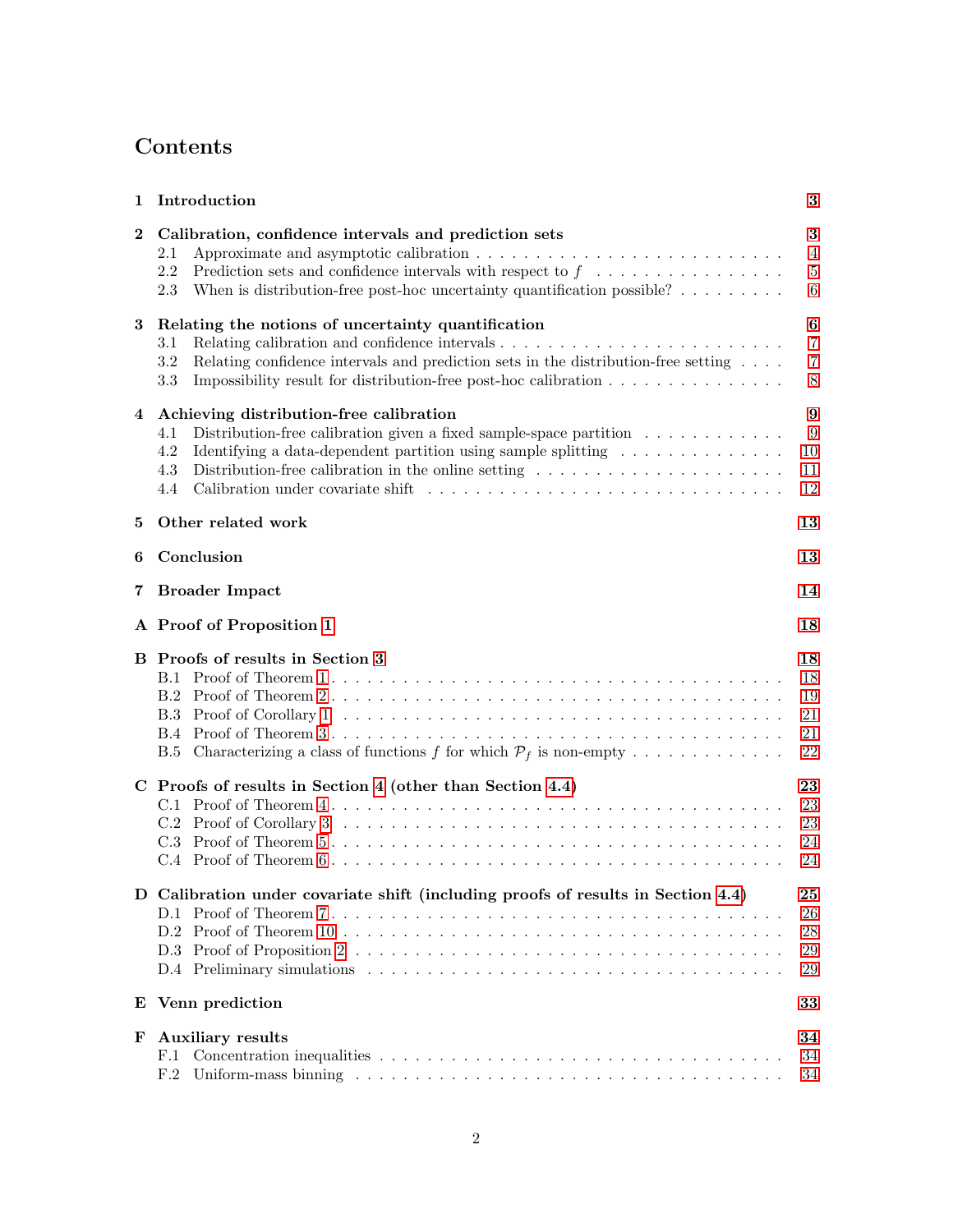# Contents

**1 Introduction** 3

**2 Calibration, confidence intervals and prediction sets** 3
- 2.1 Approximate and asymptotic calibration 4
- 2.2 Prediction sets and confidence intervals with respect to $f$ 5
- 2.3 When is distribution-free post-hoc uncertainty quantification possible? 6

**3 Relating the notions of uncertainty quantification** 6
- 3.1 Relating calibration and confidence intervals 7
- 3.2 Relating confidence intervals and prediction sets in the distribution-free setting 7
- 3.3 Impossibility result for distribution-free post-hoc calibration 8

**4 Achieving distribution-free calibration** 9
- 4.1 Distribution-free calibration given a fixed sample-space partition 9
- 4.2 Identifying a data-dependent partition using sample splitting 10
- 4.3 Distribution-free calibration in the online setting 11
- 4.4 Calibration under covariate shift 12

**5 Other related work** 13

**6 Conclusion** 13

**7 Broader Impact** 14

**A Proof of Proposition 1** 18

**B Proofs of results in Section 3** 18
- B.1 Proof of Theorem 1 18
- B.2 Proof of Theorem 2 19
- B.3 Proof of Corollary 1 21
- B.4 Proof of Theorem 3 21
- B.5 Characterizing a class of functions $f$ for which $\mathcal{P}_f$ is non-empty 22

**C Proofs of results in Section 4 (other than Section 4.4)** 23
- C.1 Proof of Theorem 4 23
- C.2 Proof of Corollary 3 23
- C.3 Proof of Theorem 5 24
- C.4 Proof of Theorem 6 24

**D Calibration under covariate shift (including proofs of results in Section 4.4)** 25
- D.1 Proof of Theorem 7 26
- D.2 Proof of Theorem 10 28
- D.3 Proof of Proposition 2 29
- D.4 Preliminary simulations 29

**E Venn prediction** 33

**F Auxiliary results** 34
- F.1 Concentration inequalities 34
- F.2 Uniform-mass binning 34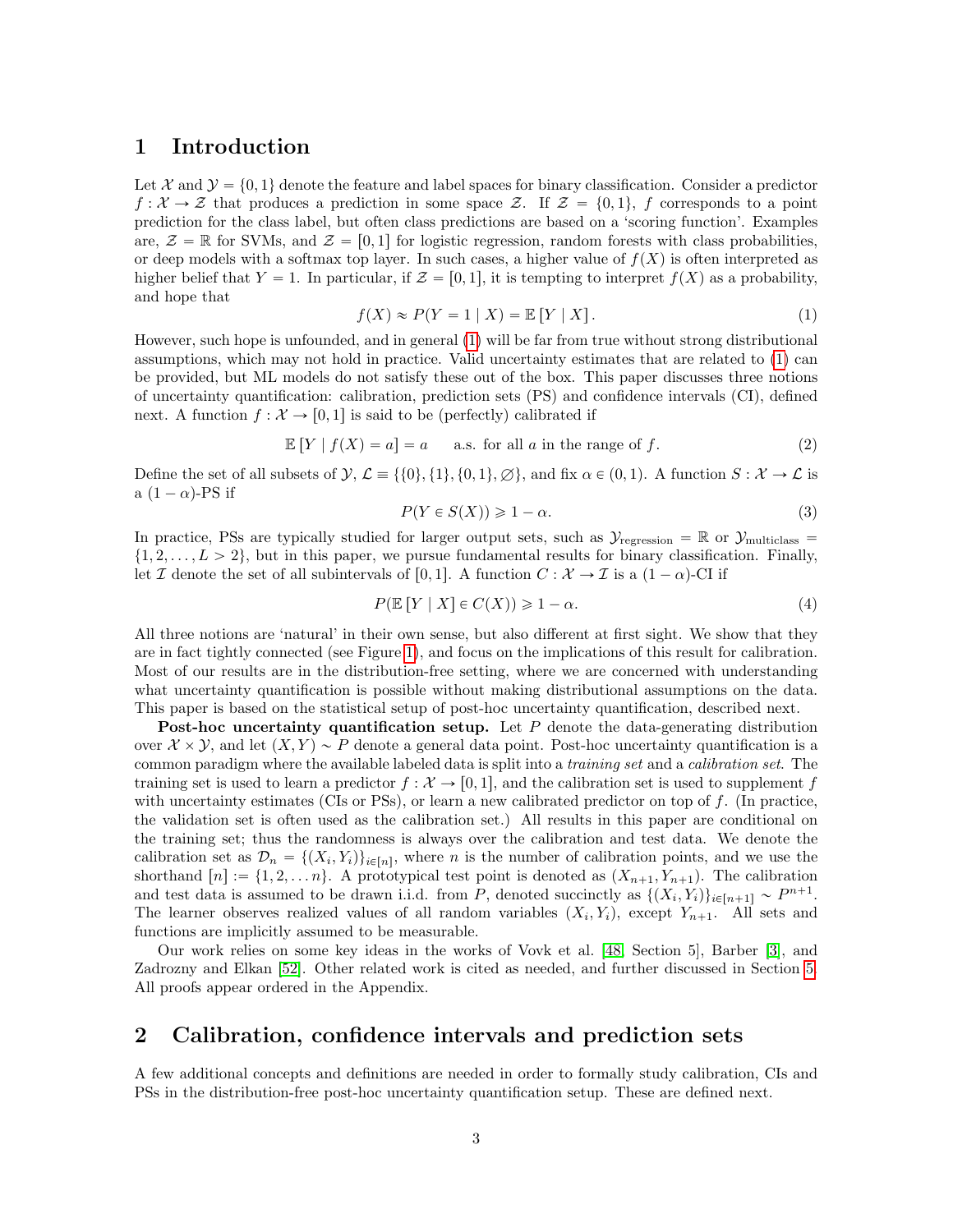## 1 Introduction

Let $\mathcal{X}$ and $\mathcal{Y} = \{0, 1\}$ denote the feature and label spaces for binary classification. Consider a predictor $f : \mathcal{X} \to \mathcal{Z}$ that produces a prediction in some space $\mathcal{Z}$. If $\mathcal{Z} = \{0, 1\}$, $f$ corresponds to a point prediction for the class label, but often class predictions are based on a 'scoring function'. Examples are, $\mathcal{Z} = \mathbb{R}$ for SVMs, and $\mathcal{Z} = [0, 1]$ for logistic regression, random forests with class probabilities, or deep models with a softmax top layer. In such cases, a higher value of $f(X)$ is often interpreted as higher belief that $Y = 1$. In particular, if $\mathcal{Z} = [0, 1]$, it is tempting to interpret $f(X)$ as a probability, and hope that

$$f(X) \approx P(Y = 1 \mid X) = \mathbb{E}[Y \mid X]. \tag{1}$$

However, such hope is unfounded, and in general (1) will be far from true without strong distributional assumptions, which may not hold in practice. Valid uncertainty estimates that are related to (1) can be provided, but ML models do not satisfy these out of the box. This paper discusses three notions of uncertainty quantification: calibration, prediction sets (PS) and confidence intervals (CI), defined next. A function $f : \mathcal{X} \to [0, 1]$ is said to be (perfectly) calibrated if

$$\mathbb{E}[Y \mid f(X) = a] = a \qquad \text{a.s. for all } a \text{ in the range of } f. \tag{2}$$

Define the set of all subsets of $\mathcal{Y}$, $\mathcal{L} \equiv \{\{0\}, \{1\}, \{0, 1\}, \varnothing\}$, and fix $\alpha \in (0, 1)$. A function $S : \mathcal{X} \to \mathcal{L}$ is a $(1 - \alpha)$-PS if

$$P(Y \in S(X)) \geqslant 1 - \alpha. \tag{3}$$

In practice, PSs are typically studied for larger output sets, such as $\mathcal{Y}_{\text{regression}} = \mathbb{R}$ or $\mathcal{Y}_{\text{multiclass}} = \{1, 2, \ldots, L > 2\}$, but in this paper, we pursue fundamental results for binary classification. Finally, let $\mathcal{I}$ denote the set of all subintervals of $[0, 1]$. A function $C : \mathcal{X} \to \mathcal{I}$ is a $(1 - \alpha)$-CI if

$$P(\mathbb{E}[Y \mid X] \in C(X)) \geqslant 1 - \alpha. \tag{4}$$

All three notions are 'natural' in their own sense, but also different at first sight. We show that they are in fact tightly connected (see Figure 1), and focus on the implications of this result for calibration. Most of our results are in the distribution-free setting, where we are concerned with understanding what uncertainty quantification is possible without making distributional assumptions on the data. This paper is based on the statistical setup of post-hoc uncertainty quantification, described next.

**Post-hoc uncertainty quantification setup.** Let $P$ denote the data-generating distribution over $\mathcal{X} \times \mathcal{Y}$, and let $(X, Y) \sim P$ denote a general data point. Post-hoc uncertainty quantification is a common paradigm where the available labeled data is split into a *training set* and a *calibration set*. The training set is used to learn a predictor $f : \mathcal{X} \to [0, 1]$, and the calibration set is used to supplement $f$ with uncertainty estimates (CIs or PSs), or learn a new calibrated predictor on top of $f$. (In practice, the validation set is often used as the calibration set.) All results in this paper are conditional on the training set; thus the randomness is always over the calibration and test data. We denote the calibration set as $\mathcal{D}_n = \{(X_i, Y_i)\}_{i \in [n]}$, where $n$ is the number of calibration points, and we use the shorthand $[n] := \{1, 2, \ldots n\}$. A prototypical test point is denoted as $(X_{n+1}, Y_{n+1})$. The calibration and test data is assumed to be drawn i.i.d. from $P$, denoted succinctly as $\{(X_i, Y_i)\}_{i \in [n+1]} \sim P^{n+1}$. The learner observes realized values of all random variables $(X_i, Y_i)$, except $Y_{n+1}$. All sets and functions are implicitly assumed to be measurable.

Our work relies on some key ideas in the works of Vovk et al. [48, Section 5], Barber [3], and Zadrozny and Elkan [52]. Other related work is cited as needed, and further discussed in Section 5. All proofs appear ordered in the Appendix.

## 2 Calibration, confidence intervals and prediction sets

A few additional concepts and definitions are needed in order to formally study calibration, CIs and PSs in the distribution-free post-hoc uncertainty quantification setup. These are defined next.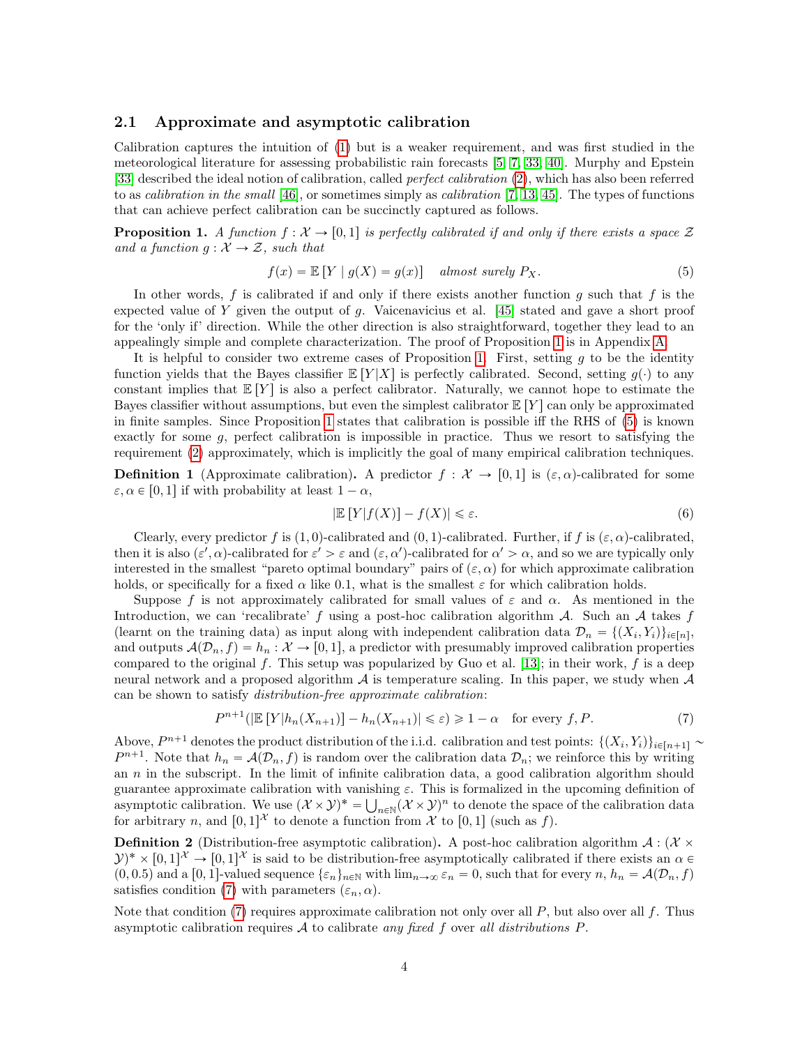### 2.1 Approximate and asymptotic calibration

Calibration captures the intuition of (1) but is a weaker requirement, and was first studied in the meteorological literature for assessing probabilistic rain forecasts [5, 7, 33, 40]. Murphy and Epstein [33] described the ideal notion of calibration, called *perfect calibration* (2), which has also been referred to as *calibration in the small* [46], or sometimes simply as *calibration* [7, 13, 45]. The types of functions that can achieve perfect calibration can be succinctly captured as follows.

**Proposition 1.** *A function $f : \mathcal{X} \to [0, 1]$ is perfectly calibrated if and only if there exists a space $\mathcal{Z}$ and a function $g : \mathcal{X} \to \mathcal{Z}$, such that*

$$f(x) = \mathbb{E}\left[Y \mid g(X) = g(x)\right] \quad \text{almost surely } P_X. \tag{5}$$

In other words, $f$ is calibrated if and only if there exists another function $g$ such that $f$ is the expected value of $Y$ given the output of $g$. Vaicenavicius et al. [45] stated and gave a short proof for the 'only if' direction. While the other direction is also straightforward, together they lead to an appealingly simple and complete characterization. The proof of Proposition 1 is in Appendix A.

It is helpful to consider two extreme cases of Proposition 1. First, setting $g$ to be the identity function yields that the Bayes classifier $\mathbb{E}[Y|X]$ is perfectly calibrated. Second, setting $g(\cdot)$ to any constant implies that $\mathbb{E}[Y]$ is also a perfect calibrator. Naturally, we cannot hope to estimate the Bayes classifier without assumptions, but even the simplest calibrator $\mathbb{E}[Y]$ can only be approximated in finite samples. Since Proposition 1 states that calibration is possible iff the RHS of (5) is known exactly for some $g$, perfect calibration is impossible in practice. Thus we resort to satisfying the requirement (2) approximately, which is implicitly the goal of many empirical calibration techniques.

**Definition 1** (Approximate calibration)**.** A predictor $f : \mathcal{X} \to [0, 1]$ is $(\varepsilon, \alpha)$-calibrated for some $\varepsilon, \alpha \in [0, 1]$ if with probability at least $1 - \alpha$,

$$|\mathbb{E}\left[Y|f(X)\right] - f(X)| \leqslant \varepsilon. \tag{6}$$

Clearly, every predictor $f$ is $(1, 0)$-calibrated and $(0, 1)$-calibrated. Further, if $f$ is $(\varepsilon, \alpha)$-calibrated, then it is also $(\varepsilon', \alpha)$-calibrated for $\varepsilon' > \varepsilon$ and $(\varepsilon, \alpha')$-calibrated for $\alpha' > \alpha$, and so we are typically only interested in the smallest "pareto optimal boundary" pairs of $(\varepsilon, \alpha)$ for which approximate calibration holds, or specifically for a fixed $\alpha$ like 0.1, what is the smallest $\varepsilon$ for which calibration holds.

Suppose $f$ is not approximately calibrated for small values of $\varepsilon$ and $\alpha$. As mentioned in the Introduction, we can 'recalibrate' $f$ using a post-hoc calibration algorithm $\mathcal{A}$. Such an $\mathcal{A}$ takes $f$ (learnt on the training data) as input along with independent calibration data $\mathcal{D}_n = \{(X_i, Y_i)\}_{i \in [n]}$, and outputs $\mathcal{A}(\mathcal{D}_n, f) = h_n : \mathcal{X} \to [0, 1]$, a predictor with presumably improved calibration properties compared to the original $f$. This setup was popularized by Guo et al. [13]; in their work, $f$ is a deep neural network and a proposed algorithm $\mathcal{A}$ is temperature scaling. In this paper, we study when $\mathcal{A}$ can be shown to satisfy *distribution-free approximate calibration*:

$$P^{n+1}(|\mathbb{E}\left[Y|h_n(X_{n+1})\right] - h_n(X_{n+1})| \leqslant \varepsilon) \geqslant 1 - \alpha \quad \text{for every } f, P. \tag{7}$$

Above, $P^{n+1}$ denotes the product distribution of the i.i.d. calibration and test points: $\{(X_i, Y_i)\}_{i \in [n+1]} \sim P^{n+1}$. Note that $h_n = \mathcal{A}(\mathcal{D}_n, f)$ is random over the calibration data $\mathcal{D}_n$; we reinforce this by writing an $n$ in the subscript. In the limit of infinite calibration data, a good calibration algorithm should guarantee approximate calibration with vanishing $\varepsilon$. This is formalized in the upcoming definition of asymptotic calibration. We use $(\mathcal{X} \times \mathcal{Y})^* = \bigcup_{n \in \mathbb{N}} (\mathcal{X} \times \mathcal{Y})^n$ to denote the space of the calibration data for arbitrary $n$, and $[0, 1]^{\mathcal{X}}$ to denote a function from $\mathcal{X}$ to $[0, 1]$ (such as $f$).

**Definition 2** (Distribution-free asymptotic calibration)**.** A post-hoc calibration algorithm $\mathcal{A} : (\mathcal{X} \times \mathcal{Y})^* \times [0, 1]^{\mathcal{X}} \to [0, 1]^{\mathcal{X}}$ is said to be distribution-free asymptotically calibrated if there exists an $\alpha \in (0, 0.5)$ and a $[0, 1]$-valued sequence $\{\varepsilon_n\}_{n \in \mathbb{N}}$ with $\lim_{n \to \infty} \varepsilon_n = 0$, such that for every $n$, $h_n = \mathcal{A}(\mathcal{D}_n, f)$ satisfies condition (7) with parameters $(\varepsilon_n, \alpha)$.

Note that condition (7) requires approximate calibration not only over all $P$, but also over all $f$. Thus asymptotic calibration requires $\mathcal{A}$ to calibrate *any fixed* $f$ over *all distributions* $P$.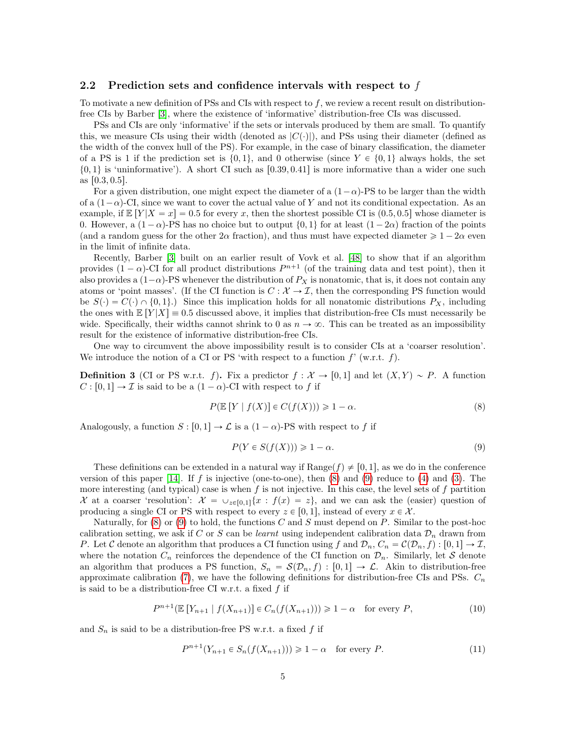### 2.2 Prediction sets and confidence intervals with respect to $f$

To motivate a new definition of PSs and CIs with respect to $f$, we review a recent result on distribution-free CIs by Barber [3], where the existence of 'informative' distribution-free CIs was discussed.

PSs and CIs are only 'informative' if the sets or intervals produced by them are small. To quantify this, we measure CIs using their width (denoted as $|C(\cdot)|$), and PSs using their diameter (defined as the width of the convex hull of the PS). For example, in the case of binary classification, the diameter of a PS is 1 if the prediction set is $\{0, 1\}$, and 0 otherwise (since $Y \in \{0, 1\}$ always holds, the set $\{0, 1\}$ is 'uninformative'). A short CI such as $[0.39, 0.41]$ is more informative than a wider one such as $[0.3, 0.5]$.

For a given distribution, one might expect the diameter of a $(1-\alpha)$-PS to be larger than the width of a $(1-\alpha)$-CI, since we want to cover the actual value of $Y$ and not its conditional expectation. As an example, if $\mathbb{E}[Y|X = x] = 0.5$ for every $x$, then the shortest possible CI is $(0.5, 0.5]$ whose diameter is 0. However, a $(1-\alpha)$-PS has no choice but to output $\{0, 1\}$ for at least $(1-2\alpha)$ fraction of the points (and a random guess for the other $2\alpha$ fraction), and thus must have expected diameter $\geqslant 1 - 2\alpha$ even in the limit of infinite data.

Recently, Barber [3] built on an earlier result of Vovk et al. [48] to show that if an algorithm provides $(1-\alpha)$-CI for all product distributions $P^{n+1}$ (of the training data and test point), then it also provides a $(1-\alpha)$-PS whenever the distribution of $P_X$ is nonatomic, that is, it does not contain any atoms or 'point masses'. (If the CI function is $C : \mathcal{X} \to \mathcal{I}$, then the corresponding PS function would be $S(\cdot) = C(\cdot) \cap \{0, 1\}$.) Since this implication holds for all nonatomic distributions $P_X$, including the ones with $\mathbb{E}[Y|X] \equiv 0.5$ discussed above, it implies that distribution-free CIs must necessarily be wide. Specifically, their widths cannot shrink to 0 as $n \to \infty$. This can be treated as an impossibility result for the existence of informative distribution-free CIs.

One way to circumvent the above impossibility result is to consider CIs at a 'coarser resolution'. We introduce the notion of a CI or PS 'with respect to a function $f$' (w.r.t. $f$).

**Definition 3** (CI or PS w.r.t. $f$)**.** Fix a predictor $f : \mathcal{X} \to [0, 1]$ and let $(X, Y) \sim P$. A function $C : [0, 1] \to \mathcal{I}$ is said to be a $(1-\alpha)$-CI with respect to $f$ if

$$P(\mathbb{E}[Y \mid f(X)] \in C(f(X))) \geqslant 1 - \alpha. \tag{8}$$

Analogously, a function $S : [0, 1] \to \mathcal{L}$ is a $(1-\alpha)$-PS with respect to $f$ if

$$P(Y \in S(f(X))) \geqslant 1 - \alpha. \tag{9}$$

These definitions can be extended in a natural way if $\text{Range}(f) \neq [0, 1]$, as we do in the conference version of this paper [14]. If $f$ is injective (one-to-one), then (8) and (9) reduce to (4) and (3). The more interesting (and typical) case is when $f$ is not injective. In this case, the level sets of $f$ partition $\mathcal{X}$ at a coarser 'resolution': $\mathcal{X} = \cup_{z\in[0,1]}\{x : f(x) = z\}$, and we can ask the (easier) question of producing a single CI or PS with respect to every $z \in [0, 1]$, instead of every $x \in \mathcal{X}$.

Naturally, for (8) or (9) to hold, the functions $C$ and $S$ must depend on $P$. Similar to the post-hoc calibration setting, we ask if $C$ or $S$ can be *learnt* using independent calibration data $\mathcal{D}_n$ drawn from $P$. Let $\mathcal{C}$ denote an algorithm that produces a CI function using $f$ and $\mathcal{D}_n$, $C_n = \mathcal{C}(\mathcal{D}_n, f) : [0, 1] \to \mathcal{I}$, where the notation $C_n$ reinforces the dependence of the CI function on $\mathcal{D}_n$. Similarly, let $\mathcal{S}$ denote an algorithm that produces a PS function, $S_n = \mathcal{S}(\mathcal{D}_n, f) : [0, 1] \to \mathcal{L}$. Akin to distribution-free approximate calibration (7), we have the following definitions for distribution-free CIs and PSs. $C_n$ is said to be a distribution-free CI w.r.t. a fixed $f$ if

$$P^{n+1}(\mathbb{E}[Y_{n+1} \mid f(X_{n+1})] \in C_n(f(X_{n+1}))) \geqslant 1 - \alpha \quad \text{for every } P, \tag{10}$$

and $S_n$ is said to be a distribution-free PS w.r.t. a fixed $f$ if

$$P^{n+1}(Y_{n+1} \in S_n(f(X_{n+1}))) \geqslant 1 - \alpha \quad \text{for every } P. \tag{11}$$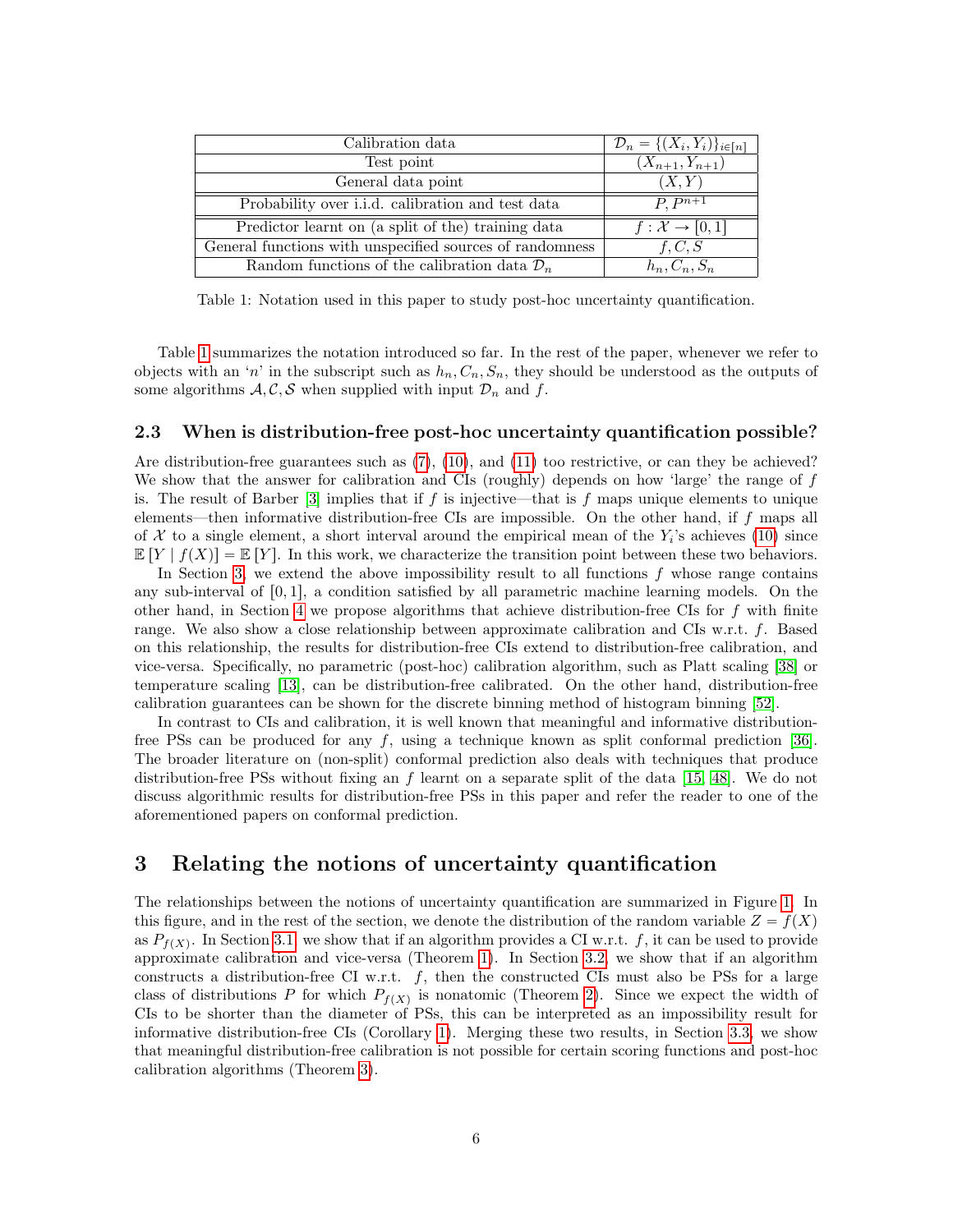| Calibration data | $\mathcal{D}_n = \{(X_i, Y_i)\}_{i \in [n]}$ |
|---|---|
| Test point | $(X_{n+1}, Y_{n+1})$ |
| General data point | $(X, Y)$ |
| Probability over i.i.d. calibration and test data | $P, P^{n+1}$ |
| Predictor learnt on (a split of the) training data | $f : \mathcal{X} \to [0, 1]$ |
| General functions with unspecified sources of randomness | $f, C, S$ |
| Random functions of the calibration data $\mathcal{D}_n$ | $h_n, C_n, S_n$ |

Table 1: Notation used in this paper to study post-hoc uncertainty quantification.

Table 1 summarizes the notation introduced so far. In the rest of the paper, whenever we refer to objects with an '$n$' in the subscript such as $h_n, C_n, S_n$, they should be understood as the outputs of some algorithms $\mathcal{A}, \mathcal{C}, \mathcal{S}$ when supplied with input $\mathcal{D}_n$ and $f$.

### 2.3 When is distribution-free post-hoc uncertainty quantification possible?

Are distribution-free guarantees such as (7), (10), and (11) too restrictive, or can they be achieved? We show that the answer for calibration and CIs (roughly) depends on how 'large' the range of $f$ is. The result of Barber [3] implies that if $f$ is injective—that is $f$ maps unique elements to unique elements—then informative distribution-free CIs are impossible. On the other hand, if $f$ maps all of $\mathcal{X}$ to a single element, a short interval around the empirical mean of the $Y_i$'s achieves (10) since $\mathbb{E}[Y \mid f(X)] = \mathbb{E}[Y]$. In this work, we characterize the transition point between these two behaviors.

In Section 3, we extend the above impossibility result to all functions $f$ whose range contains any sub-interval of $[0, 1]$, a condition satisfied by all parametric machine learning models. On the other hand, in Section 4 we propose algorithms that achieve distribution-free CIs for $f$ with finite range. We also show a close relationship between approximate calibration and CIs w.r.t. $f$. Based on this relationship, the results for distribution-free CIs extend to distribution-free calibration, and vice-versa. Specifically, no parametric (post-hoc) calibration algorithm, such as Platt scaling [38] or temperature scaling [13], can be distribution-free calibrated. On the other hand, distribution-free calibration guarantees can be shown for the discrete binning method of histogram binning [52].

In contrast to CIs and calibration, it is well known that meaningful and informative distribution-free PSs can be produced for any $f$, using a technique known as split conformal prediction [36]. The broader literature on (non-split) conformal prediction also deals with techniques that produce distribution-free PSs without fixing an $f$ learnt on a separate split of the data [15, 48]. We do not discuss algorithmic results for distribution-free PSs in this paper and refer the reader to one of the aforementioned papers on conformal prediction.

## 3 Relating the notions of uncertainty quantification

The relationships between the notions of uncertainty quantification are summarized in Figure 1. In this figure, and in the rest of the section, we denote the distribution of the random variable $Z = f(X)$ as $P_{f(X)}$. In Section 3.1 we show that if an algorithm provides a CI w.r.t. $f$, it can be used to provide approximate calibration and vice-versa (Theorem 1). In Section 3.2, we show that if an algorithm constructs a distribution-free CI w.r.t. $f$, then the constructed CIs must also be PSs for a large class of distributions $P$ for which $P_{f(X)}$ is nonatomic (Theorem 2). Since we expect the width of CIs to be shorter than the diameter of PSs, this can be interpreted as an impossibility result for informative distribution-free CIs (Corollary 1). Merging these two results, in Section 3.3, we show that meaningful distribution-free calibration is not possible for certain scoring functions and post-hoc calibration algorithms (Theorem 3).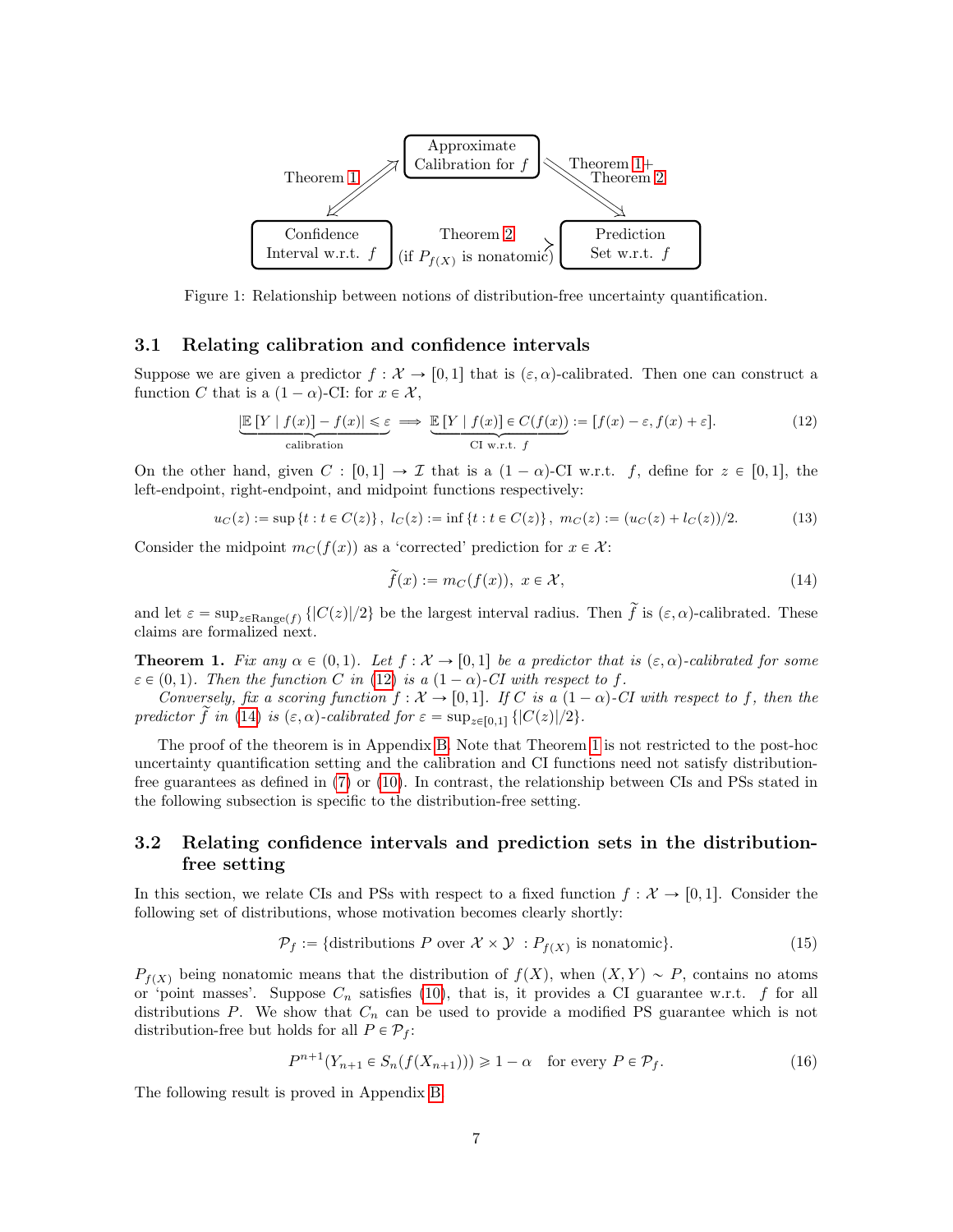Figure 1: Relationship between notions of distribution-free uncertainty quantification.

### 3.1 Relating calibration and confidence intervals

Suppose we are given a predictor $f : \mathcal{X} \to [0,1]$ that is $(\varepsilon, \alpha)$-calibrated. Then one can construct a function $C$ that is a $(1-\alpha)$-CI: for $x \in \mathcal{X}$,

$$\underbrace{|\mathbb{E}[Y \mid f(x)] - f(x)| \leqslant \varepsilon}_{\text{calibration}} \implies \underbrace{\mathbb{E}[Y \mid f(x)] \in C(f(x))}_{\text{CI w.r.t. } f} := [f(x) - \varepsilon, f(x) + \varepsilon]. \tag{12}$$

On the other hand, given $C : [0,1] \to \mathcal{I}$ that is a $(1-\alpha)$-CI w.r.t. $f$, define for $z \in [0,1]$, the left-endpoint, right-endpoint, and midpoint functions respectively:

$$u_C(z) := \sup\{t : t \in C(z)\}, \; l_C(z) := \inf\{t : t \in C(z)\}, \; m_C(z) := (u_C(z) + l_C(z))/2. \tag{13}$$

Consider the midpoint $m_C(f(x))$ as a 'corrected' prediction for $x \in \mathcal{X}$:

$$\widetilde{f}(x) := m_C(f(x)), \; x \in \mathcal{X}, \tag{14}$$

and let $\varepsilon = \sup_{z \in \text{Range}(f)} \{|C(z)|/2\}$ be the largest interval radius. Then $\widetilde{f}$ is $(\varepsilon, \alpha)$-calibrated. These claims are formalized next.

**Theorem 1.** *Fix any $\alpha \in (0,1)$. Let $f : \mathcal{X} \to [0,1]$ be a predictor that is $(\varepsilon, \alpha)$-calibrated for some $\varepsilon \in (0,1)$. Then the function $C$ in (12) is a $(1-\alpha)$-CI with respect to $f$.*

*Conversely, fix a scoring function $f : \mathcal{X} \to [0,1]$. If $C$ is a $(1-\alpha)$-CI with respect to $f$, then the predictor $\widetilde{f}$ in (14) is $(\varepsilon, \alpha)$-calibrated for $\varepsilon = \sup_{z \in [0,1]} \{|C(z)|/2\}$.*

The proof of the theorem is in Appendix B. Note that Theorem 1 is not restricted to the post-hoc uncertainty quantification setting and the calibration and CI functions need not satisfy distribution-free guarantees as defined in (7) or (10). In contrast, the relationship between CIs and PSs stated in the following subsection is specific to the distribution-free setting.

### 3.2 Relating confidence intervals and prediction sets in the distribution-free setting

In this section, we relate CIs and PSs with respect to a fixed function $f : \mathcal{X} \to [0,1]$. Consider the following set of distributions, whose motivation becomes clearly shortly:

$$\mathcal{P}_f := \{\text{distributions } P \text{ over } \mathcal{X} \times \mathcal{Y} \; : P_{f(X)} \text{ is nonatomic}\}. \tag{15}$$

$P_{f(X)}$ being nonatomic means that the distribution of $f(X)$, when $(X,Y) \sim P$, contains no atoms or 'point masses'. Suppose $C_n$ satisfies (10), that is, it provides a CI guarantee w.r.t. $f$ for all distributions $P$. We show that $C_n$ can be used to provide a modified PS guarantee which is not distribution-free but holds for all $P \in \mathcal{P}_f$:

$$P^{n+1}(Y_{n+1} \in S_n(f(X_{n+1}))) \geqslant 1 - \alpha \quad \text{for every } P \in \mathcal{P}_f. \tag{16}$$

The following result is proved in Appendix B.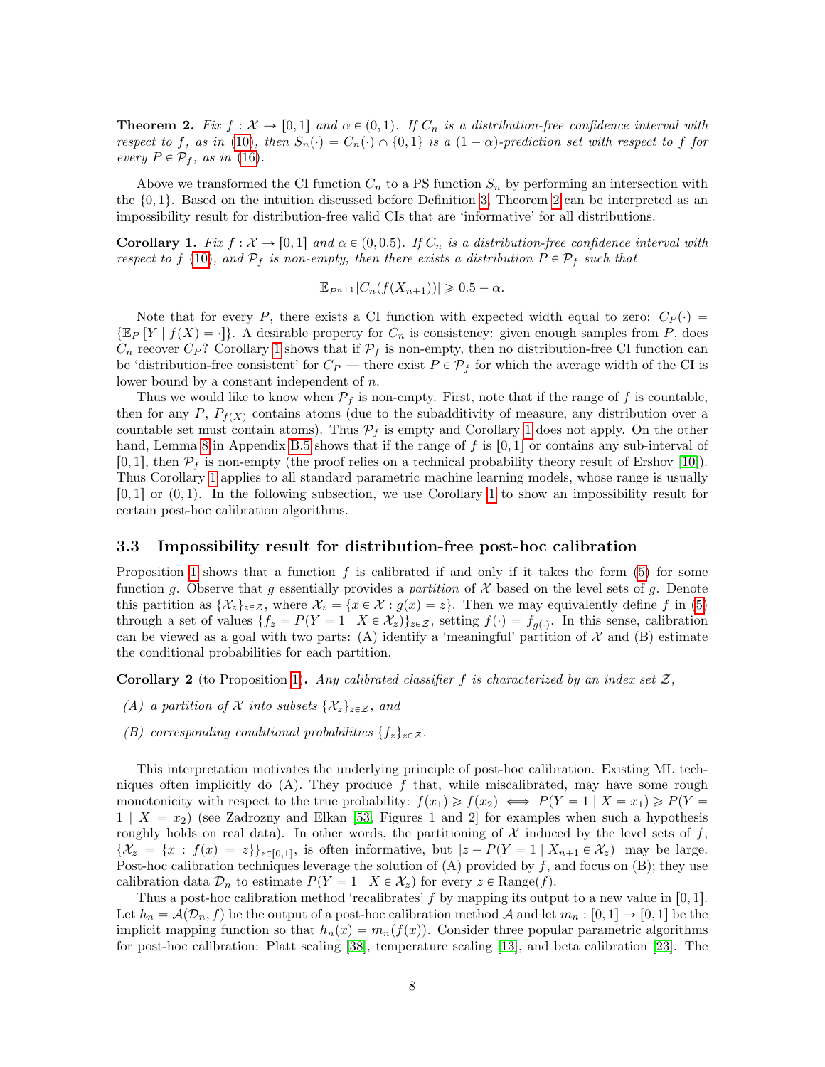**Theorem 2.** *Fix $f : \mathcal{X} \to [0,1]$ and $\alpha \in (0,1)$. If $C_n$ is a distribution-free confidence interval with respect to $f$, as in (10), then $S_n(\cdot) = C_n(\cdot) \cap \{0,1\}$ is a $(1-\alpha)$-prediction set with respect to $f$ for every $P \in \mathcal{P}_f$, as in (16).*

Above we transformed the CI function $C_n$ to a PS function $S_n$ by performing an intersection with the $\{0,1\}$. Based on the intuition discussed before Definition 3, Theorem 2 can be interpreted as an impossibility result for distribution-free valid CIs that are 'informative' for all distributions.

**Corollary 1.** *Fix $f : \mathcal{X} \to [0,1]$ and $\alpha \in (0, 0.5)$. If $C_n$ is a distribution-free confidence interval with respect to $f$ (10), and $\mathcal{P}_f$ is non-empty, then there exists a distribution $P \in \mathcal{P}_f$ such that*

$$\mathbb{E}_{P^{n+1}}|C_n(f(X_{n+1}))| \geqslant 0.5 - \alpha.$$

Note that for every $P$, there exists a CI function with expected width equal to zero: $C_P(\cdot) = \{\mathbb{E}_P [Y \mid f(X) = \cdot]\}$. A desirable property for $C_n$ is consistency: given enough samples from $P$, does $C_n$ recover $C_P$? Corollary 1 shows that if $\mathcal{P}_f$ is non-empty, then no distribution-free CI function can be 'distribution-free consistent' for $C_P$ — there exist $P \in \mathcal{P}_f$ for which the average width of the CI is lower bound by a constant independent of $n$.

Thus we would like to know when $\mathcal{P}_f$ is non-empty. First, note that if the range of $f$ is countable, then for any $P$, $P_{f(X)}$ contains atoms (due to the subadditivity of measure, any distribution over a countable set must contain atoms). Thus $\mathcal{P}_f$ is empty and Corollary 1 does not apply. On the other hand, Lemma 8 in Appendix B.5 shows that if the range of $f$ is $[0,1]$ or contains any sub-interval of $[0,1]$, then $\mathcal{P}_f$ is non-empty (the proof relies on a technical probability theory result of Ershov [10]). Thus Corollary 1 applies to all standard parametric machine learning models, whose range is usually $[0,1]$ or $(0,1)$. In the following subsection, we use Corollary 1 to show an impossibility result for certain post-hoc calibration algorithms.

### 3.3 Impossibility result for distribution-free post-hoc calibration

Proposition 1 shows that a function $f$ is calibrated if and only if it takes the form (5) for some function $g$. Observe that $g$ essentially provides a *partition* of $\mathcal{X}$ based on the level sets of $g$. Denote this partition as $\{\mathcal{X}_z\}_{z \in \mathcal{Z}}$, where $\mathcal{X}_z = \{x \in \mathcal{X} : g(x) = z\}$. Then we may equivalently define $f$ in (5) through a set of values $\{f_z = P(Y = 1 \mid X \in \mathcal{X}_z)\}_{z \in \mathcal{Z}}$, setting $f(\cdot) = f_{g(\cdot)}$. In this sense, calibration can be viewed as a goal with two parts: (A) identify a 'meaningful' partition of $\mathcal{X}$ and (B) estimate the conditional probabilities for each partition.

**Corollary 2** (to Proposition 1)**.** *Any calibrated classifier $f$ is characterized by an index set $\mathcal{Z}$,*

*(A) a partition of $\mathcal{X}$ into subsets $\{\mathcal{X}_z\}_{z \in \mathcal{Z}}$, and*

*(B) corresponding conditional probabilities $\{f_z\}_{z \in \mathcal{Z}}$.*

This interpretation motivates the underlying principle of post-hoc calibration. Existing ML techniques often implicitly do (A). They produce $f$ that, while miscalibrated, may have some rough monotonicity with respect to the true probability: $f(x_1) \geqslant f(x_2) \iff P(Y = 1 \mid X = x_1) \geqslant P(Y = 1 \mid X = x_2)$ (see Zadrozny and Elkan [53, Figures 1 and 2] for examples when such a hypothesis roughly holds on real data). In other words, the partitioning of $\mathcal{X}$ induced by the level sets of $f$, $\{\mathcal{X}_z = \{x : f(x) = z\}\}_{z \in [0,1]}$, is often informative, but $|z - P(Y = 1 \mid X_{n+1} \in \mathcal{X}_z)|$ may be large. Post-hoc calibration techniques leverage the solution of (A) provided by $f$, and focus on (B); they use calibration data $\mathcal{D}_n$ to estimate $P(Y = 1 \mid X \in \mathcal{X}_z)$ for every $z \in \text{Range}(f)$.

Thus a post-hoc calibration method 'recalibrates' $f$ by mapping its output to a new value in $[0,1]$. Let $h_n = \mathcal{A}(\mathcal{D}_n, f)$ be the output of a post-hoc calibration method $\mathcal{A}$ and let $m_n : [0,1] \to [0,1]$ be the implicit mapping function so that $h_n(x) = m_n(f(x))$. Consider three popular parametric algorithms for post-hoc calibration: Platt scaling [38], temperature scaling [13], and beta calibration [23]. The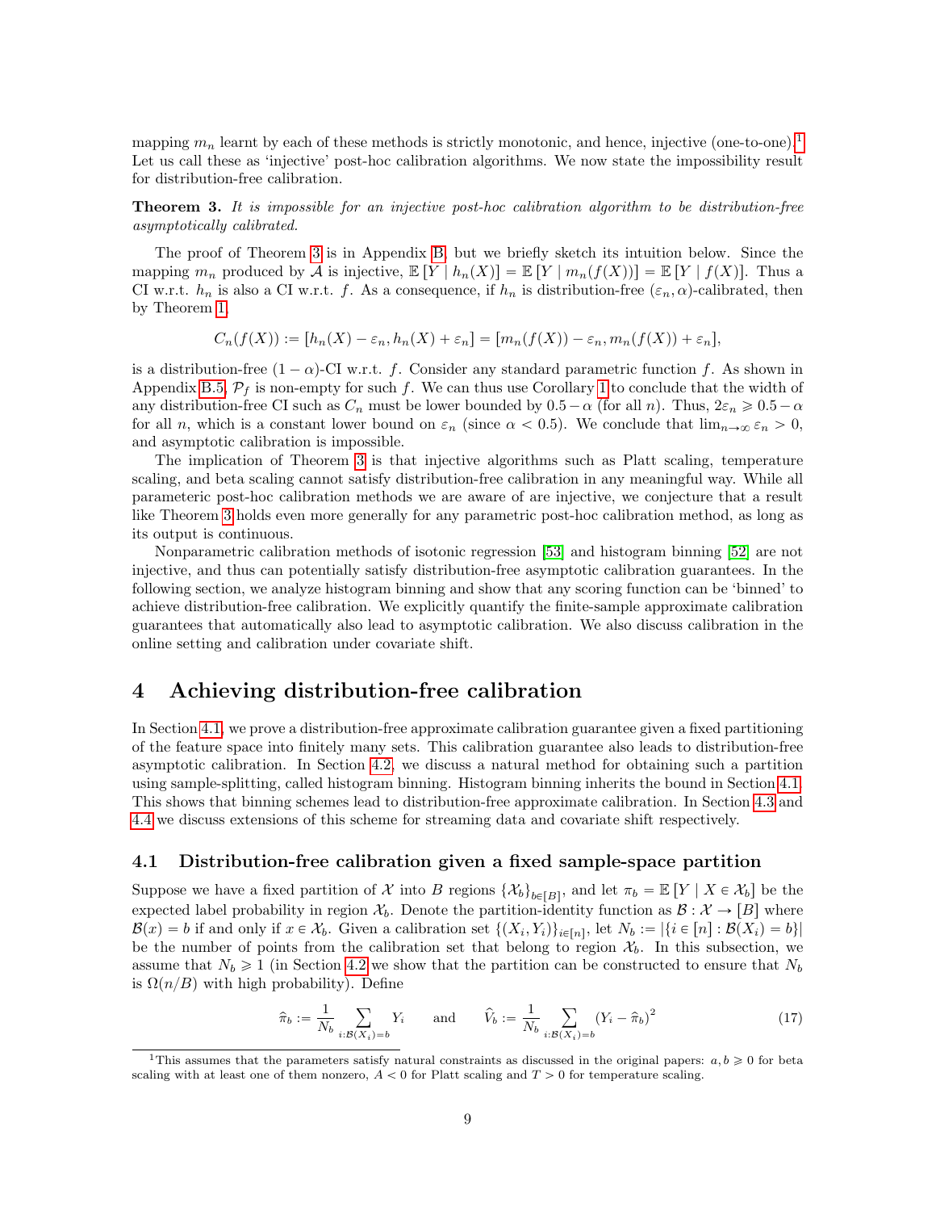mapping $m_n$ learnt by each of these methods is strictly monotonic, and hence, injective (one-to-one).[1] Let us call these as 'injective' post-hoc calibration algorithms. We now state the impossibility result for distribution-free calibration.

**Theorem 3.** *It is impossible for an injective post-hoc calibration algorithm to be distribution-free asymptotically calibrated.*

The proof of Theorem 3 is in Appendix B, but we briefly sketch its intuition below. Since the mapping $m_n$ produced by $\mathcal{A}$ is injective, $\mathbb{E}[Y \mid h_n(X)] = \mathbb{E}[Y \mid m_n(f(X))] = \mathbb{E}[Y \mid f(X)]$. Thus a CI w.r.t. $h_n$ is also a CI w.r.t. $f$. As a consequence, if $h_n$ is distribution-free $(\varepsilon_n, \alpha)$-calibrated, then by Theorem 1,

$$C_n(f(X)) := [h_n(X) - \varepsilon_n, h_n(X) + \varepsilon_n] = [m_n(f(X)) - \varepsilon_n, m_n(f(X)) + \varepsilon_n],$$

is a distribution-free $(1-\alpha)$-CI w.r.t. $f$. Consider any standard parametric function $f$. As shown in Appendix B.5, $\mathcal{P}_f$ is non-empty for such $f$. We can thus use Corollary 1 to conclude that the width of any distribution-free CI such as $C_n$ must be lower bounded by $0.5 - \alpha$ (for all $n$). Thus, $2\varepsilon_n \geqslant 0.5 - \alpha$ for all $n$, which is a constant lower bound on $\varepsilon_n$ (since $\alpha < 0.5$). We conclude that $\lim_{n\to\infty} \varepsilon_n > 0$, and asymptotic calibration is impossible.

The implication of Theorem 3 is that injective algorithms such as Platt scaling, temperature scaling, and beta scaling cannot satisfy distribution-free calibration in any meaningful way. While all parameteric post-hoc calibration methods we are aware of are injective, we conjecture that a result like Theorem 3 holds even more generally for any parametric post-hoc calibration method, as long as its output is continuous.

Nonparametric calibration methods of isotonic regression [53] and histogram binning [52] are not injective, and thus can potentially satisfy distribution-free asymptotic calibration guarantees. In the following section, we analyze histogram binning and show that any scoring function can be 'binned' to achieve distribution-free calibration. We explicitly quantify the finite-sample approximate calibration guarantees that automatically also lead to asymptotic calibration. We also discuss calibration in the online setting and calibration under covariate shift.

# 4 Achieving distribution-free calibration

In Section 4.1, we prove a distribution-free approximate calibration guarantee given a fixed partitioning of the feature space into finitely many sets. This calibration guarantee also leads to distribution-free asymptotic calibration. In Section 4.2, we discuss a natural method for obtaining such a partition using sample-splitting, called histogram binning. Histogram binning inherits the bound in Section 4.1. This shows that binning schemes lead to distribution-free approximate calibration. In Section 4.3 and 4.4 we discuss extensions of this scheme for streaming data and covariate shift respectively.

## 4.1 Distribution-free calibration given a fixed sample-space partition

Suppose we have a fixed partition of $\mathcal{X}$ into $B$ regions $\{\mathcal{X}_b\}_{b\in[B]}$, and let $\pi_b = \mathbb{E}[Y \mid X \in \mathcal{X}_b]$ be the expected label probability in region $\mathcal{X}_b$. Denote the partition-identity function as $\mathcal{B} : \mathcal{X} \to [B]$ where $\mathcal{B}(x) = b$ if and only if $x \in \mathcal{X}_b$. Given a calibration set $\{(X_i, Y_i)\}_{i\in[n]}$, let $N_b := |\{i \in [n] : \mathcal{B}(X_i) = b\}|$ be the number of points from the calibration set that belong to region $\mathcal{X}_b$. In this subsection, we assume that $N_b \geqslant 1$ (in Section 4.2 we show that the partition can be constructed to ensure that $N_b$ is $\Omega(n/B)$ with high probability). Define

$$\widehat{\pi}_b := \frac{1}{N_b} \sum_{i:\mathcal{B}(X_i)=b} Y_i \qquad \text{and} \qquad \widehat{V}_b := \frac{1}{N_b} \sum_{i:\mathcal{B}(X_i)=b} (Y_i - \widehat{\pi}_b)^2 \tag{17}$$

[1] This assumes that the parameters satisfy natural constraints as discussed in the original papers: $a, b \geqslant 0$ for beta scaling with at least one of them nonzero, $A < 0$ for Platt scaling and $T > 0$ for temperature scaling.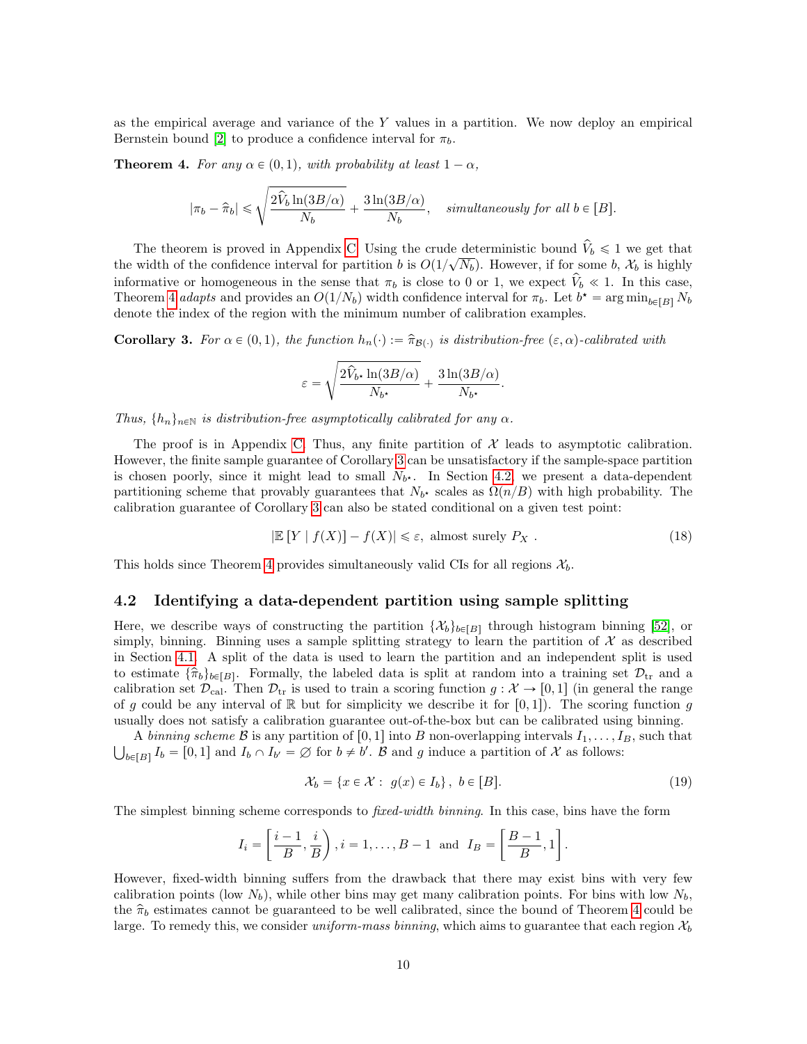as the empirical average and variance of the $Y$ values in a partition. We now deploy an empirical Bernstein bound [2] to produce a confidence interval for $\pi_b$.

**Theorem 4.** *For any $\alpha \in (0, 1)$, with probability at least $1 - \alpha$,*

$$|\pi_b - \widehat{\pi}_b| \leqslant \sqrt{\frac{2\widehat{V}_b \ln(3B/\alpha)}{N_b}} + \frac{3\ln(3B/\alpha)}{N_b}, \quad \textit{simultaneously for all } b \in [B].$$

The theorem is proved in Appendix C. Using the crude deterministic bound $\widehat{V}_b \leqslant 1$ we get that the width of the confidence interval for partition $b$ is $O(1/\sqrt{N_b})$. However, if for some $b$, $\mathcal{X}_b$ is highly informative or homogeneous in the sense that $\pi_b$ is close to 0 or 1, we expect $\widehat{V}_b \ll 1$. In this case, Theorem 4 *adapts* and provides an $O(1/N_b)$ width confidence interval for $\pi_b$. Let $b^\star = \arg\min_{b \in [B]} N_b$ denote the index of the region with the minimum number of calibration examples.

**Corollary 3.** *For $\alpha \in (0, 1)$, the function $h_n(\cdot) := \widehat{\pi}_{\mathcal{B}(\cdot)}$ is distribution-free $(\varepsilon, \alpha)$-calibrated with*

$$\varepsilon = \sqrt{\frac{2\widehat{V}_{b^\star} \ln(3B/\alpha)}{N_{b^\star}}} + \frac{3\ln(3B/\alpha)}{N_{b^\star}}.$$

*Thus, $\{h_n\}_{n \in \mathbb{N}}$ is distribution-free asymptotically calibrated for any $\alpha$.*

The proof is in Appendix C. Thus, any finite partition of $\mathcal{X}$ leads to asymptotic calibration. However, the finite sample guarantee of Corollary 3 can be unsatisfactory if the sample-space partition is chosen poorly, since it might lead to small $N_{b^\star}$. In Section 4.2, we present a data-dependent partitioning scheme that provably guarantees that $N_{b^\star}$ scales as $\Omega(n/B)$ with high probability. The calibration guarantee of Corollary 3 can also be stated conditional on a given test point:

$$|\mathbb{E}[Y \mid f(X)] - f(X)| \leqslant \varepsilon, \text{ almost surely } P_X \ . \tag{18}$$

This holds since Theorem 4 provides simultaneously valid CIs for all regions $\mathcal{X}_b$.

### 4.2 Identifying a data-dependent partition using sample splitting

Here, we describe ways of constructing the partition $\{\mathcal{X}_b\}_{b \in [B]}$ through histogram binning [52], or simply, binning. Binning uses a sample splitting strategy to learn the partition of $\mathcal{X}$ as described in Section 4.1. A split of the data is used to learn the partition and an independent split is used to estimate $\{\widehat{\pi}_b\}_{b \in [B]}$. Formally, the labeled data is split at random into a training set $\mathcal{D}_{\text{tr}}$ and a calibration set $\mathcal{D}_{\text{cal}}$. Then $\mathcal{D}_{\text{tr}}$ is used to train a scoring function $g : \mathcal{X} \to [0, 1]$ (in general the range of $g$ could be any interval of $\mathbb{R}$ but for simplicity we describe it for $[0, 1]$). The scoring function $g$ usually does not satisfy a calibration guarantee out-of-the-box but can be calibrated using binning.

A *binning scheme* $\mathcal{B}$ is any partition of $[0, 1]$ into $B$ non-overlapping intervals $I_1, \dots, I_B$, such that $\bigcup_{b \in [B]} I_b = [0, 1]$ and $I_b \cap I_{b'} = \varnothing$ for $b \neq b'$. $\mathcal{B}$ and $g$ induce a partition of $\mathcal{X}$ as follows:

$$\mathcal{X}_b = \{x \in \mathcal{X} : \ g(x) \in I_b\}, \ b \in [B]. \tag{19}$$

The simplest binning scheme corresponds to *fixed-width binning*. In this case, bins have the form

$$I_i = \left[\frac{i-1}{B}, \frac{i}{B}\right), i = 1, \dots, B-1 \ \text{ and } \ I_B = \left[\frac{B-1}{B}, 1\right].$$

However, fixed-width binning suffers from the drawback that there may exist bins with very few calibration points (low $N_b$), while other bins may get many calibration points. For bins with low $N_b$, the $\widehat{\pi}_b$ estimates cannot be guaranteed to be well calibrated, since the bound of Theorem 4 could be large. To remedy this, we consider *uniform-mass binning*, which aims to guarantee that each region $\mathcal{X}_b$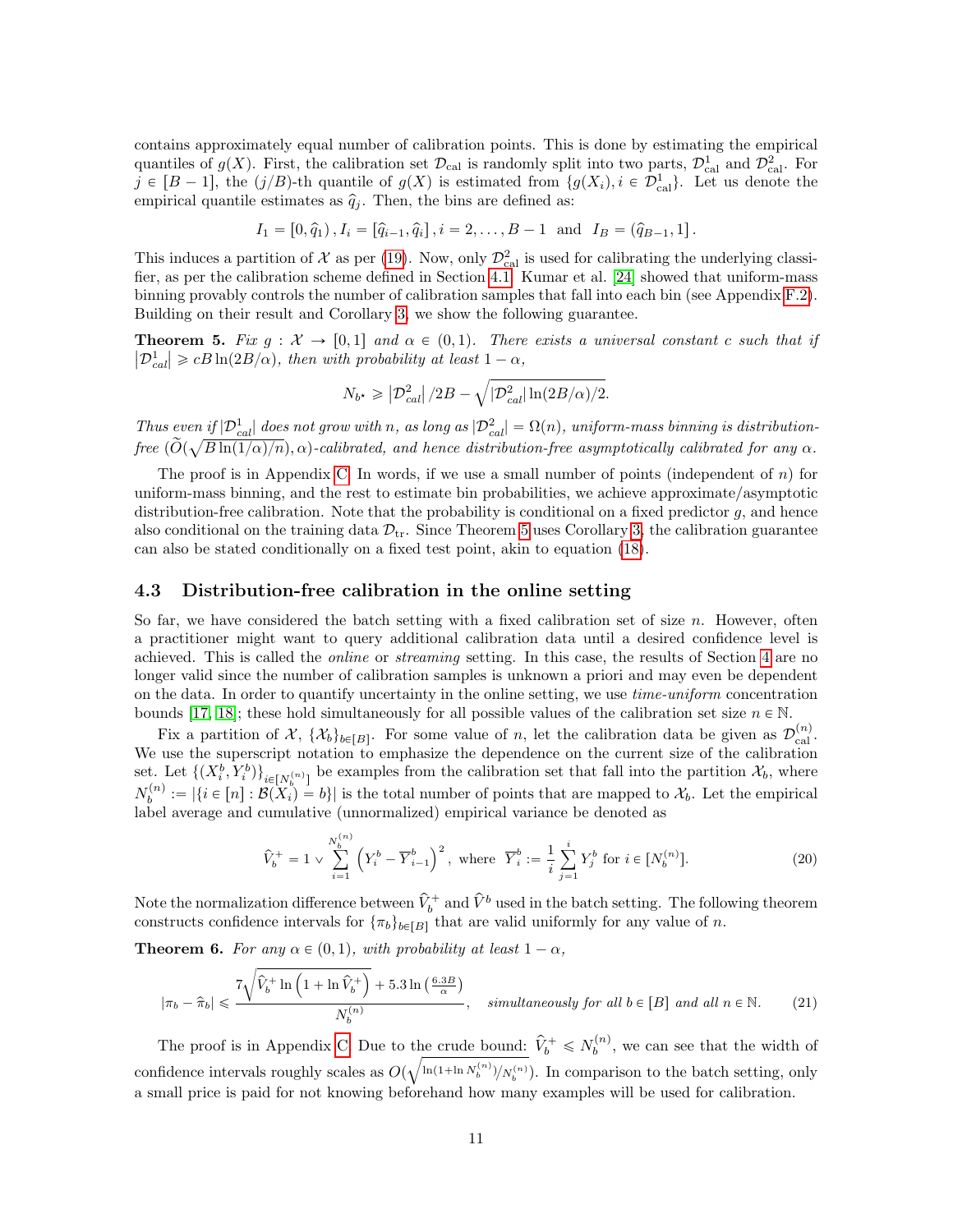contains approximately equal number of calibration points. This is done by estimating the empirical quantiles of $g(X)$. First, the calibration set $\mathcal{D}_{\text{cal}}$ is randomly split into two parts, $\mathcal{D}_{\text{cal}}^1$ and $\mathcal{D}_{\text{cal}}^2$. For $j \in [B-1]$, the $(j/B)$-th quantile of $g(X)$ is estimated from $\{g(X_i), i \in \mathcal{D}_{\text{cal}}^1\}$. Let us denote the empirical quantile estimates as $\widehat{q}_j$. Then, the bins are defined as:

$$I_1 = [0, \widehat{q}_1), I_i = [\widehat{q}_{i-1}, \widehat{q}_i), i = 2, \ldots, B-1 \text{ and } I_B = (\widehat{q}_{B-1}, 1].$$

This induces a partition of $\mathcal{X}$ as per (19). Now, only $\mathcal{D}_{\text{cal}}^2$ is used for calibrating the underlying classifier, as per the calibration scheme defined in Section 4.1. Kumar et al. [24] showed that uniform-mass binning provably controls the number of calibration samples that fall into each bin (see Appendix F.2). Building on their result and Corollary 3, we show the following guarantee.

**Theorem 5.** *Fix $g : \mathcal{X} \to [0,1]$ and $\alpha \in (0,1)$. There exists a universal constant $c$ such that if $|\mathcal{D}_{cal}^1| \geqslant cB\ln(2B/\alpha)$, then with probability at least $1-\alpha$,*

$$N_{b^\star} \geqslant |\mathcal{D}_{cal}^2|/2B - \sqrt{|\mathcal{D}_{cal}^2|\ln(2B/\alpha)/2}.$$

*Thus even if $|\mathcal{D}_{cal}^1|$ does not grow with $n$, as long as $|\mathcal{D}_{cal}^2| = \Omega(n)$, uniform-mass binning is distribution-free $(\widetilde{O}(\sqrt{B\ln(1/\alpha)/n}), \alpha)$-calibrated, and hence distribution-free asymptotically calibrated for any $\alpha$.*

The proof is in Appendix C. In words, if we use a small number of points (independent of $n$) for uniform-mass binning, and the rest to estimate bin probabilities, we achieve approximate/asymptotic distribution-free calibration. Note that the probability is conditional on a fixed predictor $g$, and hence also conditional on the training data $\mathcal{D}_{\text{tr}}$. Since Theorem 5 uses Corollary 3, the calibration guarantee can also be stated conditionally on a fixed test point, akin to equation (18).

### 4.3 Distribution-free calibration in the online setting

So far, we have considered the batch setting with a fixed calibration set of size $n$. However, often a practitioner might want to query additional calibration data until a desired confidence level is achieved. This is called the *online* or *streaming* setting. In this case, the results of Section 4 are no longer valid since the number of calibration samples is unknown a priori and may even be dependent on the data. In order to quantify uncertainty in the online setting, we use *time-uniform* concentration bounds [17, 18]; these hold simultaneously for all possible values of the calibration set size $n \in \mathbb{N}$.

Fix a partition of $\mathcal{X}$, $\{\mathcal{X}_b\}_{b \in [B]}$. For some value of $n$, let the calibration data be given as $\mathcal{D}_{\text{cal}}^{(n)}$. We use the superscript notation to emphasize the dependence on the current size of the calibration set. Let $\{(X_i^b, Y_i^b)\}_{i \in [N_b^{(n)}]}$ be examples from the calibration set that fall into the partition $\mathcal{X}_b$, where $N_b^{(n)} := |\{i \in [n] : \mathcal{B}(X_i) = b\}|$ is the total number of points that are mapped to $\mathcal{X}_b$. Let the empirical label average and cumulative (unnormalized) empirical variance be denoted as

$$\widehat{V}_b^+ = 1 \vee \sum_{i=1}^{N_b^{(n)}} \left(Y_i^b - \overline{Y}_{i-1}^b\right)^2, \text{ where } \overline{Y}_i^b := \frac{1}{i}\sum_{j=1}^{i} Y_j^b \text{ for } i \in [N_b^{(n)}]. \tag{20}$$

Note the normalization difference between $\widehat{V}_b^+$ and $\widehat{V}^b$ used in the batch setting. The following theorem constructs confidence intervals for $\{\pi_b\}_{b \in [B]}$ that are valid uniformly for any value of $n$.

**Theorem 6.** *For any $\alpha \in (0,1)$, with probability at least $1-\alpha$,*

$$|\pi_b - \widehat{\pi}_b| \leqslant \frac{7\sqrt{\widehat{V}_b^+ \ln\left(1 + \ln \widehat{V}_b^+\right)} + 5.3\ln\left(\frac{6.3B}{\alpha}\right)}{N_b^{(n)}}, \quad \textit{simultaneously for all } b \in [B] \textit{ and all } n \in \mathbb{N}. \tag{21}$$

The proof is in Appendix C. Due to the crude bound: $\widehat{V}_b^+ \leqslant N_b^{(n)}$, we can see that the width of confidence intervals roughly scales as $O(\sqrt{\ln(1+\ln N_b^{(n)})/N_b^{(n)}})$. In comparison to the batch setting, only a small price is paid for not knowing beforehand how many examples will be used for calibration.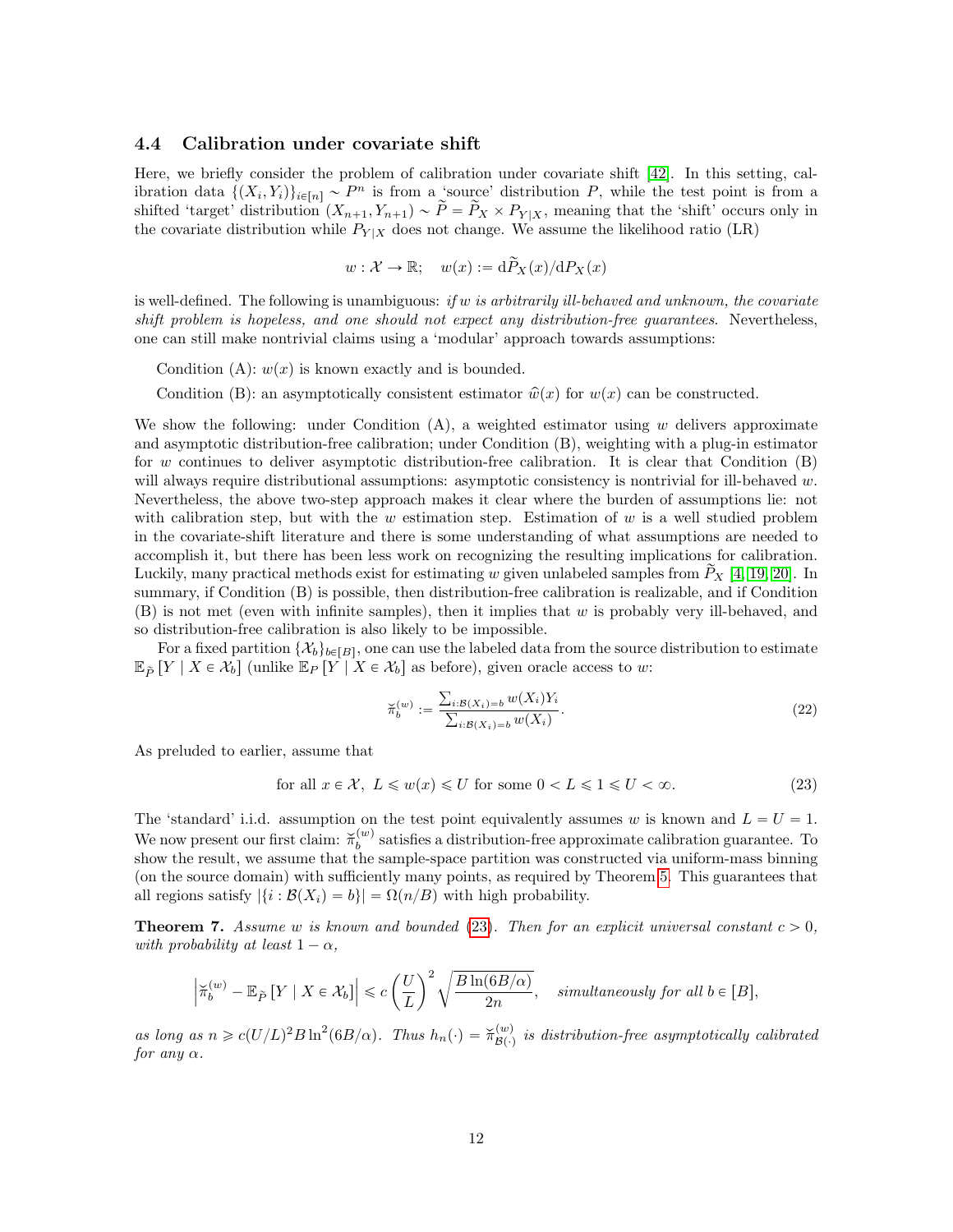### 4.4 Calibration under covariate shift

Here, we briefly consider the problem of calibration under covariate shift [42]. In this setting, calibration data $\{(X_i, Y_i)\}_{i\in[n]} \sim P^n$ is from a 'source' distribution $P$, while the test point is from a shifted 'target' distribution $(X_{n+1}, Y_{n+1}) \sim \widetilde{P} = \widetilde{P}_X \times P_{Y|X}$, meaning that the 'shift' occurs only in the covariate distribution while $P_{Y|X}$ does not change. We assume the likelihood ratio (LR)

$$w : \mathcal{X} \to \mathbb{R}; \quad w(x) := \mathrm{d}\widetilde{P}_X(x)/\mathrm{d}P_X(x)$$

is well-defined. The following is unambiguous: *if $w$ is arbitrarily ill-behaved and unknown, the covariate shift problem is hopeless, and one should not expect any distribution-free guarantees.* Nevertheless, one can still make nontrivial claims using a 'modular' approach towards assumptions:

Condition (A): $w(x)$ is known exactly and is bounded.

Condition (B): an asymptotically consistent estimator $\widehat{w}(x)$ for $w(x)$ can be constructed.

We show the following: under Condition (A), a weighted estimator using $w$ delivers approximate and asymptotic distribution-free calibration; under Condition (B), weighting with a plug-in estimator for $w$ continues to deliver asymptotic distribution-free calibration. It is clear that Condition (B) will always require distributional assumptions: asymptotic consistency is nontrivial for ill-behaved $w$. Nevertheless, the above two-step approach makes it clear where the burden of assumptions lie: not with calibration step, but with the $w$ estimation step. Estimation of $w$ is a well studied problem in the covariate-shift literature and there is some understanding of what assumptions are needed to accomplish it, but there has been less work on recognizing the resulting implications for calibration. Luckily, many practical methods exist for estimating $w$ given unlabeled samples from $\widetilde{P}_X$ [4, 19, 20]. In summary, if Condition (B) is possible, then distribution-free calibration is realizable, and if Condition (B) is not met (even with infinite samples), then it implies that $w$ is probably very ill-behaved, and so distribution-free calibration is also likely to be impossible.

For a fixed partition $\{\mathcal{X}_b\}_{b\in[B]}$, one can use the labeled data from the source distribution to estimate $\mathbb{E}_{\widetilde{P}}[Y \mid X \in \mathcal{X}_b]$ (unlike $\mathbb{E}_P[Y \mid X \in \mathcal{X}_b]$ as before), given oracle access to $w$:

$$\breve{\pi}_b^{(w)} := \frac{\sum_{i:\mathcal{B}(X_i)=b} w(X_i)Y_i}{\sum_{i:\mathcal{B}(X_i)=b} w(X_i)}. \tag{22}$$

As preluded to earlier, assume that

$$\text{for all } x \in \mathcal{X},\ L \leqslant w(x) \leqslant U \text{ for some } 0 < L \leqslant 1 \leqslant U < \infty. \tag{23}$$

The 'standard' i.i.d. assumption on the test point equivalently assumes $w$ is known and $L = U = 1$. We now present our first claim: $\breve{\pi}_b^{(w)}$ satisfies a distribution-free approximate calibration guarantee. To show the result, we assume that the sample-space partition was constructed via uniform-mass binning (on the source domain) with sufficiently many points, as required by Theorem 5. This guarantees that all regions satisfy $|\{i : \mathcal{B}(X_i) = b\}| = \Omega(n/B)$ with high probability.

**Theorem 7.** *Assume $w$ is known and bounded (23). Then for an explicit universal constant $c > 0$, with probability at least $1 - \alpha$,*

$$\left|\breve{\pi}_b^{(w)} - \mathbb{E}_{\widetilde{P}}[Y \mid X \in \mathcal{X}_b]\right| \leqslant c\left(\frac{U}{L}\right)^2 \sqrt{\frac{B\ln(6B/\alpha)}{2n}}, \quad \textit{simultaneously for all } b \in [B],$$

*as long as $n \geqslant c(U/L)^2 B \ln^2(6B/\alpha)$. Thus $h_n(\cdot) = \breve{\pi}_{\mathcal{B}(\cdot)}^{(w)}$ is distribution-free asymptotically calibrated for any $\alpha$.*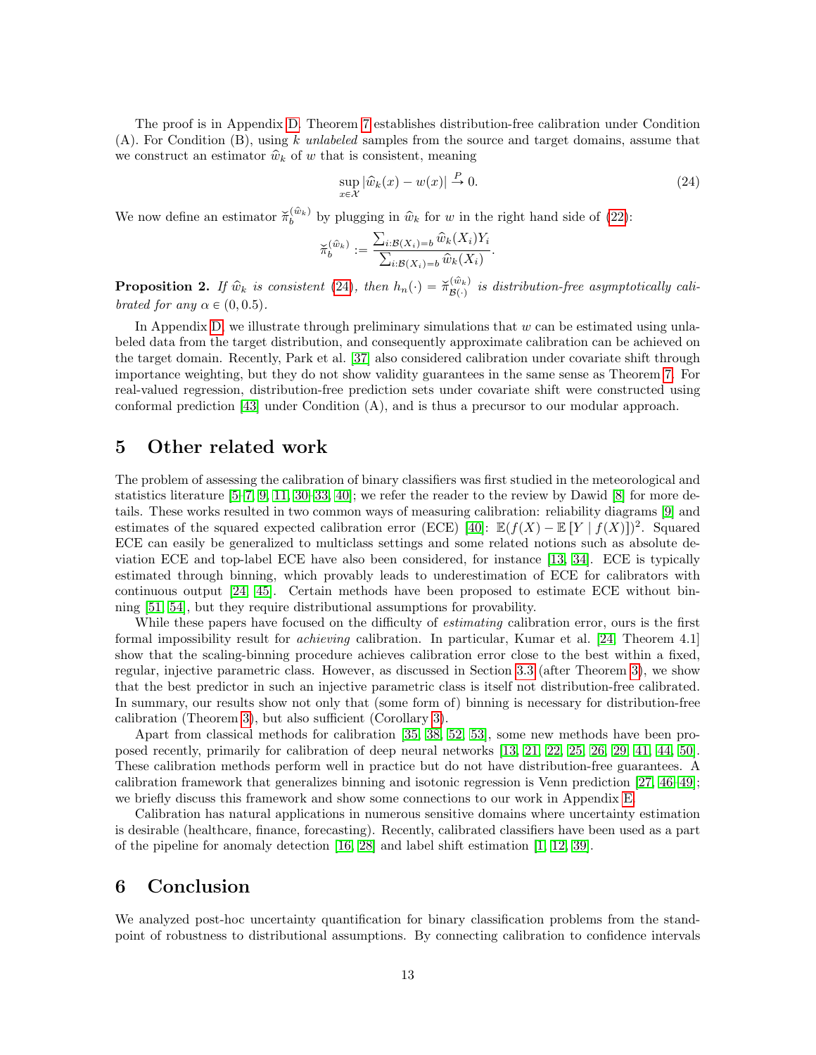The proof is in Appendix D. Theorem 7 establishes distribution-free calibration under Condition (A). For Condition (B), using $k$ *unlabeled* samples from the source and target domains, assume that we construct an estimator $\widehat{w}_k$ of $w$ that is consistent, meaning

$$\sup_{x \in \mathcal{X}} |\widehat{w}_k(x) - w(x)| \xrightarrow{P} 0. \tag{24}$$

We now define an estimator $\breve{\pi}_b^{(\widehat{w}_k)}$ by plugging in $\widehat{w}_k$ for $w$ in the right hand side of (22):

$$\breve{\pi}_b^{(\widehat{w}_k)} := \frac{\sum_{i:\mathcal{B}(X_i)=b} \widehat{w}_k(X_i) Y_i}{\sum_{i:\mathcal{B}(X_i)=b} \widehat{w}_k(X_i)}.$$

**Proposition 2.** *If $\widehat{w}_k$ is consistent (24), then $h_n(\cdot) = \breve{\pi}_{\mathcal{B}(\cdot)}^{(\widehat{w}_k)}$ is distribution-free asymptotically calibrated for any $\alpha \in (0, 0.5)$.*

In Appendix D, we illustrate through preliminary simulations that $w$ can be estimated using unlabeled data from the target distribution, and consequently approximate calibration can be achieved on the target domain. Recently, Park et al. [37] also considered calibration under covariate shift through importance weighting, but they do not show validity guarantees in the same sense as Theorem 7. For real-valued regression, distribution-free prediction sets under covariate shift were constructed using conformal prediction [43] under Condition (A), and is thus a precursor to our modular approach.

# 5 Other related work

The problem of assessing the calibration of binary classifiers was first studied in the meteorological and statistics literature [5–7, 9, 11, 30–33, 40]; we refer the reader to the review by Dawid [8] for more details. These works resulted in two common ways of measuring calibration: reliability diagrams [9] and estimates of the squared expected calibration error (ECE) [40]: $\mathbb{E}(f(X) - \mathbb{E}[Y \mid f(X)])^2$. Squared ECE can easily be generalized to multiclass settings and some related notions such as absolute deviation ECE and top-label ECE have also been considered, for instance [13, 34]. ECE is typically estimated through binning, which provably leads to underestimation of ECE for calibrators with continuous output [24, 45]. Certain methods have been proposed to estimate ECE without binning [51, 54], but they require distributional assumptions for provability.

While these papers have focused on the difficulty of *estimating* calibration error, ours is the first formal impossibility result for *achieving* calibration. In particular, Kumar et al. [24, Theorem 4.1] show that the scaling-binning procedure achieves calibration error close to the best within a fixed, regular, injective parametric class. However, as discussed in Section 3.3 (after Theorem 3), we show that the best predictor in such an injective parametric class is itself not distribution-free calibrated. In summary, our results show not only that (some form of) binning is necessary for distribution-free calibration (Theorem 3), but also sufficient (Corollary 3).

Apart from classical methods for calibration [35, 38, 52, 53], some new methods have been proposed recently, primarily for calibration of deep neural networks [13, 21, 22, 25, 26, 29, 41, 44, 50]. These calibration methods perform well in practice but do not have distribution-free guarantees. A calibration framework that generalizes binning and isotonic regression is Venn prediction [27, 46–49]; we briefly discuss this framework and show some connections to our work in Appendix E.

Calibration has natural applications in numerous sensitive domains where uncertainty estimation is desirable (healthcare, finance, forecasting). Recently, calibrated classifiers have been used as a part of the pipeline for anomaly detection [16, 28] and label shift estimation [1, 12, 39].

# 6 Conclusion

We analyzed post-hoc uncertainty quantification for binary classification problems from the standpoint of robustness to distributional assumptions. By connecting calibration to confidence intervals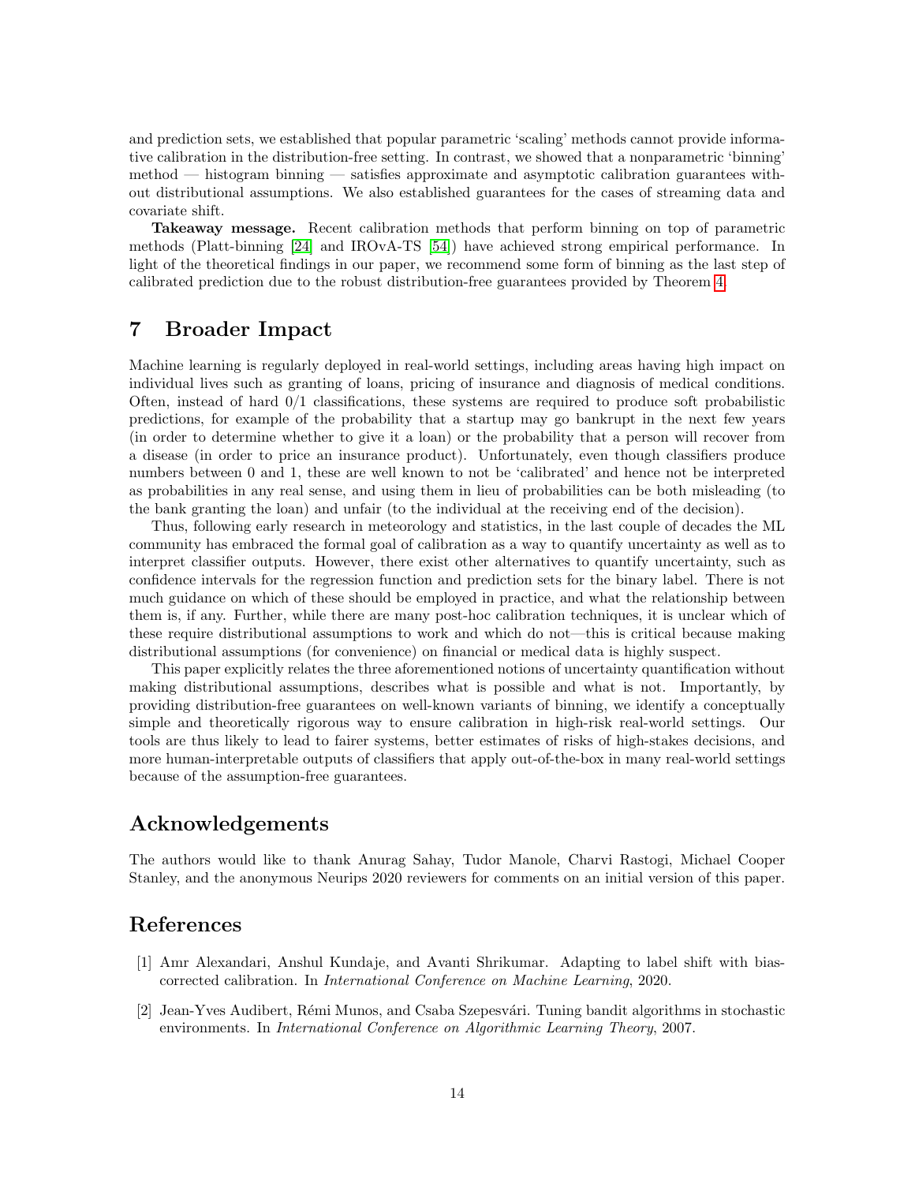and prediction sets, we established that popular parametric 'scaling' methods cannot provide informative calibration in the distribution-free setting. In contrast, we showed that a nonparametric 'binning' method — histogram binning — satisfies approximate and asymptotic calibration guarantees without distributional assumptions. We also established guarantees for the cases of streaming data and covariate shift.

**Takeaway message.** Recent calibration methods that perform binning on top of parametric methods (Platt-binning [24] and IROvA-TS [54]) have achieved strong empirical performance. In light of the theoretical findings in our paper, we recommend some form of binning as the last step of calibrated prediction due to the robust distribution-free guarantees provided by Theorem 4.

## 7 Broader Impact

Machine learning is regularly deployed in real-world settings, including areas having high impact on individual lives such as granting of loans, pricing of insurance and diagnosis of medical conditions. Often, instead of hard 0/1 classifications, these systems are required to produce soft probabilistic predictions, for example of the probability that a startup may go bankrupt in the next few years (in order to determine whether to give it a loan) or the probability that a person will recover from a disease (in order to price an insurance product). Unfortunately, even though classifiers produce numbers between 0 and 1, these are well known to not be 'calibrated' and hence not be interpreted as probabilities in any real sense, and using them in lieu of probabilities can be both misleading (to the bank granting the loan) and unfair (to the individual at the receiving end of the decision).

Thus, following early research in meteorology and statistics, in the last couple of decades the ML community has embraced the formal goal of calibration as a way to quantify uncertainty as well as to interpret classifier outputs. However, there exist other alternatives to quantify uncertainty, such as confidence intervals for the regression function and prediction sets for the binary label. There is not much guidance on which of these should be employed in practice, and what the relationship between them is, if any. Further, while there are many post-hoc calibration techniques, it is unclear which of these require distributional assumptions to work and which do not—this is critical because making distributional assumptions (for convenience) on financial or medical data is highly suspect.

This paper explicitly relates the three aforementioned notions of uncertainty quantification without making distributional assumptions, describes what is possible and what is not. Importantly, by providing distribution-free guarantees on well-known variants of binning, we identify a conceptually simple and theoretically rigorous way to ensure calibration in high-risk real-world settings. Our tools are thus likely to lead to fairer systems, better estimates of risks of high-stakes decisions, and more human-interpretable outputs of classifiers that apply out-of-the-box in many real-world settings because of the assumption-free guarantees.

## Acknowledgements

The authors would like to thank Anurag Sahay, Tudor Manole, Charvi Rastogi, Michael Cooper Stanley, and the anonymous Neurips 2020 reviewers for comments on an initial version of this paper.

## References

[1] Amr Alexandari, Anshul Kundaje, and Avanti Shrikumar. Adapting to label shift with bias-corrected calibration. In *International Conference on Machine Learning*, 2020.

[2] Jean-Yves Audibert, Rémi Munos, and Csaba Szepesvári. Tuning bandit algorithms in stochastic environments. In *International Conference on Algorithmic Learning Theory*, 2007.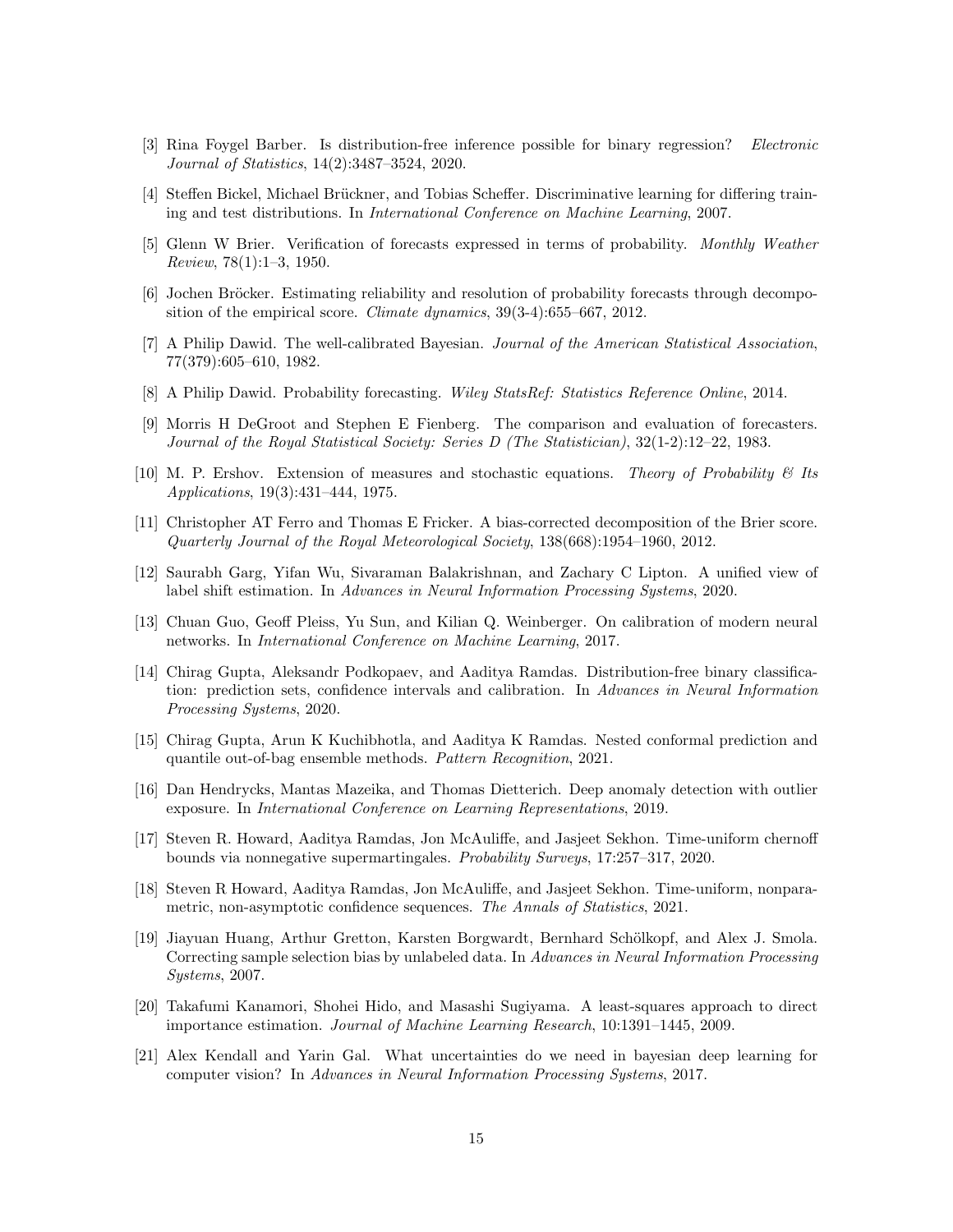[3] Rina Foygel Barber. Is distribution-free inference possible for binary regression? *Electronic Journal of Statistics*, 14(2):3487–3524, 2020.

[4] Steffen Bickel, Michael Brückner, and Tobias Scheffer. Discriminative learning for differing training and test distributions. In *International Conference on Machine Learning*, 2007.

[5] Glenn W Brier. Verification of forecasts expressed in terms of probability. *Monthly Weather Review*, 78(1):1–3, 1950.

[6] Jochen Bröcker. Estimating reliability and resolution of probability forecasts through decomposition of the empirical score. *Climate dynamics*, 39(3-4):655–667, 2012.

[7] A Philip Dawid. The well-calibrated Bayesian. *Journal of the American Statistical Association*, 77(379):605–610, 1982.

[8] A Philip Dawid. Probability forecasting. *Wiley StatsRef: Statistics Reference Online*, 2014.

[9] Morris H DeGroot and Stephen E Fienberg. The comparison and evaluation of forecasters. *Journal of the Royal Statistical Society: Series D (The Statistician)*, 32(1-2):12–22, 1983.

[10] M. P. Ershov. Extension of measures and stochastic equations. *Theory of Probability & Its Applications*, 19(3):431–444, 1975.

[11] Christopher AT Ferro and Thomas E Fricker. A bias-corrected decomposition of the Brier score. *Quarterly Journal of the Royal Meteorological Society*, 138(668):1954–1960, 2012.

[12] Saurabh Garg, Yifan Wu, Sivaraman Balakrishnan, and Zachary C Lipton. A unified view of label shift estimation. In *Advances in Neural Information Processing Systems*, 2020.

[13] Chuan Guo, Geoff Pleiss, Yu Sun, and Kilian Q. Weinberger. On calibration of modern neural networks. In *International Conference on Machine Learning*, 2017.

[14] Chirag Gupta, Aleksandr Podkopaev, and Aaditya Ramdas. Distribution-free binary classification: prediction sets, confidence intervals and calibration. In *Advances in Neural Information Processing Systems*, 2020.

[15] Chirag Gupta, Arun K Kuchibhotla, and Aaditya K Ramdas. Nested conformal prediction and quantile out-of-bag ensemble methods. *Pattern Recognition*, 2021.

[16] Dan Hendrycks, Mantas Mazeika, and Thomas Dietterich. Deep anomaly detection with outlier exposure. In *International Conference on Learning Representations*, 2019.

[17] Steven R. Howard, Aaditya Ramdas, Jon McAuliffe, and Jasjeet Sekhon. Time-uniform chernoff bounds via nonnegative supermartingales. *Probability Surveys*, 17:257–317, 2020.

[18] Steven R Howard, Aaditya Ramdas, Jon McAuliffe, and Jasjeet Sekhon. Time-uniform, nonparametric, non-asymptotic confidence sequences. *The Annals of Statistics*, 2021.

[19] Jiayuan Huang, Arthur Gretton, Karsten Borgwardt, Bernhard Schölkopf, and Alex J. Smola. Correcting sample selection bias by unlabeled data. In *Advances in Neural Information Processing Systems*, 2007.

[20] Takafumi Kanamori, Shohei Hido, and Masashi Sugiyama. A least-squares approach to direct importance estimation. *Journal of Machine Learning Research*, 10:1391–1445, 2009.

[21] Alex Kendall and Yarin Gal. What uncertainties do we need in bayesian deep learning for computer vision? In *Advances in Neural Information Processing Systems*, 2017.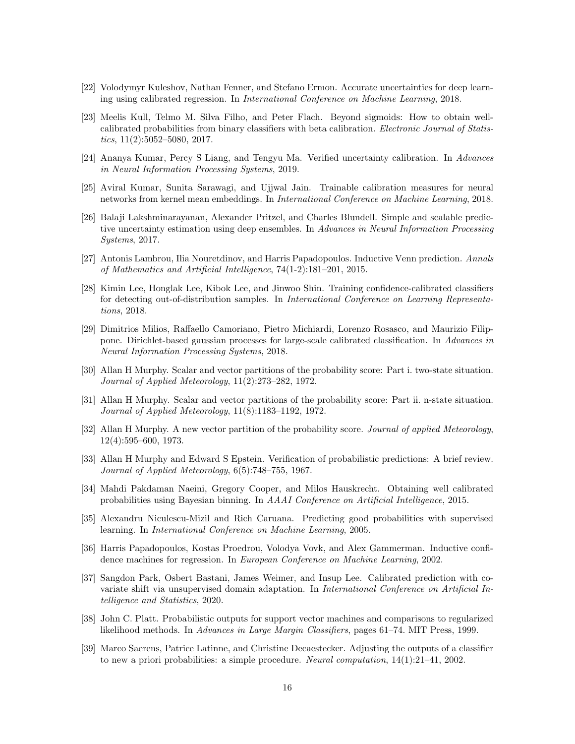[22] Volodymyr Kuleshov, Nathan Fenner, and Stefano Ermon. Accurate uncertainties for deep learning using calibrated regression. In *International Conference on Machine Learning*, 2018.

[23] Meelis Kull, Telmo M. Silva Filho, and Peter Flach. Beyond sigmoids: How to obtain well-calibrated probabilities from binary classifiers with beta calibration. *Electronic Journal of Statistics*, 11(2):5052–5080, 2017.

[24] Ananya Kumar, Percy S Liang, and Tengyu Ma. Verified uncertainty calibration. In *Advances in Neural Information Processing Systems*, 2019.

[25] Aviral Kumar, Sunita Sarawagi, and Ujjwal Jain. Trainable calibration measures for neural networks from kernel mean embeddings. In *International Conference on Machine Learning*, 2018.

[26] Balaji Lakshminarayanan, Alexander Pritzel, and Charles Blundell. Simple and scalable predictive uncertainty estimation using deep ensembles. In *Advances in Neural Information Processing Systems*, 2017.

[27] Antonis Lambrou, Ilia Nouretdinov, and Harris Papadopoulos. Inductive Venn prediction. *Annals of Mathematics and Artificial Intelligence*, 74(1-2):181–201, 2015.

[28] Kimin Lee, Honglak Lee, Kibok Lee, and Jinwoo Shin. Training confidence-calibrated classifiers for detecting out-of-distribution samples. In *International Conference on Learning Representations*, 2018.

[29] Dimitrios Milios, Raffaello Camoriano, Pietro Michiardi, Lorenzo Rosasco, and Maurizio Filippone. Dirichlet-based gaussian processes for large-scale calibrated classification. In *Advances in Neural Information Processing Systems*, 2018.

[30] Allan H Murphy. Scalar and vector partitions of the probability score: Part i. two-state situation. *Journal of Applied Meteorology*, 11(2):273–282, 1972.

[31] Allan H Murphy. Scalar and vector partitions of the probability score: Part ii. n-state situation. *Journal of Applied Meteorology*, 11(8):1183–1192, 1972.

[32] Allan H Murphy. A new vector partition of the probability score. *Journal of applied Meteorology*, 12(4):595–600, 1973.

[33] Allan H Murphy and Edward S Epstein. Verification of probabilistic predictions: A brief review. *Journal of Applied Meteorology*, 6(5):748–755, 1967.

[34] Mahdi Pakdaman Naeini, Gregory Cooper, and Milos Hauskrecht. Obtaining well calibrated probabilities using Bayesian binning. In *AAAI Conference on Artificial Intelligence*, 2015.

[35] Alexandru Niculescu-Mizil and Rich Caruana. Predicting good probabilities with supervised learning. In *International Conference on Machine Learning*, 2005.

[36] Harris Papadopoulos, Kostas Proedrou, Volodya Vovk, and Alex Gammerman. Inductive confidence machines for regression. In *European Conference on Machine Learning*, 2002.

[37] Sangdon Park, Osbert Bastani, James Weimer, and Insup Lee. Calibrated prediction with covariate shift via unsupervised domain adaptation. In *International Conference on Artificial Intelligence and Statistics*, 2020.

[38] John C. Platt. Probabilistic outputs for support vector machines and comparisons to regularized likelihood methods. In *Advances in Large Margin Classifiers*, pages 61–74. MIT Press, 1999.

[39] Marco Saerens, Patrice Latinne, and Christine Decaestecker. Adjusting the outputs of a classifier to new a priori probabilities: a simple procedure. *Neural computation*, 14(1):21–41, 2002.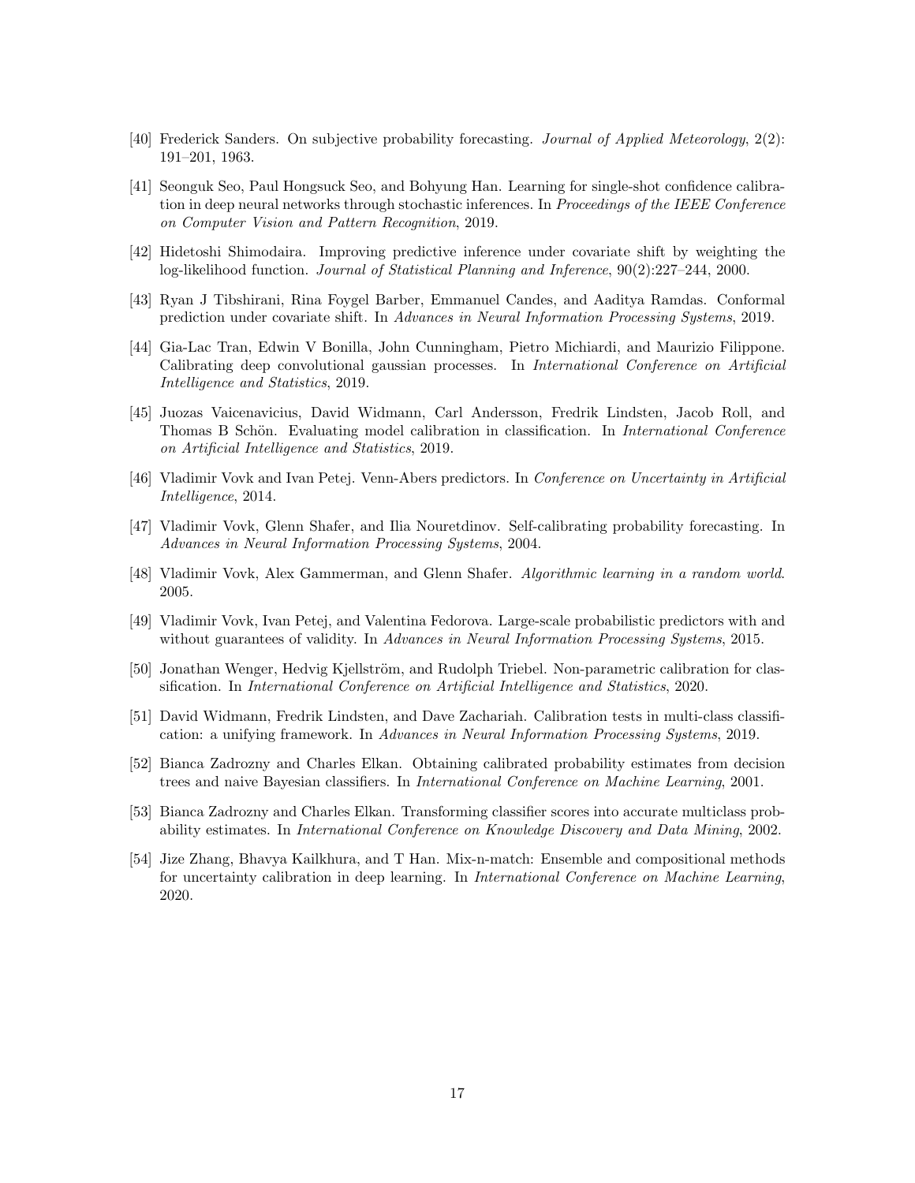[40] Frederick Sanders. On subjective probability forecasting. *Journal of Applied Meteorology*, 2(2): 191–201, 1963.

[41] Seonguk Seo, Paul Hongsuck Seo, and Bohyung Han. Learning for single-shot confidence calibration in deep neural networks through stochastic inferences. In *Proceedings of the IEEE Conference on Computer Vision and Pattern Recognition*, 2019.

[42] Hidetoshi Shimodaira. Improving predictive inference under covariate shift by weighting the log-likelihood function. *Journal of Statistical Planning and Inference*, 90(2):227–244, 2000.

[43] Ryan J Tibshirani, Rina Foygel Barber, Emmanuel Candes, and Aaditya Ramdas. Conformal prediction under covariate shift. In *Advances in Neural Information Processing Systems*, 2019.

[44] Gia-Lac Tran, Edwin V Bonilla, John Cunningham, Pietro Michiardi, and Maurizio Filippone. Calibrating deep convolutional gaussian processes. In *International Conference on Artificial Intelligence and Statistics*, 2019.

[45] Juozas Vaicenavicius, David Widmann, Carl Andersson, Fredrik Lindsten, Jacob Roll, and Thomas B Schön. Evaluating model calibration in classification. In *International Conference on Artificial Intelligence and Statistics*, 2019.

[46] Vladimir Vovk and Ivan Petej. Venn-Abers predictors. In *Conference on Uncertainty in Artificial Intelligence*, 2014.

[47] Vladimir Vovk, Glenn Shafer, and Ilia Nouretdinov. Self-calibrating probability forecasting. In *Advances in Neural Information Processing Systems*, 2004.

[48] Vladimir Vovk, Alex Gammerman, and Glenn Shafer. *Algorithmic learning in a random world*. 2005.

[49] Vladimir Vovk, Ivan Petej, and Valentina Fedorova. Large-scale probabilistic predictors with and without guarantees of validity. In *Advances in Neural Information Processing Systems*, 2015.

[50] Jonathan Wenger, Hedvig Kjellström, and Rudolph Triebel. Non-parametric calibration for classification. In *International Conference on Artificial Intelligence and Statistics*, 2020.

[51] David Widmann, Fredrik Lindsten, and Dave Zachariah. Calibration tests in multi-class classification: a unifying framework. In *Advances in Neural Information Processing Systems*, 2019.

[52] Bianca Zadrozny and Charles Elkan. Obtaining calibrated probability estimates from decision trees and naive Bayesian classifiers. In *International Conference on Machine Learning*, 2001.

[53] Bianca Zadrozny and Charles Elkan. Transforming classifier scores into accurate multiclass probability estimates. In *International Conference on Knowledge Discovery and Data Mining*, 2002.

[54] Jize Zhang, Bhavya Kailkhura, and T Han. Mix-n-match: Ensemble and compositional methods for uncertainty calibration in deep learning. In *International Conference on Machine Learning*, 2020.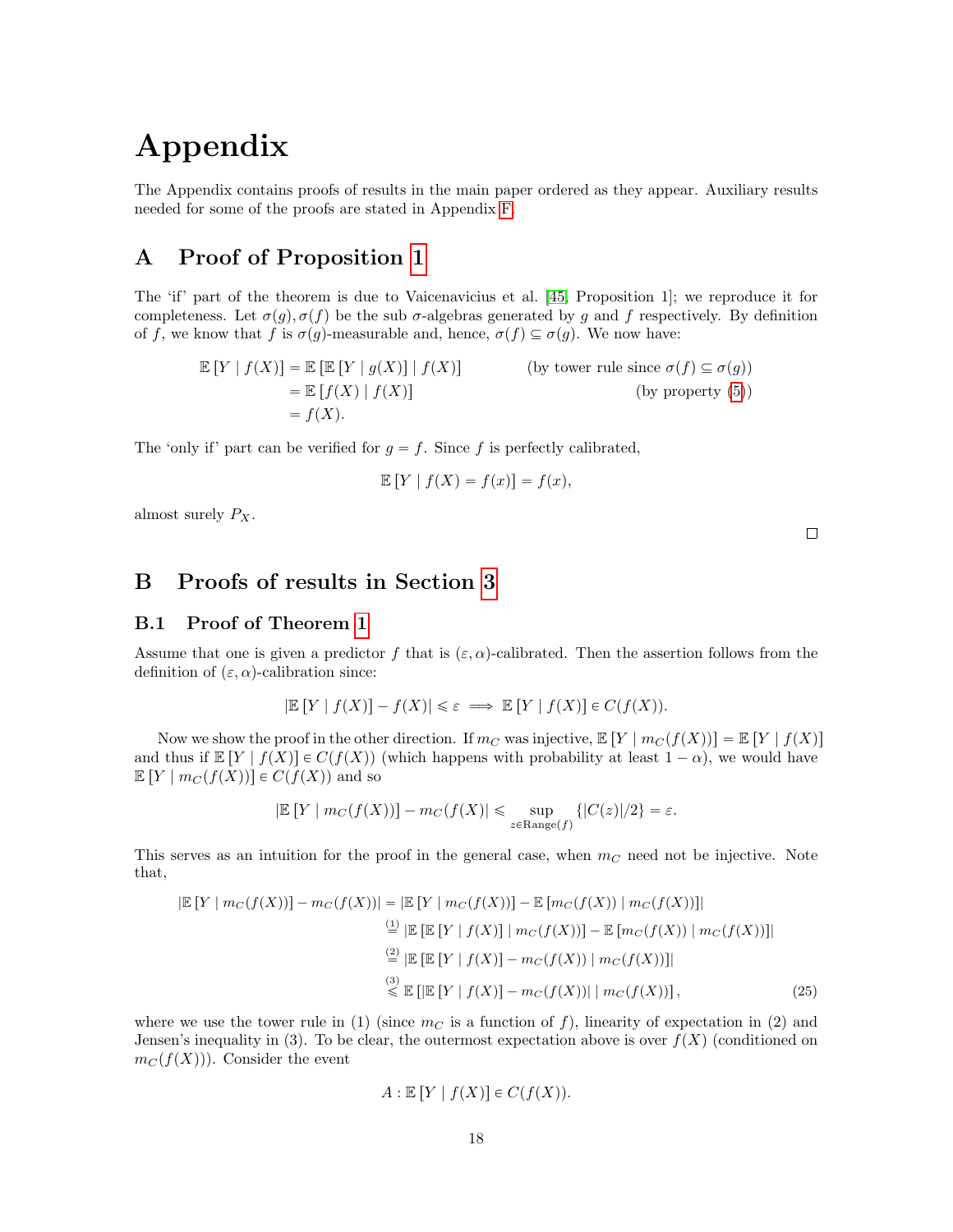# Appendix

The Appendix contains proofs of results in the main paper ordered as they appear. Auxiliary results needed for some of the proofs are stated in Appendix F.

## A Proof of Proposition 1

The 'if' part of the theorem is due to Vaicenavicius et al. [45, Proposition 1]; we reproduce it for completeness. Let $\sigma(g), \sigma(f)$ be the sub $\sigma$-algebras generated by $g$ and $f$ respectively. By definition of $f$, we know that $f$ is $\sigma(g)$-measurable and, hence, $\sigma(f) \subseteq \sigma(g)$. We now have:

$$
\begin{aligned}
\mathbb{E}[Y \mid f(X)] &= \mathbb{E}[\mathbb{E}[Y \mid g(X)] \mid f(X)] && \text{(by tower rule since } \sigma(f) \subseteq \sigma(g)) \\
&= \mathbb{E}[f(X) \mid f(X)] && \text{(by property (5))} \\
&= f(X).
\end{aligned}
$$

The 'only if' part can be verified for $g = f$. Since $f$ is perfectly calibrated,

$$
\mathbb{E}[Y \mid f(X) = f(x)] = f(x),
$$

almost surely $P_X$.

□

## B Proofs of results in Section 3

### B.1 Proof of Theorem 1

Assume that one is given a predictor $f$ that is $(\varepsilon, \alpha)$-calibrated. Then the assertion follows from the definition of $(\varepsilon, \alpha)$-calibration since:

$$
|\mathbb{E}[Y \mid f(X)] - f(X)| \leqslant \varepsilon \implies \mathbb{E}[Y \mid f(X)] \in C(f(X)).
$$

Now we show the proof in the other direction. If $m_C$ was injective, $\mathbb{E}[Y \mid m_C(f(X))] = \mathbb{E}[Y \mid f(X)]$ and thus if $\mathbb{E}[Y \mid f(X)] \in C(f(X))$ (which happens with probability at least $1 - \alpha$), we would have $\mathbb{E}[Y \mid m_C(f(X))] \in C(f(X))$ and so

$$
|\mathbb{E}[Y \mid m_C(f(X))] - m_C(f(X)| \leqslant \sup_{z \in \text{Range}(f)} \{|C(z)|/2\} = \varepsilon.
$$

This serves as an intuition for the proof in the general case, when $m_C$ need not be injective. Note that,

$$
\begin{aligned}
|\mathbb{E}[Y \mid m_C(f(X))] - m_C(f(X))| &= |\mathbb{E}[Y \mid m_C(f(X))] - \mathbb{E}[m_C(f(X)) \mid m_C(f(X))]| \\
&\overset{(1)}{=} |\mathbb{E}[\mathbb{E}[Y \mid f(X)] \mid m_C(f(X))] - \mathbb{E}[m_C(f(X)) \mid m_C(f(X))]| \\
&\overset{(2)}{=} |\mathbb{E}[\mathbb{E}[Y \mid f(X)] - m_C(f(X)) \mid m_C(f(X))]| \\
&\overset{(3)}{\leqslant} \mathbb{E}[|\mathbb{E}[Y \mid f(X)] - m_C(f(X))| \mid m_C(f(X))],
\end{aligned} \tag{25}
$$

where we use the tower rule in (1) (since $m_C$ is a function of $f$), linearity of expectation in (2) and Jensen's inequality in (3). To be clear, the outermost expectation above is over $f(X)$ (conditioned on $m_C(f(X))$). Consider the event

$$
A : \mathbb{E}[Y \mid f(X)] \in C(f(X)).
$$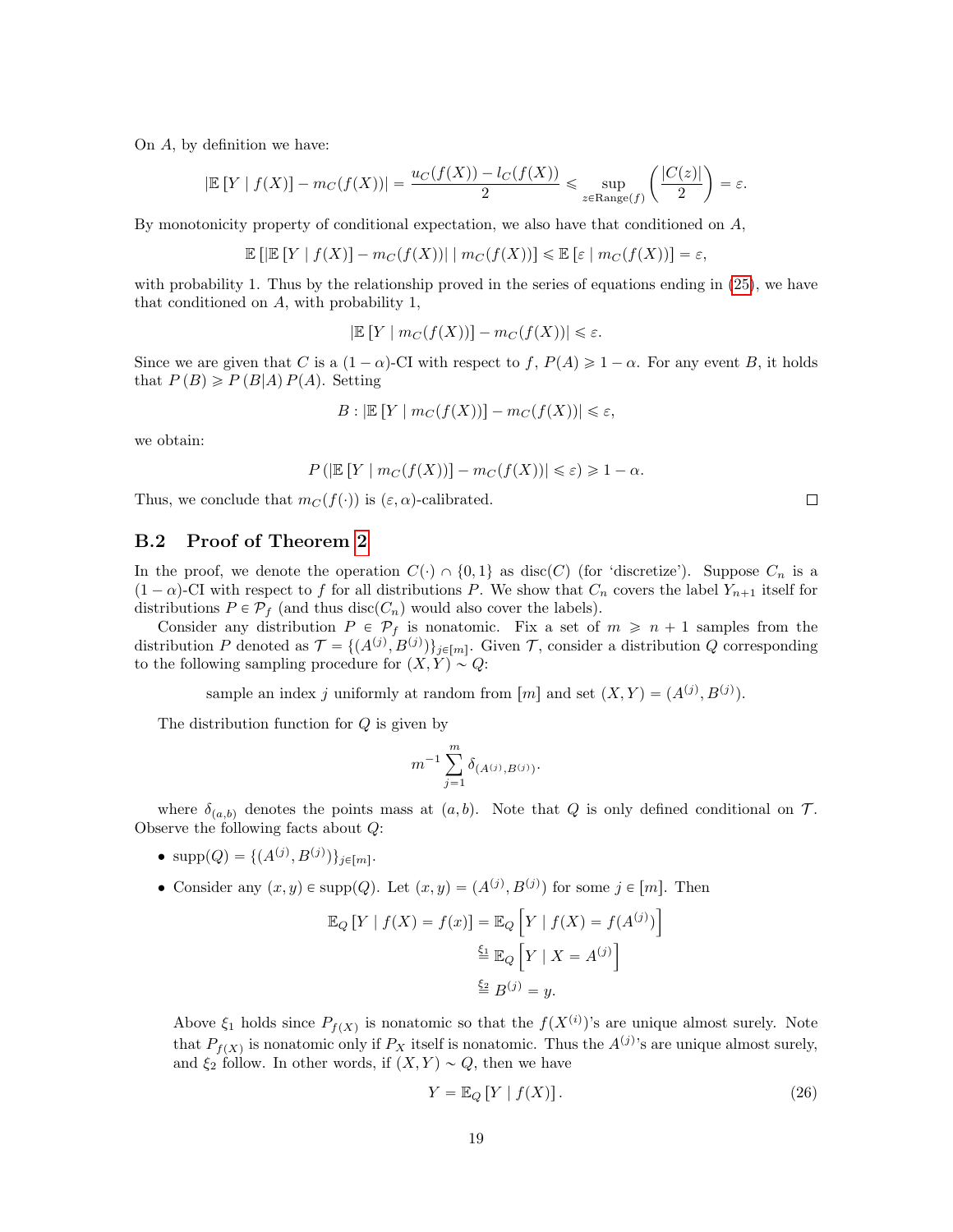On $A$, by definition we have:

$$|\mathbb{E}[Y \mid f(X)] - m_C(f(X))| = \frac{u_C(f(X)) - l_C(f(X))}{2} \leqslant \sup_{z \in \text{Range}(f)} \left(\frac{|C(z)|}{2}\right) = \varepsilon.$$

By monotonicity property of conditional expectation, we also have that conditioned on $A$,

$$\mathbb{E}\left[|\mathbb{E}[Y \mid f(X)] - m_C(f(X))| \mid m_C(f(X))\right] \leqslant \mathbb{E}\left[\varepsilon \mid m_C(f(X))\right] = \varepsilon,$$

with probability 1. Thus by the relationship proved in the series of equations ending in (25), we have that conditioned on $A$, with probability 1,

$$|\mathbb{E}[Y \mid m_C(f(X))] - m_C(f(X))| \leqslant \varepsilon.$$

Since we are given that $C$ is a $(1-\alpha)$-CI with respect to $f$, $P(A) \geqslant 1-\alpha$. For any event $B$, it holds that $P(B) \geqslant P(B|A)P(A)$. Setting

$$B : |\mathbb{E}[Y \mid m_C(f(X))] - m_C(f(X))| \leqslant \varepsilon,$$

we obtain:

$$P\left(|\mathbb{E}[Y \mid m_C(f(X))] - m_C(f(X))| \leqslant \varepsilon\right) \geqslant 1-\alpha.$$

Thus, we conclude that $m_C(f(\cdot))$ is $(\varepsilon, \alpha)$-calibrated. □

## B.2 Proof of Theorem 2

In the proof, we denote the operation $C(\cdot) \cap \{0,1\}$ as $\text{disc}(C)$ (for 'discretize'). Suppose $C_n$ is a $(1-\alpha)$-CI with respect to $f$ for all distributions $P$. We show that $C_n$ covers the label $Y_{n+1}$ itself for distributions $P \in \mathcal{P}_f$ (and thus $\text{disc}(C_n)$ would also cover the labels).

Consider any distribution $P \in \mathcal{P}_f$ is nonatomic. Fix a set of $m \geqslant n+1$ samples from the distribution $P$ denoted as $\mathcal{T} = \{(A^{(j)}, B^{(j)})\}_{j \in [m]}$. Given $\mathcal{T}$, consider a distribution $Q$ corresponding to the following sampling procedure for $(X,Y) \sim Q$:

sample an index $j$ uniformly at random from $[m]$ and set $(X,Y) = (A^{(j)}, B^{(j)})$.

The distribution function for $Q$ is given by

$$m^{-1}\sum_{j=1}^{m} \delta_{(A^{(j)}, B^{(j)})}.$$

where $\delta_{(a,b)}$ denotes the points mass at $(a,b)$. Note that $Q$ is only defined conditional on $\mathcal{T}$. Observe the following facts about $Q$:

- $\text{supp}(Q) = \{(A^{(j)}, B^{(j)})\}_{j \in [m]}$.
- Consider any $(x,y) \in \text{supp}(Q)$. Let $(x,y) = (A^{(j)}, B^{(j)})$ for some $j \in [m]$. Then

$$\begin{aligned}
\mathbb{E}_Q[Y \mid f(X) = f(x)] &= \mathbb{E}_Q\left[Y \mid f(X) = f(A^{(j)})\right] \\
&\overset{\xi_1}{=} \mathbb{E}_Q\left[Y \mid X = A^{(j)}\right] \\
&\overset{\xi_2}{=} B^{(j)} = y.
\end{aligned}$$

Above $\xi_1$ holds since $P_{f(X)}$ is nonatomic so that the $f(X^{(i)})$'s are unique almost surely. Note that $P_{f(X)}$ is nonatomic only if $P_X$ itself is nonatomic. Thus the $A^{(j)}$'s are unique almost surely, and $\xi_2$ follow. In other words, if $(X,Y) \sim Q$, then we have

$$Y = \mathbb{E}_Q[Y \mid f(X)]. \tag{26}$$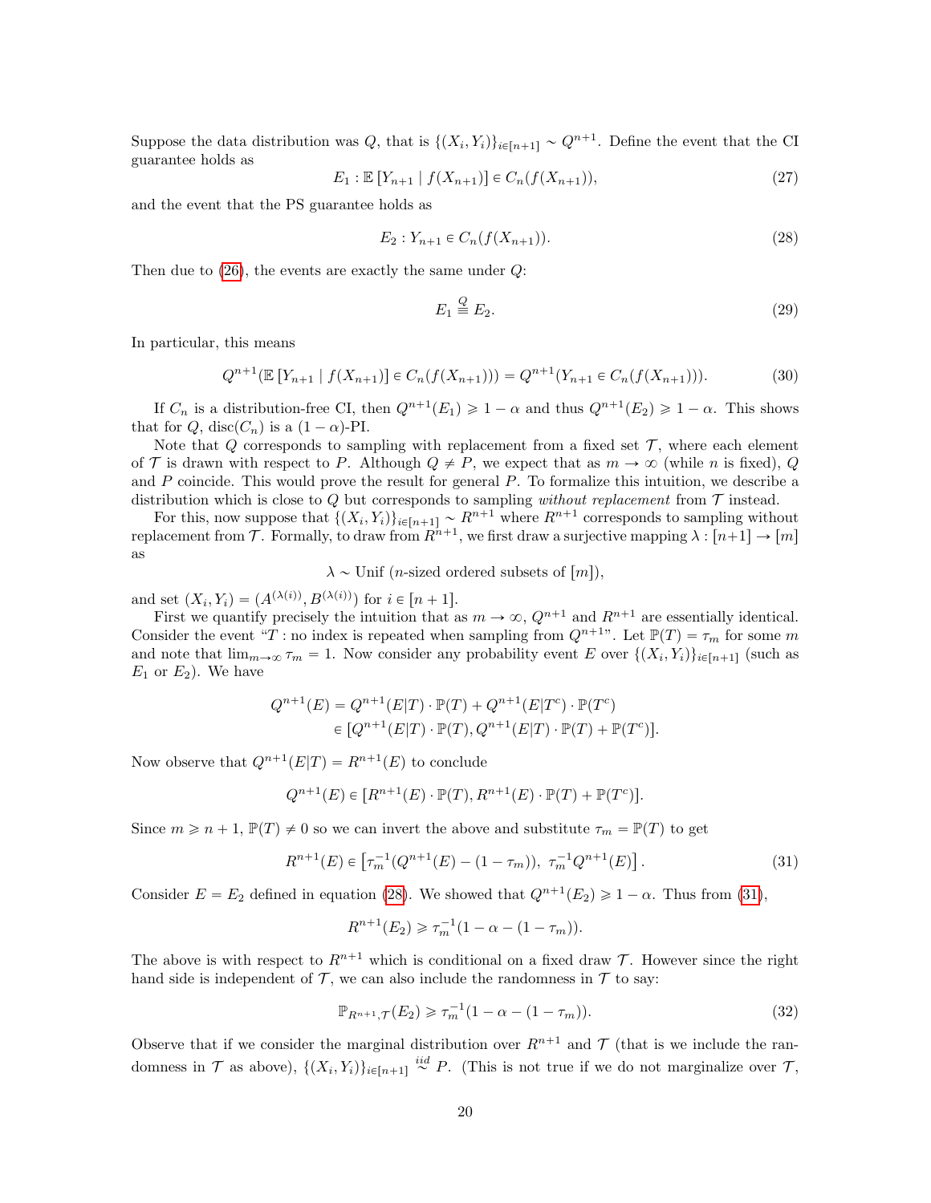Suppose the data distribution was $Q$, that is $\{(X_i, Y_i)\}_{i\in[n+1]} \sim Q^{n+1}$. Define the event that the CI guarantee holds as

$$E_1 : \mathbb{E}\left[Y_{n+1} \mid f(X_{n+1})\right] \in C_n(f(X_{n+1})), \tag{27}$$

and the event that the PS guarantee holds as

$$E_2 : Y_{n+1} \in C_n(f(X_{n+1})). \tag{28}$$

Then due to (26), the events are exactly the same under $Q$:

$$E_1 \overset{Q}{\equiv} E_2. \tag{29}$$

In particular, this means

$$Q^{n+1}(\mathbb{E}\left[Y_{n+1} \mid f(X_{n+1})\right] \in C_n(f(X_{n+1}))) = Q^{n+1}(Y_{n+1} \in C_n(f(X_{n+1}))). \tag{30}$$

If $C_n$ is a distribution-free CI, then $Q^{n+1}(E_1) \geqslant 1-\alpha$ and thus $Q^{n+1}(E_2) \geqslant 1-\alpha$. This shows that for $Q$, $\text{disc}(C_n)$ is a $(1-\alpha)$-PI.

Note that $Q$ corresponds to sampling with replacement from a fixed set $\mathcal{T}$, where each element of $\mathcal{T}$ is drawn with respect to $P$. Although $Q \neq P$, we expect that as $m \to \infty$ (while $n$ is fixed), $Q$ and $P$ coincide. This would prove the result for general $P$. To formalize this intuition, we describe a distribution which is close to $Q$ but corresponds to sampling *without replacement* from $\mathcal{T}$ instead.

For this, now suppose that $\{(X_i, Y_i)\}_{i\in[n+1]} \sim R^{n+1}$ where $R^{n+1}$ corresponds to sampling without replacement from $\mathcal{T}$. Formally, to draw from $R^{n+1}$, we first draw a surjective mapping $\lambda : [n+1] \to [m]$ as

$$\lambda \sim \text{Unif}\ (n\text{-sized ordered subsets of } [m]),$$

and set $(X_i, Y_i) = (A^{(\lambda(i))}, B^{(\lambda(i))})$ for $i \in [n+1]$.

First we quantify precisely the intuition that as $m \to \infty$, $Q^{n+1}$ and $R^{n+1}$ are essentially identical. Consider the event "$T$ : no index is repeated when sampling from $Q^{n+1}$". Let $\mathbb{P}(T) = \tau_m$ for some $m$ and note that $\lim_{m\to\infty} \tau_m = 1$. Now consider any probability event $E$ over $\{(X_i, Y_i)\}_{i\in[n+1]}$ (such as $E_1$ or $E_2$). We have

$$\begin{aligned} Q^{n+1}(E) &= Q^{n+1}(E|T) \cdot \mathbb{P}(T) + Q^{n+1}(E|T^c) \cdot \mathbb{P}(T^c) \\ &\in [Q^{n+1}(E|T) \cdot \mathbb{P}(T), Q^{n+1}(E|T) \cdot \mathbb{P}(T) + \mathbb{P}(T^c)]. \end{aligned}$$

Now observe that $Q^{n+1}(E|T) = R^{n+1}(E)$ to conclude

$$Q^{n+1}(E) \in [R^{n+1}(E) \cdot \mathbb{P}(T), R^{n+1}(E) \cdot \mathbb{P}(T) + \mathbb{P}(T^c)].$$

Since $m \geqslant n+1$, $\mathbb{P}(T) \neq 0$ so we can invert the above and substitute $\tau_m = \mathbb{P}(T)$ to get

$$R^{n+1}(E) \in \left[\tau_m^{-1}(Q^{n+1}(E) - (1-\tau_m)),\ \tau_m^{-1} Q^{n+1}(E)\right]. \tag{31}$$

Consider $E = E_2$ defined in equation (28). We showed that $Q^{n+1}(E_2) \geqslant 1-\alpha$. Thus from (31),

$$R^{n+1}(E_2) \geqslant \tau_m^{-1}(1-\alpha-(1-\tau_m)).$$

The above is with respect to $R^{n+1}$ which is conditional on a fixed draw $\mathcal{T}$. However since the right hand side is independent of $\mathcal{T}$, we can also include the randomness in $\mathcal{T}$ to say:

$$\mathbb{P}_{R^{n+1},\mathcal{T}}(E_2) \geqslant \tau_m^{-1}(1-\alpha-(1-\tau_m)). \tag{32}$$

Observe that if we consider the marginal distribution over $R^{n+1}$ and $\mathcal{T}$ (that is we include the randomness in $\mathcal{T}$ as above), $\{(X_i, Y_i)\}_{i\in[n+1]} \overset{iid}{\sim} P$. (This is not true if we do not marginalize over $\mathcal{T}$,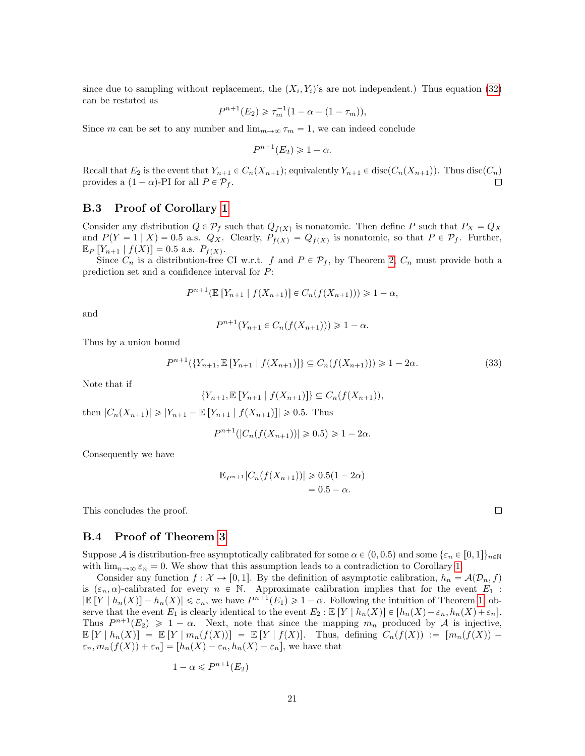since due to sampling without replacement, the $(X_i, Y_i)$'s are not independent.) Thus equation (32) can be restated as

$$P^{n+1}(E_2) \geqslant \tau_m^{-1}(1 - \alpha - (1 - \tau_m)),$$

Since $m$ can be set to any number and $\lim_{m\to\infty} \tau_m = 1$, we can indeed conclude

$$P^{n+1}(E_2) \geqslant 1 - \alpha.$$

Recall that $E_2$ is the event that $Y_{n+1} \in C_n(X_{n+1})$; equivalently $Y_{n+1} \in \text{disc}(C_n(X_{n+1}))$. Thus $\text{disc}(C_n)$ provides a $(1-\alpha)$-PI for all $P \in \mathcal{P}_f$. □

### B.3 Proof of Corollary 1

Consider any distribution $Q \in \mathcal{P}_f$ such that $Q_{f(X)}$ is nonatomic. Then define $P$ such that $P_X = Q_X$ and $P(Y = 1 \mid X) = 0.5$ a.s. $Q_X$. Clearly, $P_{f(X)} = Q_{f(X)}$ is nonatomic, so that $P \in \mathcal{P}_f$. Further, $\mathbb{E}_P[Y_{n+1} \mid f(X)] = 0.5$ a.s. $P_{f(X)}$.

Since $C_n$ is a distribution-free CI w.r.t. $f$ and $P \in \mathcal{P}_f$, by Theorem 2, $C_n$ must provide both a prediction set and a confidence interval for $P$:

$$P^{n+1}(\mathbb{E}[Y_{n+1} \mid f(X_{n+1})] \in C_n(f(X_{n+1}))) \geqslant 1 - \alpha,$$

and

$$P^{n+1}(Y_{n+1} \in C_n(f(X_{n+1}))) \geqslant 1 - \alpha.$$

Thus by a union bound

$$P^{n+1}(\{Y_{n+1}, \mathbb{E}[Y_{n+1} \mid f(X_{n+1})]\} \subseteq C_n(f(X_{n+1}))) \geqslant 1 - 2\alpha. \tag{33}$$

Note that if

$$\{Y_{n+1}, \mathbb{E}[Y_{n+1} \mid f(X_{n+1})]\} \subseteq C_n(f(X_{n+1})),$$

then $|C_n(X_{n+1})| \geqslant |Y_{n+1} - \mathbb{E}[Y_{n+1} \mid f(X_{n+1})]| \geqslant 0.5$. Thus

$$P^{n+1}(|C_n(f(X_{n+1}))| \geqslant 0.5) \geqslant 1 - 2\alpha.$$

Consequently we have

$$\begin{aligned}\mathbb{E}_{P^{n+1}}|C_n(f(X_{n+1}))| &\geqslant 0.5(1 - 2\alpha)\\ &= 0.5 - \alpha.\end{aligned}$$

This concludes the proof. □

### B.4 Proof of Theorem 3

Suppose $\mathcal{A}$ is distribution-free asymptotically calibrated for some $\alpha \in (0, 0.5)$ and some $\{\varepsilon_n \in [0,1]\}_{n\in\mathbb{N}}$ with $\lim_{n\to\infty} \varepsilon_n = 0$. We show that this assumption leads to a contradiction to Corollary 1.

Consider any function $f : \mathcal{X} \to [0,1]$. By the definition of asymptotic calibration, $h_n = \mathcal{A}(\mathcal{D}_n, f)$ is $(\varepsilon_n, \alpha)$-calibrated for every $n \in \mathbb{N}$. Approximate calibration implies that for the event $E_1$ : $|\mathbb{E}[Y \mid h_n(X)] - h_n(X)| \leqslant \varepsilon_n$, we have $P^{n+1}(E_1) \geqslant 1 - \alpha$. Following the intuition of Theorem 1, observe that the event $E_1$ is clearly identical to the event $E_2 : \mathbb{E}[Y \mid h_n(X)] \in [h_n(X) - \varepsilon_n, h_n(X) + \varepsilon_n]$. Thus $P^{n+1}(E_2) \geqslant 1 - \alpha$. Next, note that since the mapping $m_n$ produced by $\mathcal{A}$ is injective, $\mathbb{E}[Y \mid h_n(X)] = \mathbb{E}[Y \mid m_n(f(X))] = \mathbb{E}[Y \mid f(X)]$. Thus, defining $C_n(f(X)) := [m_n(f(X)) - \varepsilon_n, m_n(f(X)) + \varepsilon_n] = [h_n(X) - \varepsilon_n, h_n(X) + \varepsilon_n]$, we have that

$$1 - \alpha \leqslant P^{n+1}(E_2)$$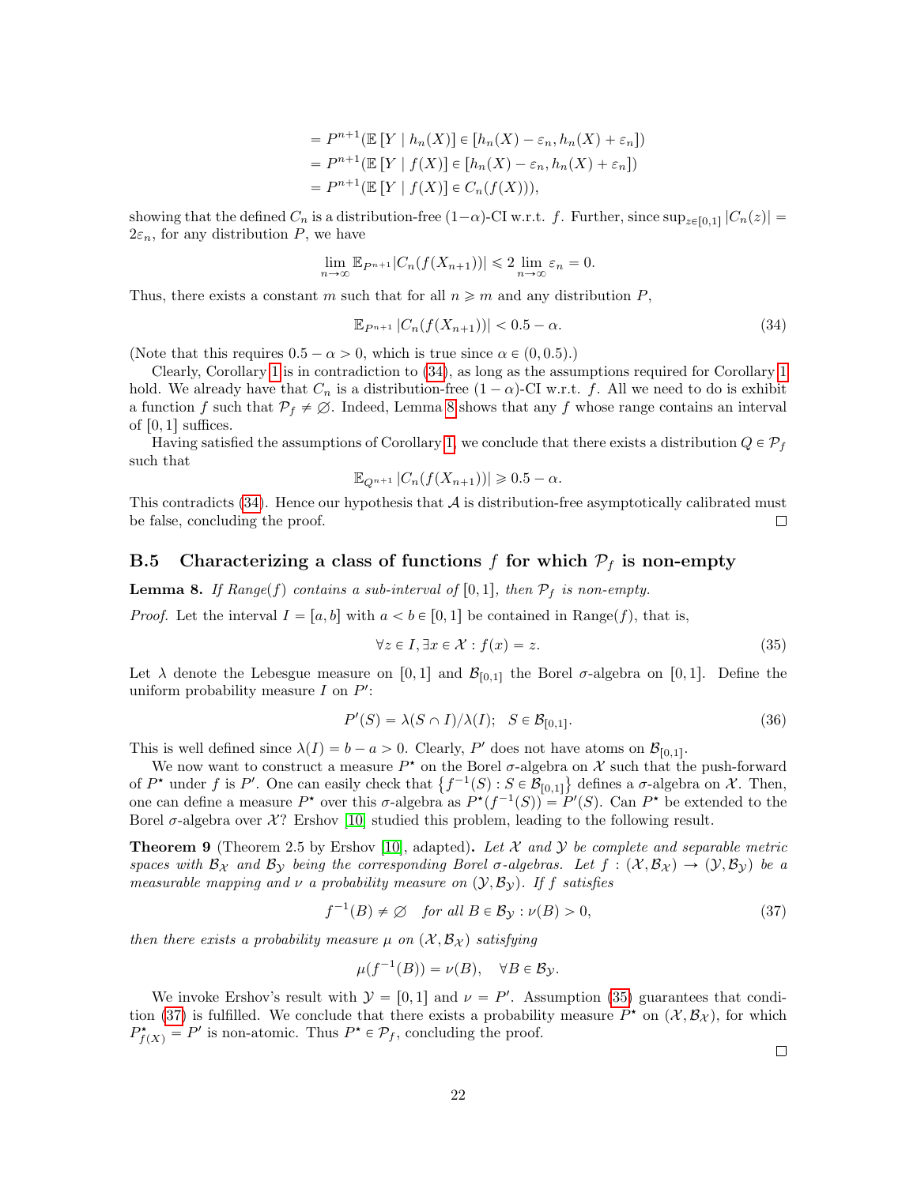$$
\begin{aligned}
&= P^{n+1}(\mathbb{E}[Y \mid h_n(X)] \in [h_n(X) - \varepsilon_n, h_n(X) + \varepsilon_n]) \\
&= P^{n+1}(\mathbb{E}[Y \mid f(X)] \in [h_n(X) - \varepsilon_n, h_n(X) + \varepsilon_n]) \\
&= P^{n+1}(\mathbb{E}[Y \mid f(X)] \in C_n(f(X))),
\end{aligned}
$$

showing that the defined $C_n$ is a distribution-free $(1-\alpha)$-CI w.r.t. $f$. Further, since $\sup_{z \in [0,1]} |C_n(z)| = 2\varepsilon_n$, for any distribution $P$, we have

$$
\lim_{n\to\infty} \mathbb{E}_{P^{n+1}} |C_n(f(X_{n+1}))| \leqslant 2 \lim_{n\to\infty} \varepsilon_n = 0.
$$

Thus, there exists a constant $m$ such that for all $n \geqslant m$ and any distribution $P$,

$$
\mathbb{E}_{P^{n+1}} |C_n(f(X_{n+1}))| < 0.5 - \alpha. \tag{34}
$$

(Note that this requires $0.5 - \alpha > 0$, which is true since $\alpha \in (0, 0.5)$.)

Clearly, Corollary 1 is in contradiction to (34), as long as the assumptions required for Corollary 1 hold. We already have that $C_n$ is a distribution-free $(1-\alpha)$-CI w.r.t. $f$. All we need to do is exhibit a function $f$ such that $\mathcal{P}_f \neq \varnothing$. Indeed, Lemma 8 shows that any $f$ whose range contains an interval of $[0,1]$ suffices.

Having satisfied the assumptions of Corollary 1, we conclude that there exists a distribution $Q \in \mathcal{P}_f$ such that

$$
\mathbb{E}_{Q^{n+1}} |C_n(f(X_{n+1}))| \geqslant 0.5 - \alpha.
$$

This contradicts (34). Hence our hypothesis that $\mathcal{A}$ is distribution-free asymptotically calibrated must be false, concluding the proof. $\square$

## B.5 Characterizing a class of functions $f$ for which $\mathcal{P}_f$ is non-empty

**Lemma 8.** *If Range($f$) contains a sub-interval of $[0,1]$, then $\mathcal{P}_f$ is non-empty.*

*Proof.* Let the interval $I = [a, b]$ with $a < b \in [0,1]$ be contained in Range($f$), that is,

$$
\forall z \in I, \exists x \in \mathcal{X} : f(x) = z. \tag{35}
$$

Let $\lambda$ denote the Lebesgue measure on $[0,1]$ and $\mathcal{B}_{[0,1]}$ the Borel $\sigma$-algebra on $[0,1]$. Define the uniform probability measure $I$ on $P'$:

$$
P'(S) = \lambda(S \cap I)/\lambda(I); \quad S \in \mathcal{B}_{[0,1]}. \tag{36}
$$

This is well defined since $\lambda(I) = b - a > 0$. Clearly, $P'$ does not have atoms on $\mathcal{B}_{[0,1]}$.

We now want to construct a measure $P^\star$ on the Borel $\sigma$-algebra on $\mathcal{X}$ such that the push-forward of $P^\star$ under $f$ is $P'$. One can easily check that $\{f^{-1}(S) : S \in \mathcal{B}_{[0,1]}\}$ defines a $\sigma$-algebra on $\mathcal{X}$. Then, one can define a measure $P^\star$ over this $\sigma$-algebra as $P^\star(f^{-1}(S)) = P'(S)$. Can $P^\star$ be extended to the Borel $\sigma$-algebra over $\mathcal{X}$? Ershov [10] studied this problem, leading to the following result.

**Theorem 9** (Theorem 2.5 by Ershov [10], adapted)**.** *Let $\mathcal{X}$ and $\mathcal{Y}$ be complete and separable metric spaces with $\mathcal{B}_\mathcal{X}$ and $\mathcal{B}_\mathcal{Y}$ being the corresponding Borel $\sigma$-algebras. Let $f : (\mathcal{X}, \mathcal{B}_\mathcal{X}) \to (\mathcal{Y}, \mathcal{B}_\mathcal{Y})$ be a measurable mapping and $\nu$ a probability measure on $(\mathcal{Y}, \mathcal{B}_\mathcal{Y})$. If $f$ satisfies*

$$
f^{-1}(B) \neq \varnothing \quad \text{for all } B \in \mathcal{B}_\mathcal{Y} : \nu(B) > 0, \tag{37}
$$

*then there exists a probability measure $\mu$ on $(\mathcal{X}, \mathcal{B}_\mathcal{X})$ satisfying*

$$
\mu(f^{-1}(B)) = \nu(B), \quad \forall B \in \mathcal{B}_\mathcal{Y}.
$$

We invoke Ershov's result with $\mathcal{Y} = [0,1]$ and $\nu = P'$. Assumption (35) guarantees that condition (37) is fulfilled. We conclude that there exists a probability measure $P^\star$ on $(\mathcal{X}, \mathcal{B}_\mathcal{X})$, for which $P^\star_{f(X)} = P'$ is non-atomic. Thus $P^\star \in \mathcal{P}_f$, concluding the proof. $\square$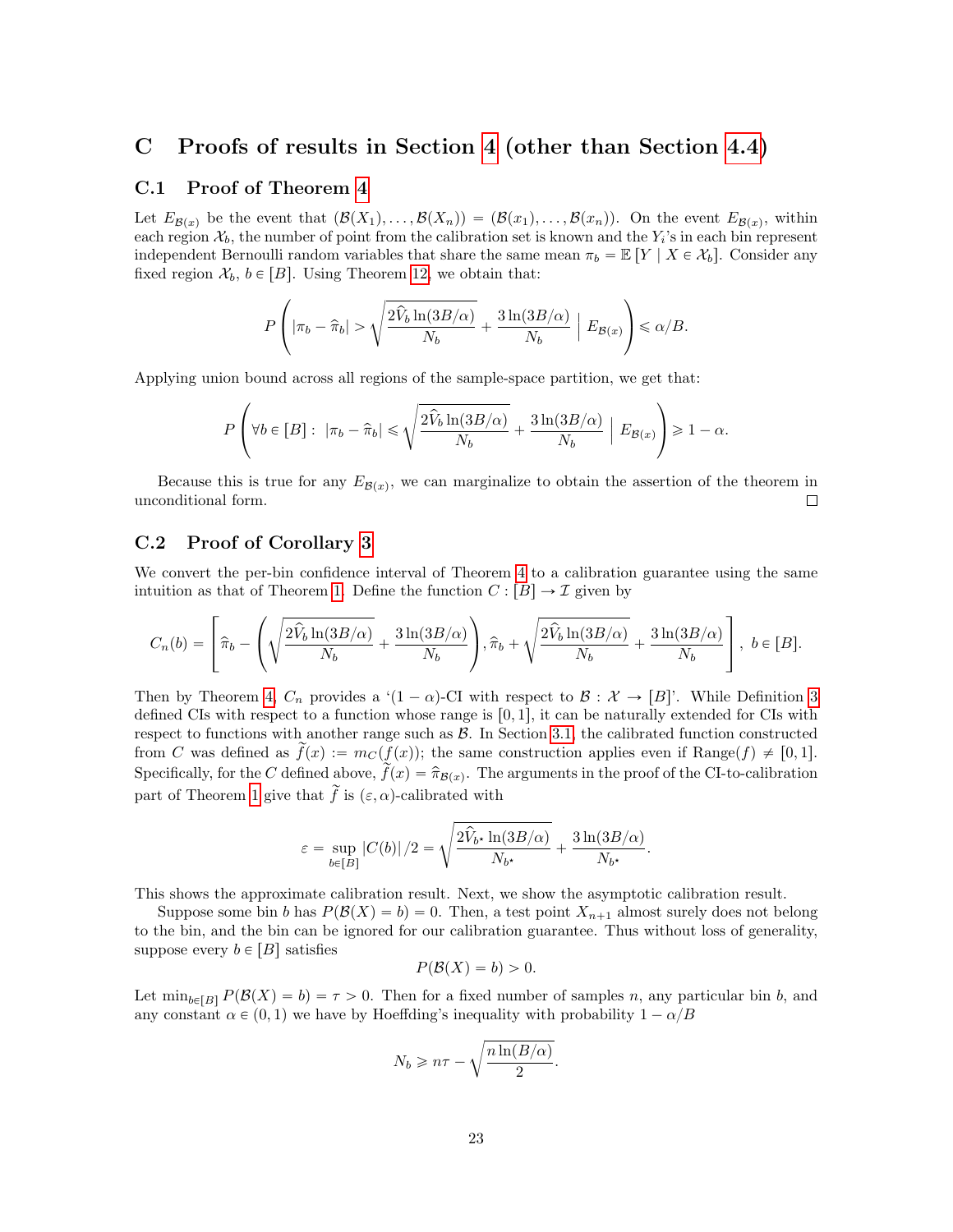# C Proofs of results in Section 4 (other than Section 4.4)

## C.1 Proof of Theorem 4

Let $E_{\mathcal{B}(x)}$ be the event that $(\mathcal{B}(X_1), \ldots, \mathcal{B}(X_n)) = (\mathcal{B}(x_1), \ldots, \mathcal{B}(x_n))$. On the event $E_{\mathcal{B}(x)}$, within each region $\mathcal{X}_b$, the number of point from the calibration set is known and the $Y_i$'s in each bin represent independent Bernoulli random variables that share the same mean $\pi_b = \mathbb{E}[Y \mid X \in \mathcal{X}_b]$. Consider any fixed region $\mathcal{X}_b$, $b \in [B]$. Using Theorem 12, we obtain that:

$$P\left(|\pi_b - \widehat{\pi}_b| > \sqrt{\frac{2\widehat{V}_b \ln(3B/\alpha)}{N_b}} + \frac{3\ln(3B/\alpha)}{N_b} \;\Big|\; E_{\mathcal{B}(x)}\right) \leqslant \alpha/B.$$

Applying union bound across all regions of the sample-space partition, we get that:

$$P\left(\forall b \in [B] : \; |\pi_b - \widehat{\pi}_b| \leqslant \sqrt{\frac{2\widehat{V}_b \ln(3B/\alpha)}{N_b}} + \frac{3\ln(3B/\alpha)}{N_b} \;\Big|\; E_{\mathcal{B}(x)}\right) \geqslant 1 - \alpha.$$

Because this is true for any $E_{\mathcal{B}(x)}$, we can marginalize to obtain the assertion of the theorem in unconditional form. □

## C.2 Proof of Corollary 3

We convert the per-bin confidence interval of Theorem 4 to a calibration guarantee using the same intuition as that of Theorem 1. Define the function $C : [B] \to \mathcal{I}$ given by

$$C_n(b) = \left[\widehat{\pi}_b - \left(\sqrt{\frac{2\widehat{V}_b \ln(3B/\alpha)}{N_b}} + \frac{3\ln(3B/\alpha)}{N_b}\right), \widehat{\pi}_b + \sqrt{\frac{2\widehat{V}_b \ln(3B/\alpha)}{N_b}} + \frac{3\ln(3B/\alpha)}{N_b}\right], \; b \in [B].$$

Then by Theorem 4, $C_n$ provides a '$(1-\alpha)$-CI with respect to $\mathcal{B} : \mathcal{X} \to [B]$'. While Definition 3 defined CIs with respect to a function whose range is $[0, 1]$, it can be naturally extended for CIs with respect to functions with another range such as $\mathcal{B}$. In Section 3.1, the calibrated function constructed from $C$ was defined as $\widetilde{f}(x) := m_C(f(x))$; the same construction applies even if $\text{Range}(f) \neq [0, 1]$. Specifically, for the $C$ defined above, $\widetilde{f}(x) = \widehat{\pi}_{\mathcal{B}(x)}$. The arguments in the proof of the CI-to-calibration part of Theorem 1 give that $\widetilde{f}$ is $(\varepsilon, \alpha)$-calibrated with

$$\varepsilon = \sup_{b \in [B]} |C(b)|/2 = \sqrt{\frac{2\widehat{V}_{b^\star} \ln(3B/\alpha)}{N_{b^\star}}} + \frac{3\ln(3B/\alpha)}{N_{b^\star}}.$$

This shows the approximate calibration result. Next, we show the asymptotic calibration result.

Suppose some bin $b$ has $P(\mathcal{B}(X) = b) = 0$. Then, a test point $X_{n+1}$ almost surely does not belong to the bin, and the bin can be ignored for our calibration guarantee. Thus without loss of generality, suppose every $b \in [B]$ satisfies

$$P(\mathcal{B}(X) = b) > 0.$$

Let $\min_{b \in [B]} P(\mathcal{B}(X) = b) = \tau > 0$. Then for a fixed number of samples $n$, any particular bin $b$, and any constant $\alpha \in (0, 1)$ we have by Hoeffding's inequality with probability $1 - \alpha/B$

$$N_b \geqslant n\tau - \sqrt{\frac{n \ln(B/\alpha)}{2}}.$$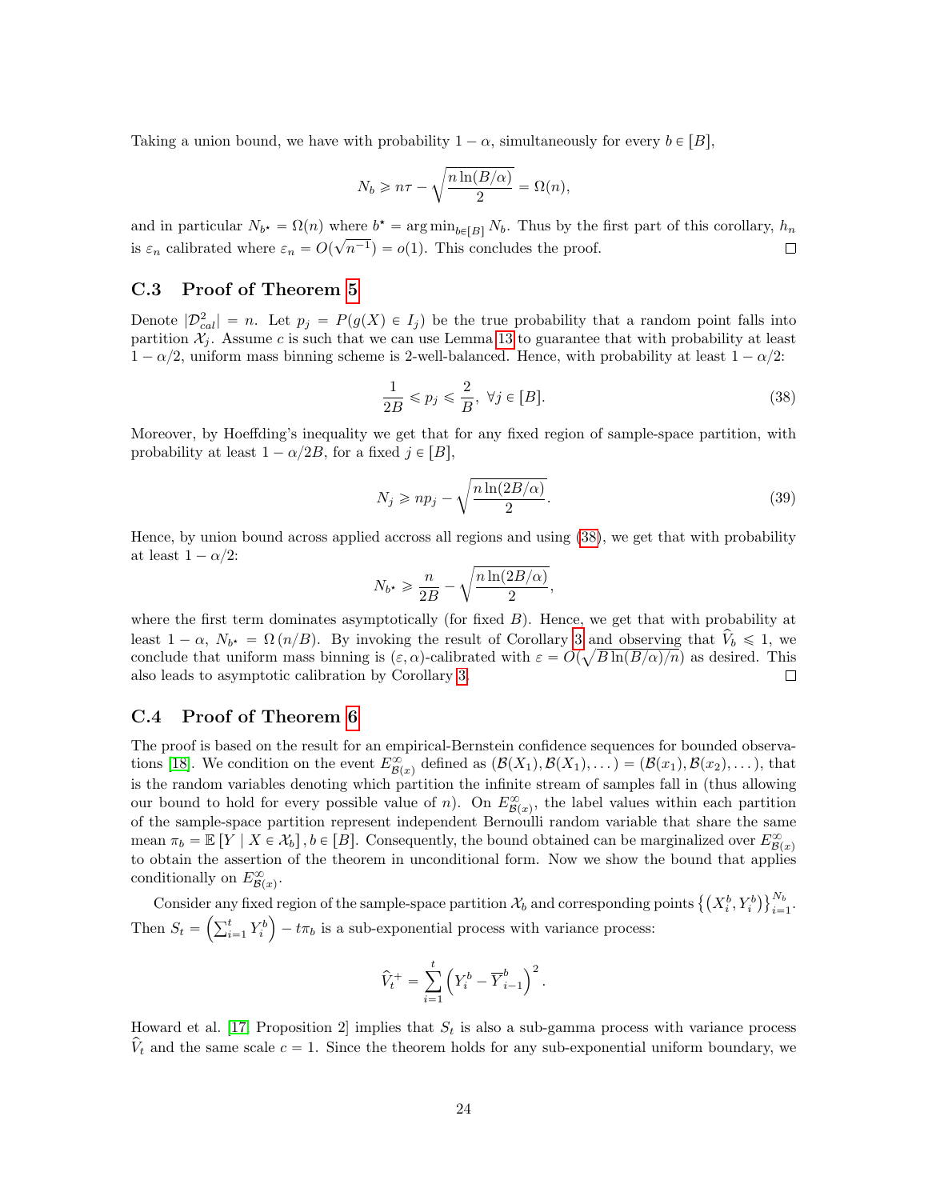Taking a union bound, we have with probability $1 - \alpha$, simultaneously for every $b \in [B]$,

$$N_b \geqslant n\tau - \sqrt{\frac{n \ln(B/\alpha)}{2}} = \Omega(n),$$

and in particular $N_{b^\star} = \Omega(n)$ where $b^\star = \arg\min_{b \in [B]} N_b$. Thus by the first part of this corollary, $h_n$ is $\varepsilon_n$ calibrated where $\varepsilon_n = O(\sqrt{n^{-1}}) = o(1)$. This concludes the proof. □

### C.3 Proof of Theorem 5

Denote $|\mathcal{D}^2_{cal}| = n$. Let $p_j = P(g(X) \in I_j)$ be the true probability that a random point falls into partition $\mathcal{X}_j$. Assume $c$ is such that we can use Lemma 13 to guarantee that with probability at least $1 - \alpha/2$, uniform mass binning scheme is 2-well-balanced. Hence, with probability at least $1 - \alpha/2$:

$$\frac{1}{2B} \leqslant p_j \leqslant \frac{2}{B}, \; \forall j \in [B]. \tag{38}$$

Moreover, by Hoeffding's inequality we get that for any fixed region of sample-space partition, with probability at least $1 - \alpha/2B$, for a fixed $j \in [B]$,

$$N_j \geqslant np_j - \sqrt{\frac{n \ln(2B/\alpha)}{2}}. \tag{39}$$

Hence, by union bound across applied accross all regions and using (38), we get that with probability at least $1 - \alpha/2$:

$$N_{b^\star} \geqslant \frac{n}{2B} - \sqrt{\frac{n \ln(2B/\alpha)}{2}},$$

where the first term dominates asymptotically (for fixed $B$). Hence, we get that with probability at least $1 - \alpha$, $N_{b^\star} = \Omega(n/B)$. By invoking the result of Corollary 3 and observing that $\widehat{V}_b \leqslant 1$, we conclude that uniform mass binning is $(\varepsilon, \alpha)$-calibrated with $\varepsilon = O(\sqrt{B \ln(B/\alpha)/n})$ as desired. This also leads to asymptotic calibration by Corollary 3. □

### C.4 Proof of Theorem 6

The proof is based on the result for an empirical-Bernstein confidence sequences for bounded observations [18]. We condition on the event $E^\infty_{\mathcal{B}(x)}$ defined as $(\mathcal{B}(X_1), \mathcal{B}(X_1), \dots) = (\mathcal{B}(x_1), \mathcal{B}(x_2), \dots)$, that is the random variables denoting which partition the infinite stream of samples fall in (thus allowing our bound to hold for every possible value of $n$). On $E^\infty_{\mathcal{B}(x)}$, the label values within each partition of the sample-space partition represent independent Bernoulli random variable that share the same mean $\pi_b = \mathbb{E}[Y \mid X \in \mathcal{X}_b], b \in [B]$. Consequently, the bound obtained can be marginalized over $E^\infty_{\mathcal{B}(x)}$ to obtain the assertion of the theorem in unconditional form. Now we show the bound that applies conditionally on $E^\infty_{\mathcal{B}(x)}$.

Consider any fixed region of the sample-space partition $\mathcal{X}_b$ and corresponding points $\left\{\left(X_i^b, Y_i^b\right)\right\}_{i=1}^{N_b}$. Then $S_t = \left(\sum_{i=1}^t Y_i^b\right) - t\pi_b$ is a sub-exponential process with variance process:

$$\widehat{V}_t^+ = \sum_{i=1}^t \left(Y_i^b - \overline{Y}_{i-1}^b\right)^2.$$

Howard et al. [17, Proposition 2] implies that $S_t$ is also a sub-gamma process with variance process $\widehat{V}_t$ and the same scale $c = 1$. Since the theorem holds for any sub-exponential uniform boundary, we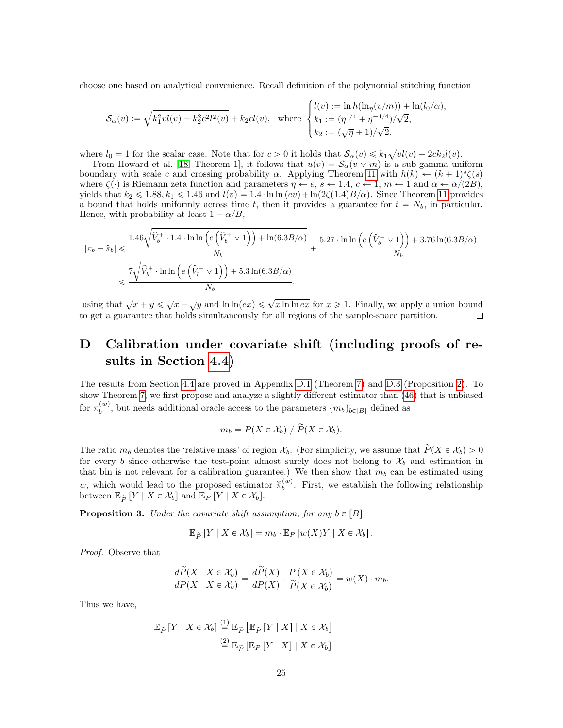choose one based on analytical convenience. Recall definition of the polynomial stitching function

$$\mathcal{S}_\alpha(v) := \sqrt{k_1^2 v l(v) + k_2^2 c^2 l^2(v)} + k_2 c l(v), \quad \text{where } \begin{cases} l(v) := \ln h(\ln_\eta(v/m)) + \ln(l_0/\alpha), \\ k_1 := (\eta^{1/4} + \eta^{-1/4})/\sqrt{2}, \\ k_2 := (\sqrt{\eta}+1)/\sqrt{2}. \end{cases}$$

where $l_0 = 1$ for the scalar case. Note that for $c > 0$ it holds that $\mathcal{S}_\alpha(v) \leqslant k_1\sqrt{vl(v)} + 2ck_2 l(v)$.

From Howard et al. [18, Theorem 1], it follows that $u(v) = \mathcal{S}_\alpha(v \vee m)$ is a sub-gamma uniform boundary with scale $c$ and crossing probability $\alpha$. Applying Theorem 11 with $h(k) \leftarrow (k+1)^s\zeta(s)$ where $\zeta(\cdot)$ is Riemann zeta function and parameters $\eta \leftarrow e$, $s \leftarrow 1.4$, $c \leftarrow 1$, $m \leftarrow 1$ and $\alpha \leftarrow \alpha/(2B)$, yields that $k_2 \leqslant 1.88, k_1 \leqslant 1.46$ and $l(v) = 1.4 \cdot \ln\ln(ev) + \ln(2\zeta(1.4)B/\alpha)$. Since Theorem 11 provides a bound that holds uniformly across time $t$, then it provides a guarantee for $t = N_b$, in particular. Hence, with probability at least $1 - \alpha/B$,

$$\begin{aligned} |\pi_b - \widehat{\pi}_b| &\leqslant \frac{1.46\sqrt{\widehat{V}_b^+ \cdot 1.4 \cdot \ln\ln\left(e\left(\widehat{V}_b^+ \vee 1\right)\right) + \ln(6.3B/\alpha)}}{N_b} + \frac{5.27 \cdot \ln\ln\left(e\left(\widehat{V}_b^+ \vee 1\right)\right) + 3.76\ln(6.3B/\alpha)}{N_b} \\ &\leqslant \frac{7\sqrt{\widehat{V}_b^+ \cdot \ln\ln\left(e\left(\widehat{V}_b^+ \vee 1\right)\right)} + 5.3\ln(6.3B/\alpha)}{N_b}. \end{aligned}$$

using that $\sqrt{x+y} \leqslant \sqrt{x} + \sqrt{y}$ and $\ln\ln(ex) \leqslant \sqrt{x\ln\ln ex}$ for $x \geqslant 1$. Finally, we apply a union bound to get a guarantee that holds simultaneously for all regions of the sample-space partition. ◻

# D Calibration under covariate shift (including proofs of results in Section 4.4)

The results from Section 4.4 are proved in Appendix D.1 (Theorem 7) and D.3 (Proposition 2). To show Theorem 7, we first propose and analyze a slightly different estimator than (46) that is unbiased for $\pi_b^{(w)}$, but needs additional oracle access to the parameters $\{m_b\}_{b\in[B]}$ defined as

$$m_b = P(X \in \mathcal{X}_b) \; / \; \widetilde{P}(X \in \mathcal{X}_b).$$

The ratio $m_b$ denotes the 'relative mass' of region $\mathcal{X}_b$. (For simplicity, we assume that $\widetilde{P}(X \in \mathcal{X}_b) > 0$ for every $b$ since otherwise the test-point almost surely does not belong to $\mathcal{X}_b$ and estimation in that bin is not relevant for a calibration guarantee.) We then show that $m_b$ can be estimated using $w$, which would lead to the proposed estimator $\check{\pi}_b^{(w)}$. First, we establish the following relationship between $\mathbb{E}_{\widetilde{P}}[Y \mid X \in \mathcal{X}_b]$ and $\mathbb{E}_P[Y \mid X \in \mathcal{X}_b]$.

**Proposition 3.** *Under the covariate shift assumption, for any $b \in [B]$,*

$$\mathbb{E}_{\widetilde{P}}[Y \mid X \in \mathcal{X}_b] = m_b \cdot \mathbb{E}_P[w(X)Y \mid X \in \mathcal{X}_b].$$

*Proof.* Observe that

$$\frac{d\widetilde{P}(X \mid X \in \mathcal{X}_b)}{dP(X \mid X \in \mathcal{X}_b)} = \frac{d\widetilde{P}(X)}{dP(X)} \cdot \frac{P(X \in \mathcal{X}_b)}{\widetilde{P}(X \in \mathcal{X}_b)} = w(X) \cdot m_b.$$

Thus we have,

$$\begin{aligned} \mathbb{E}_{\widetilde{P}}[Y \mid X \in \mathcal{X}_b] &\overset{(1)}{=} \mathbb{E}_{\widetilde{P}}\left[\mathbb{E}_{\widetilde{P}}[Y \mid X] \mid X \in \mathcal{X}_b\right] \\ &\overset{(2)}{=} \mathbb{E}_{\widetilde{P}}\left[\mathbb{E}_P[Y \mid X] \mid X \in \mathcal{X}_b\right] \end{aligned}$$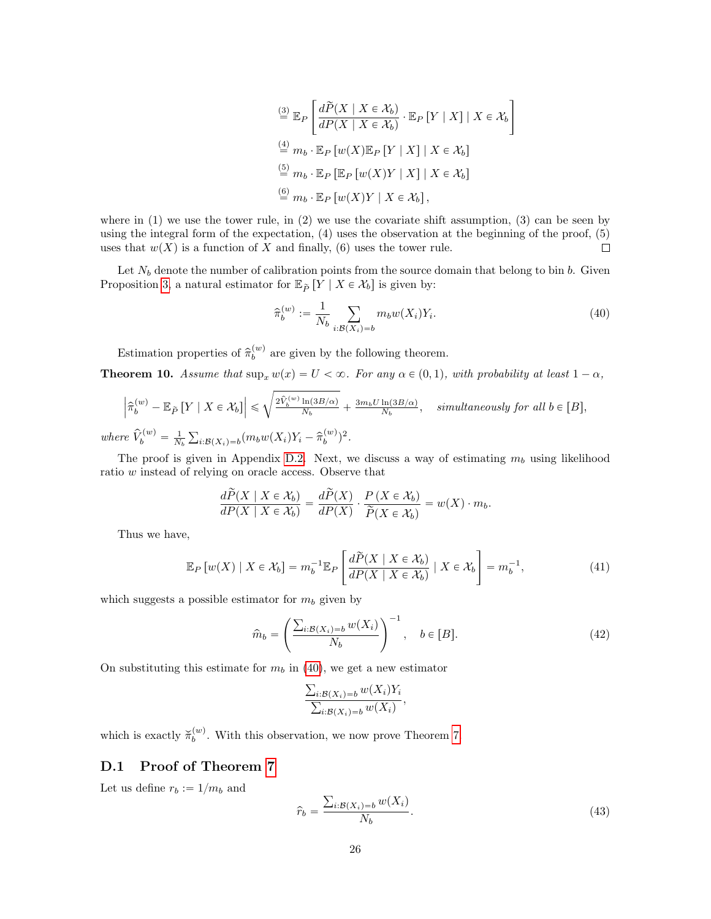$$
\begin{aligned}
&\overset{(3)}{=} \mathbb{E}_P \left[ \frac{d\widetilde{P}(X \mid X \in \mathcal{X}_b)}{dP(X \mid X \in \mathcal{X}_b)} \cdot \mathbb{E}_P \left[ Y \mid X \right] \mid X \in \mathcal{X}_b \right] \\
&\overset{(4)}{=} m_b \cdot \mathbb{E}_P \left[ w(X) \mathbb{E}_P \left[ Y \mid X \right] \mid X \in \mathcal{X}_b \right] \\
&\overset{(5)}{=} m_b \cdot \mathbb{E}_P \left[ \mathbb{E}_P \left[ w(X) Y \mid X \right] \mid X \in \mathcal{X}_b \right] \\
&\overset{(6)}{=} m_b \cdot \mathbb{E}_P \left[ w(X) Y \mid X \in \mathcal{X}_b \right],
\end{aligned}
$$

where in (1) we use the tower rule, in (2) we use the covariate shift assumption, (3) can be seen by using the integral form of the expectation, (4) uses the observation at the beginning of the proof, (5) uses that $w(X)$ is a function of $X$ and finally, (6) uses the tower rule. □

Let $N_b$ denote the number of calibration points from the source domain that belong to bin $b$. Given Proposition 3, a natural estimator for $\mathbb{E}_{\widetilde{P}} \left[ Y \mid X \in \mathcal{X}_b \right]$ is given by:

$$
\widehat{\pi}_b^{(w)} := \frac{1}{N_b} \sum_{i:\mathcal{B}(X_i)=b} m_b w(X_i) Y_i. \tag{40}
$$

Estimation properties of $\widehat{\pi}_b^{(w)}$ are given by the following theorem.

**Theorem 10.** *Assume that* $\sup_x w(x) = U < \infty$. *For any* $\alpha \in (0,1)$, *with probability at least* $1 - \alpha$,

$$
\left| \widehat{\pi}_b^{(w)} - \mathbb{E}_{\widetilde{P}} \left[ Y \mid X \in \mathcal{X}_b \right] \right| \leqslant \sqrt{\frac{2\widehat{V}_b^{(w)} \ln(3B/\alpha)}{N_b}} + \frac{3 m_b U \ln(3B/\alpha)}{N_b}, \quad \textit{simultaneously for all } b \in [B],
$$

*where* $\widehat{V}_b^{(w)} = \frac{1}{N_b} \sum_{i:\mathcal{B}(X_i)=b} (m_b w(X_i) Y_i - \widehat{\pi}_b^{(w)})^2$.

The proof is given in Appendix D.2. Next, we discuss a way of estimating $m_b$ using likelihood ratio $w$ instead of relying on oracle access. Observe that

$$
\frac{d\widetilde{P}(X \mid X \in \mathcal{X}_b)}{dP(X \mid X \in \mathcal{X}_b)} = \frac{d\widetilde{P}(X)}{dP(X)} \cdot \frac{P\left(X \in \mathcal{X}_b\right)}{\widetilde{P}(X \in \mathcal{X}_b)} = w(X) \cdot m_b.
$$

Thus we have,

$$
\mathbb{E}_P \left[ w(X) \mid X \in \mathcal{X}_b \right] = m_b^{-1} \mathbb{E}_P \left[ \frac{d\widetilde{P}(X \mid X \in \mathcal{X}_b)}{dP(X \mid X \in \mathcal{X}_b)} \mid X \in \mathcal{X}_b \right] = m_b^{-1}, \tag{41}
$$

which suggests a possible estimator for $m_b$ given by

$$
\widehat{m}_b = \left( \frac{\sum_{i:\mathcal{B}(X_i)=b} w(X_i)}{N_b} \right)^{-1}, \quad b \in [B]. \tag{42}
$$

On substituting this estimate for $m_b$ in (40), we get a new estimator

$$
\frac{\sum_{i:\mathcal{B}(X_i)=b} w(X_i) Y_i}{\sum_{i:\mathcal{B}(X_i)=b} w(X_i)},
$$

which is exactly $\breve{\pi}_b^{(w)}$. With this observation, we now prove Theorem 7.

## D.1 Proof of Theorem 7

Let us define $r_b := 1/m_b$ and

$$
\widehat{r}_b = \frac{\sum_{i:\mathcal{B}(X_i)=b} w(X_i)}{N_b}. \tag{43}
$$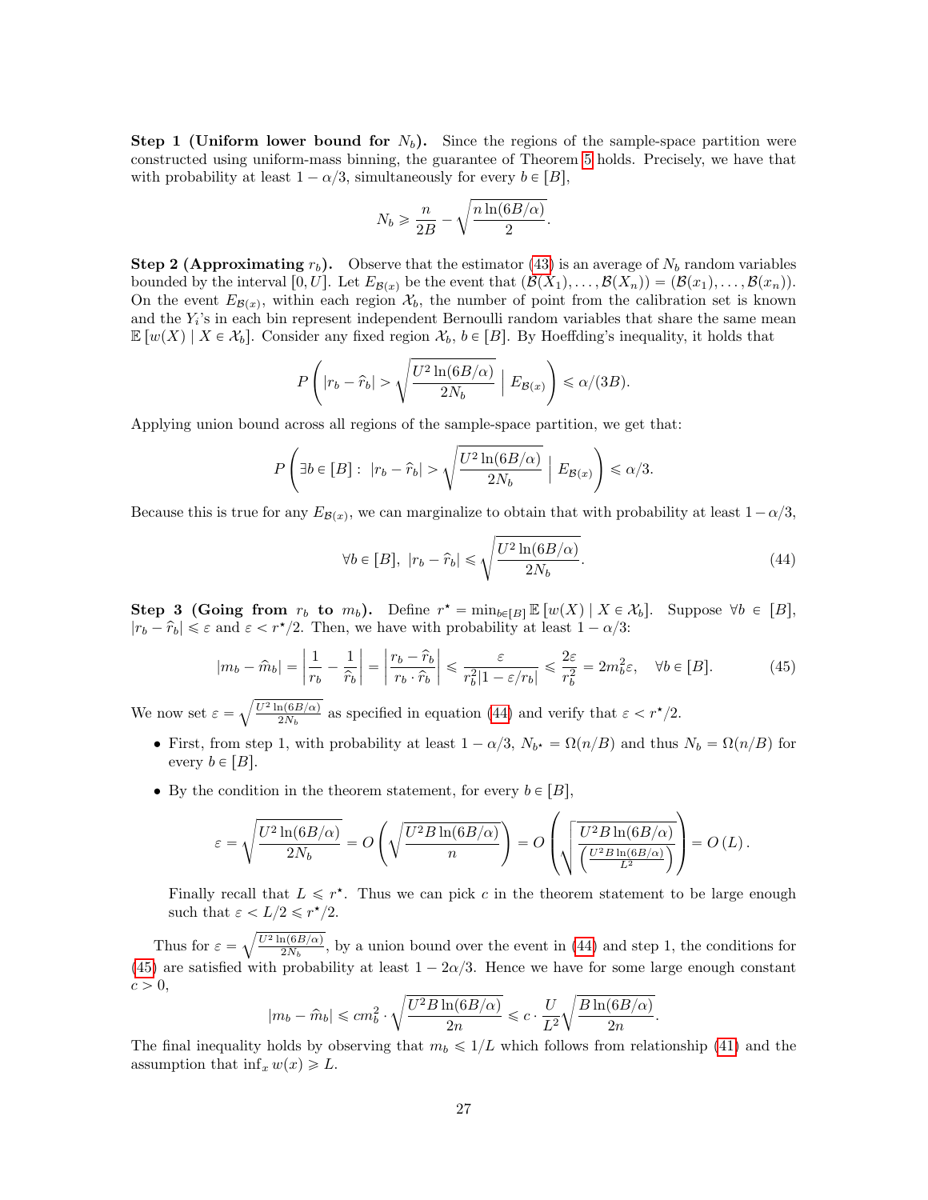**Step 1 (Uniform lower bound for $N_b$).** Since the regions of the sample-space partition were constructed using uniform-mass binning, the guarantee of Theorem 5 holds. Precisely, we have that with probability at least $1 - \alpha/3$, simultaneously for every $b \in [B]$,

$$N_b \geqslant \frac{n}{2B} - \sqrt{\frac{n \ln(6B/\alpha)}{2}}.$$

**Step 2 (Approximating $r_b$).** Observe that the estimator (43) is an average of $N_b$ random variables bounded by the interval $[0, U]$. Let $E_{\mathcal{B}(x)}$ be the event that $(\mathcal{B}(X_1), \ldots, \mathcal{B}(X_n)) = (\mathcal{B}(x_1), \ldots, \mathcal{B}(x_n))$. On the event $E_{\mathcal{B}(x)}$, within each region $\mathcal{X}_b$, the number of point from the calibration set is known and the $Y_i$'s in each bin represent independent Bernoulli random variables that share the same mean $\mathbb{E}[w(X) \mid X \in \mathcal{X}_b]$. Consider any fixed region $\mathcal{X}_b$, $b \in [B]$. By Hoeffding's inequality, it holds that

$$P\left( |r_b - \widehat{r}_b| > \sqrt{\frac{U^2 \ln(6B/\alpha)}{2N_b}} \;\Big|\; E_{\mathcal{B}(x)} \right) \leqslant \alpha/(3B).$$

Applying union bound across all regions of the sample-space partition, we get that:

$$P\left( \exists b \in [B] : \; |r_b - \widehat{r}_b| > \sqrt{\frac{U^2 \ln(6B/\alpha)}{2N_b}} \;\Big|\; E_{\mathcal{B}(x)} \right) \leqslant \alpha/3.$$

Because this is true for any $E_{\mathcal{B}(x)}$, we can marginalize to obtain that with probability at least $1-\alpha/3$,

$$\forall b \in [B], \; |r_b - \widehat{r}_b| \leqslant \sqrt{\frac{U^2 \ln(6B/\alpha)}{2N_b}}. \tag{44}$$

**Step 3 (Going from $r_b$ to $m_b$).** Define $r^\star = \min_{b \in [B]} \mathbb{E}[w(X) \mid X \in \mathcal{X}_b]$. Suppose $\forall b \in [B]$, $|r_b - \widehat{r}_b| \leqslant \varepsilon$ and $\varepsilon < r^\star/2$. Then, we have with probability at least $1 - \alpha/3$:

$$|m_b - \widehat{m}_b| = \left| \frac{1}{r_b} - \frac{1}{\widehat{r}_b} \right| = \left| \frac{r_b - \widehat{r}_b}{r_b \cdot \widehat{r}_b} \right| \leqslant \frac{\varepsilon}{r_b^2 |1 - \varepsilon/r_b|} \leqslant \frac{2\varepsilon}{r_b^2} = 2m_b^2 \varepsilon, \quad \forall b \in [B]. \tag{45}$$

We now set $\varepsilon = \sqrt{\frac{U^2 \ln(6B/\alpha)}{2N_b}}$ as specified in equation (44) and verify that $\varepsilon < r^\star/2$.

- First, from step 1, with probability at least $1 - \alpha/3$, $N_{b^\star} = \Omega(n/B)$ and thus $N_b = \Omega(n/B)$ for every $b \in [B]$.
- By the condition in the theorem statement, for every $b \in [B]$,

$$\varepsilon = \sqrt{\frac{U^2 \ln(6B/\alpha)}{2N_b}} = O\left( \sqrt{\frac{U^2 B \ln(6B/\alpha)}{n}} \right) = O\left( \sqrt{\frac{U^2 B \ln(6B/\alpha)}{\left( \frac{U^2 B \ln(6B/\alpha)}{L^2} \right)}} \right) = O(L).$$

  Finally recall that $L \leqslant r^\star$. Thus we can pick $c$ in the theorem statement to be large enough such that $\varepsilon < L/2 \leqslant r^\star/2$.

Thus for $\varepsilon = \sqrt{\frac{U^2 \ln(6B/\alpha)}{2N_b}}$, by a union bound over the event in (44) and step 1, the conditions for (45) are satisfied with probability at least $1 - 2\alpha/3$. Hence we have for some large enough constant $c > 0$,

$$|m_b - \widehat{m}_b| \leqslant c m_b^2 \cdot \sqrt{\frac{U^2 B \ln(6B/\alpha)}{2n}} \leqslant c \cdot \frac{U}{L^2} \sqrt{\frac{B \ln(6B/\alpha)}{2n}}.$$

The final inequality holds by observing that $m_b \leqslant 1/L$ which follows from relationship (41) and the assumption that $\inf_x w(x) \geqslant L$.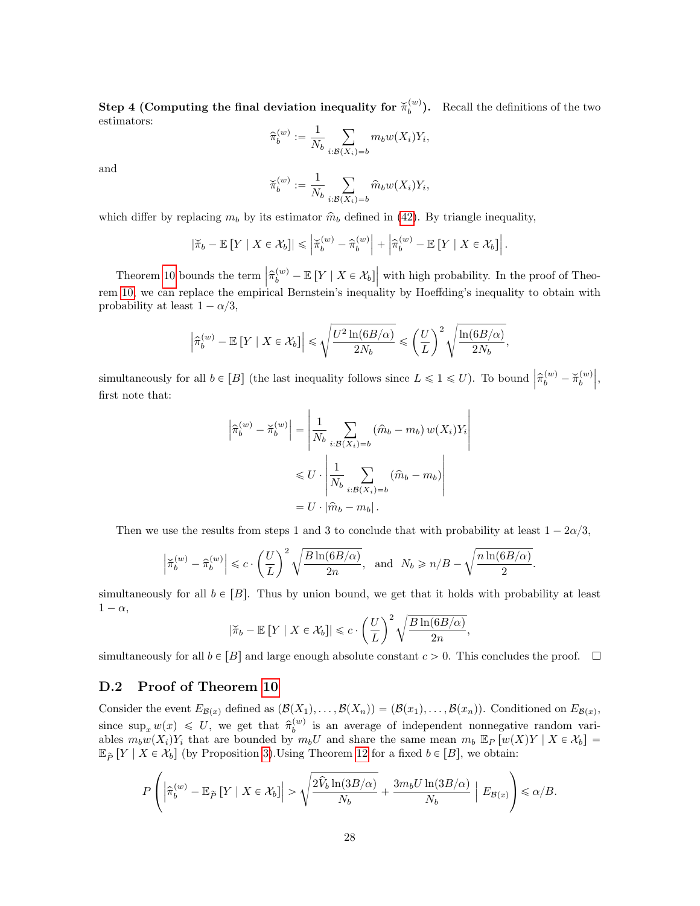**Step 4 (Computing the final deviation inequality for $\breve{\pi}_b^{(w)}$).** Recall the definitions of the two estimators:

$$\widehat{\pi}_b^{(w)} := \frac{1}{N_b} \sum_{i:\mathcal{B}(X_i)=b} m_b w(X_i) Y_i,$$

and

$$\breve{\pi}_b^{(w)} := \frac{1}{N_b} \sum_{i:\mathcal{B}(X_i)=b} \widehat{m}_b w(X_i) Y_i,$$

which differ by replacing $m_b$ by its estimator $\widehat{m}_b$ defined in (42). By triangle inequality,

$$|\breve{\pi}_b - \mathbb{E}[Y \mid X \in \mathcal{X}_b]| \leqslant \left|\breve{\pi}_b^{(w)} - \widehat{\pi}_b^{(w)}\right| + \left|\widehat{\pi}_b^{(w)} - \mathbb{E}[Y \mid X \in \mathcal{X}_b]\right|.$$

Theorem 10 bounds the term $\left|\widehat{\pi}_b^{(w)} - \mathbb{E}[Y \mid X \in \mathcal{X}_b]\right|$ with high probability. In the proof of Theorem 10, we can replace the empirical Bernstein's inequality by Hoeffding's inequality to obtain with probability at least $1 - \alpha/3$,

$$\left|\widehat{\pi}_b^{(w)} - \mathbb{E}[Y \mid X \in \mathcal{X}_b]\right| \leqslant \sqrt{\frac{U^2 \ln(6B/\alpha)}{2N_b}} \leqslant \left(\frac{U}{L}\right)^2 \sqrt{\frac{\ln(6B/\alpha)}{2N_b}},$$

simultaneously for all $b \in [B]$ (the last inequality follows since $L \leqslant 1 \leqslant U$). To bound $\left|\widehat{\pi}_b^{(w)} - \breve{\pi}_b^{(w)}\right|$, first note that:

$$\begin{aligned}
\left|\widehat{\pi}_b^{(w)} - \breve{\pi}_b^{(w)}\right| &= \left|\frac{1}{N_b} \sum_{i:\mathcal{B}(X_i)=b} (\widehat{m}_b - m_b)\, w(X_i) Y_i\right| \\
&\leqslant U \cdot \left|\frac{1}{N_b} \sum_{i:\mathcal{B}(X_i)=b} (\widehat{m}_b - m_b)\right| \\
&= U \cdot |\widehat{m}_b - m_b|.
\end{aligned}$$

Then we use the results from steps 1 and 3 to conclude that with probability at least $1 - 2\alpha/3$,

$$\left|\breve{\pi}_b^{(w)} - \widehat{\pi}_b^{(w)}\right| \leqslant c \cdot \left(\frac{U}{L}\right)^2 \sqrt{\frac{B \ln(6B/\alpha)}{2n}}, \quad \text{and} \quad N_b \geqslant n/B - \sqrt{\frac{n \ln(6B/\alpha)}{2}}.$$

simultaneously for all $b \in [B]$. Thus by union bound, we get that it holds with probability at least $1 - \alpha$,

$$|\breve{\pi}_b - \mathbb{E}[Y \mid X \in \mathcal{X}_b]| \leqslant c \cdot \left(\frac{U}{L}\right)^2 \sqrt{\frac{B \ln(6B/\alpha)}{2n}},$$

simultaneously for all $b \in [B]$ and large enough absolute constant $c > 0$. This concludes the proof. □

## D.2 Proof of Theorem 10

Consider the event $E_{\mathcal{B}(x)}$ defined as $(\mathcal{B}(X_1), \ldots, \mathcal{B}(X_n)) = (\mathcal{B}(x_1), \ldots, \mathcal{B}(x_n))$. Conditioned on $E_{\mathcal{B}(x)}$, since $\sup_x w(x) \leqslant U$, we get that $\widehat{\pi}_b^{(w)}$ is an average of independent nonnegative random variables $m_b w(X_i) Y_i$ that are bounded by $m_b U$ and share the same mean $m_b\ \mathbb{E}_P[w(X)Y \mid X \in \mathcal{X}_b] = \mathbb{E}_{\tilde{P}}[Y \mid X \in \mathcal{X}_b]$ (by Proposition 3).Using Theorem 12 for a fixed $b \in [B]$, we obtain:

$$P\left(\left|\widehat{\pi}_b^{(w)} - \mathbb{E}_{\tilde{P}}[Y \mid X \in \mathcal{X}_b]\right| > \sqrt{\frac{2\widehat{V}_b \ln(3B/\alpha)}{N_b}} + \frac{3 m_b U \ln(3B/\alpha)}{N_b} \;\Big|\; E_{\mathcal{B}(x)}\right) \leqslant \alpha/B.$$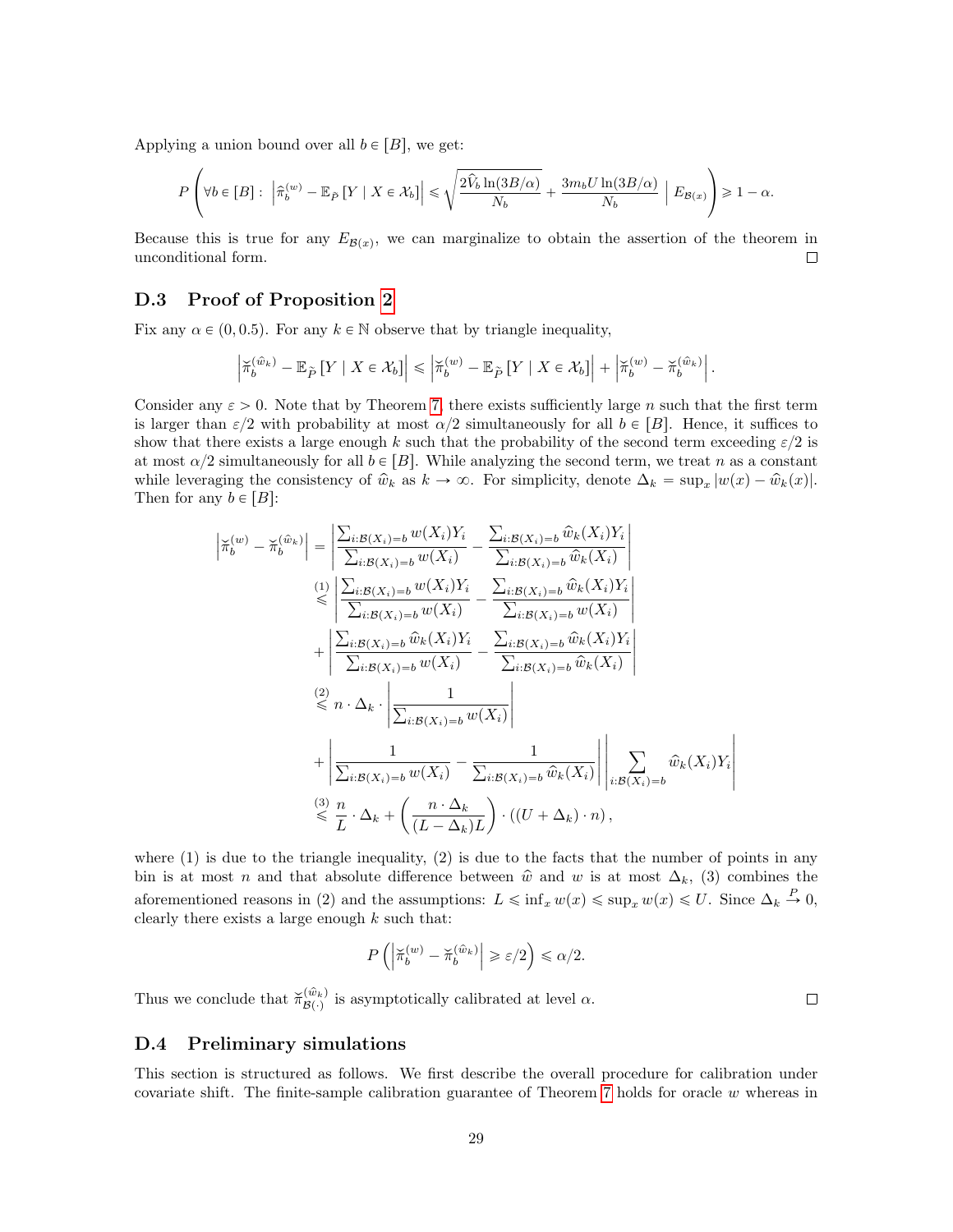Applying a union bound over all $b \in [B]$, we get:

$$P\left(\forall b \in [B] : \left|\widehat{\pi}_b^{(w)} - \mathbb{E}_{\widetilde{P}}\left[Y \mid X \in \mathcal{X}_b\right]\right| \leqslant \sqrt{\frac{2\widehat{V}_b \ln(3B/\alpha)}{N_b}} + \frac{3m_b U \ln(3B/\alpha)}{N_b} \;\Big|\; E_{\mathcal{B}(x)}\right) \geqslant 1-\alpha.$$

Because this is true for any $E_{\mathcal{B}(x)}$, we can marginalize to obtain the assertion of the theorem in unconditional form. □

### D.3 Proof of Proposition 2

Fix any $\alpha \in (0, 0.5)$. For any $k \in \mathbb{N}$ observe that by triangle inequality,

$$\left|\breve{\pi}_b^{(\widehat{w}_k)} - \mathbb{E}_{\widetilde{P}}\left[Y \mid X \in \mathcal{X}_b\right]\right| \leqslant \left|\breve{\pi}_b^{(w)} - \mathbb{E}_{\widetilde{P}}\left[Y \mid X \in \mathcal{X}_b\right]\right| + \left|\breve{\pi}_b^{(w)} - \breve{\pi}_b^{(\widehat{w}_k)}\right|.$$

Consider any $\varepsilon > 0$. Note that by Theorem 7, there exists sufficiently large $n$ such that the first term is larger than $\varepsilon/2$ with probability at most $\alpha/2$ simultaneously for all $b \in [B]$. Hence, it suffices to show that there exists a large enough $k$ such that the probability of the second term exceeding $\varepsilon/2$ is at most $\alpha/2$ simultaneously for all $b \in [B]$. While analyzing the second term, we treat $n$ as a constant while leveraging the consistency of $\widehat{w}_k$ as $k \to \infty$. For simplicity, denote $\Delta_k = \sup_x |w(x) - \widehat{w}_k(x)|$. Then for any $b \in [B]$:

$$\begin{aligned}
\left|\breve{\pi}_b^{(w)} - \breve{\pi}_b^{(\widehat{w}_k)}\right| &= \left|\frac{\sum_{i:\mathcal{B}(X_i)=b} w(X_i)Y_i}{\sum_{i:\mathcal{B}(X_i)=b} w(X_i)} - \frac{\sum_{i:\mathcal{B}(X_i)=b} \widehat{w}_k(X_i)Y_i}{\sum_{i:\mathcal{B}(X_i)=b} \widehat{w}_k(X_i)}\right| \\
&\overset{(1)}{\leqslant} \left|\frac{\sum_{i:\mathcal{B}(X_i)=b} w(X_i)Y_i}{\sum_{i:\mathcal{B}(X_i)=b} w(X_i)} - \frac{\sum_{i:\mathcal{B}(X_i)=b} \widehat{w}_k(X_i)Y_i}{\sum_{i:\mathcal{B}(X_i)=b} w(X_i)}\right| \\
&\quad + \left|\frac{\sum_{i:\mathcal{B}(X_i)=b} \widehat{w}_k(X_i)Y_i}{\sum_{i:\mathcal{B}(X_i)=b} w(X_i)} - \frac{\sum_{i:\mathcal{B}(X_i)=b} \widehat{w}_k(X_i)Y_i}{\sum_{i:\mathcal{B}(X_i)=b} \widehat{w}_k(X_i)}\right| \\
&\overset{(2)}{\leqslant} n \cdot \Delta_k \cdot \left|\frac{1}{\sum_{i:\mathcal{B}(X_i)=b} w(X_i)}\right| \\
&\quad + \left|\frac{1}{\sum_{i:\mathcal{B}(X_i)=b} w(X_i)} - \frac{1}{\sum_{i:\mathcal{B}(X_i)=b} \widehat{w}_k(X_i)}\right| \left|\sum_{i:\mathcal{B}(X_i)=b} \widehat{w}_k(X_i)Y_i\right| \\
&\overset{(3)}{\leqslant} \frac{n}{L} \cdot \Delta_k + \left(\frac{n \cdot \Delta_k}{(L-\Delta_k)L}\right) \cdot \left((U+\Delta_k) \cdot n\right),
\end{aligned}$$

where (1) is due to the triangle inequality, (2) is due to the facts that the number of points in any bin is at most $n$ and that absolute difference between $\widehat{w}$ and $w$ is at most $\Delta_k$, (3) combines the aforementioned reasons in (2) and the assumptions: $L \leqslant \inf_x w(x) \leqslant \sup_x w(x) \leqslant U$. Since $\Delta_k \xrightarrow{P} 0$, clearly there exists a large enough $k$ such that:

$$P\left(\left|\breve{\pi}_b^{(w)} - \breve{\pi}_b^{(\widehat{w}_k)}\right| \geqslant \varepsilon/2\right) \leqslant \alpha/2.$$

Thus we conclude that $\breve{\pi}_{\mathcal{B}(\cdot)}^{(\widehat{w}_k)}$ is asymptotically calibrated at level $\alpha$. □

### D.4 Preliminary simulations

This section is structured as follows. We first describe the overall procedure for calibration under covariate shift. The finite-sample calibration guarantee of Theorem 7 holds for oracle $w$ whereas in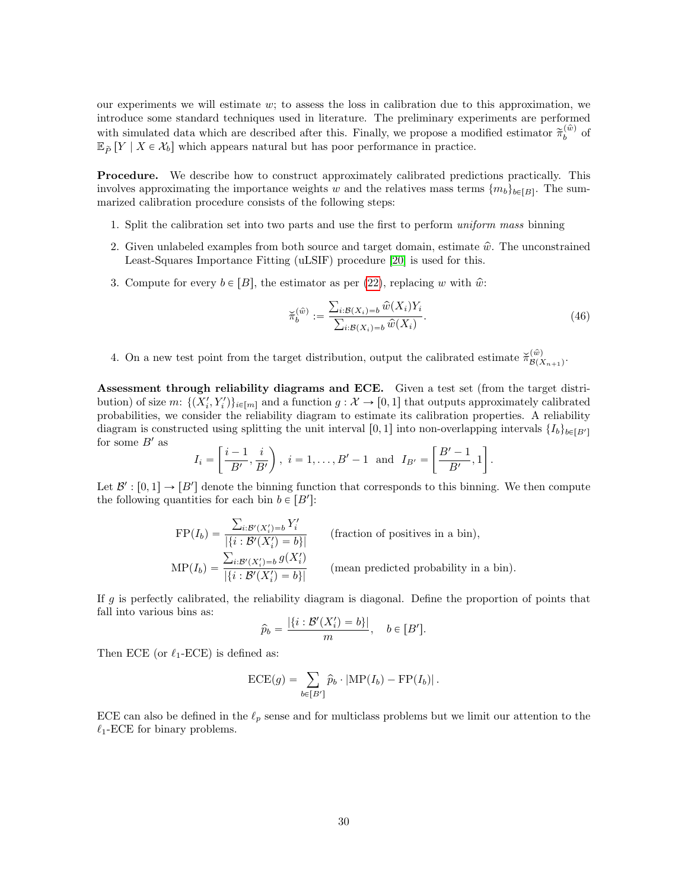our experiments we will estimate $w$; to assess the loss in calibration due to this approximation, we introduce some standard techniques used in literature. The preliminary experiments are performed with simulated data which are described after this. Finally, we propose a modified estimator $\widetilde{\pi}_b^{(\widehat{w})}$ of $\mathbb{E}_{\widetilde{P}}[Y \mid X \in \mathcal{X}_b]$ which appears natural but has poor performance in practice.

**Procedure.** We describe how to construct approximately calibrated predictions practically. This involves approximating the importance weights $w$ and the relatives mass terms $\{m_b\}_{b \in [B]}$. The summarized calibration procedure consists of the following steps:

1. Split the calibration set into two parts and use the first to perform *uniform mass* binning
2. Given unlabeled examples from both source and target domain, estimate $\widehat{w}$. The unconstrained Least-Squares Importance Fitting (uLSIF) procedure [20] is used for this.
3. Compute for every $b \in [B]$, the estimator as per (22), replacing $w$ with $\widehat{w}$:

$$\breve{\pi}_b^{(\widehat{w})} := \frac{\sum_{i:\mathcal{B}(X_i)=b} \widehat{w}(X_i) Y_i}{\sum_{i:\mathcal{B}(X_i)=b} \widehat{w}(X_i)}. \tag{46}$$

4. On a new test point from the target distribution, output the calibrated estimate $\breve{\pi}_{\mathcal{B}(X_{n+1})}^{(\widehat{w})}$.

**Assessment through reliability diagrams and ECE.** Given a test set (from the target distribution) of size $m$: $\{(X'_i, Y'_i)\}_{i \in [m]}$ and a function $g : \mathcal{X} \to [0,1]$ that outputs approximately calibrated probabilities, we consider the reliability diagram to estimate its calibration properties. A reliability diagram is constructed using splitting the unit interval $[0,1]$ into non-overlapping intervals $\{I_b\}_{b \in [B']}$ for some $B'$ as

$$I_i = \left[\frac{i-1}{B'}, \frac{i}{B'}\right), \; i = 1, \ldots, B'-1 \; \text{ and } \; I_{B'} = \left[\frac{B'-1}{B'}, 1\right].$$

Let $\mathcal{B}' : [0,1] \to [B']$ denote the binning function that corresponds to this binning. We then compute the following quantities for each bin $b \in [B']$:

$$\text{FP}(I_b) = \frac{\sum_{i:\mathcal{B}'(X'_i)=b} Y'_i}{|\{i : \mathcal{B}'(X'_i) = b\}|} \qquad \text{(fraction of positives in a bin)},$$

$$\text{MP}(I_b) = \frac{\sum_{i:\mathcal{B}'(X'_i)=b} g(X'_i)}{|\{i : \mathcal{B}'(X'_i) = b\}|} \qquad \text{(mean predicted probability in a bin)}.$$

If $g$ is perfectly calibrated, the reliability diagram is diagonal. Define the proportion of points that fall into various bins as:

$$\widehat{p}_b = \frac{|\{i : \mathcal{B}'(X'_i) = b\}|}{m}, \quad b \in [B'].$$

Then ECE (or $\ell_1$-ECE) is defined as:

$$\text{ECE}(g) = \sum_{b \in [B']} \widehat{p}_b \cdot |\text{MP}(I_b) - \text{FP}(I_b)|.$$

ECE can also be defined in the $\ell_p$ sense and for multiclass problems but we limit our attention to the $\ell_1$-ECE for binary problems.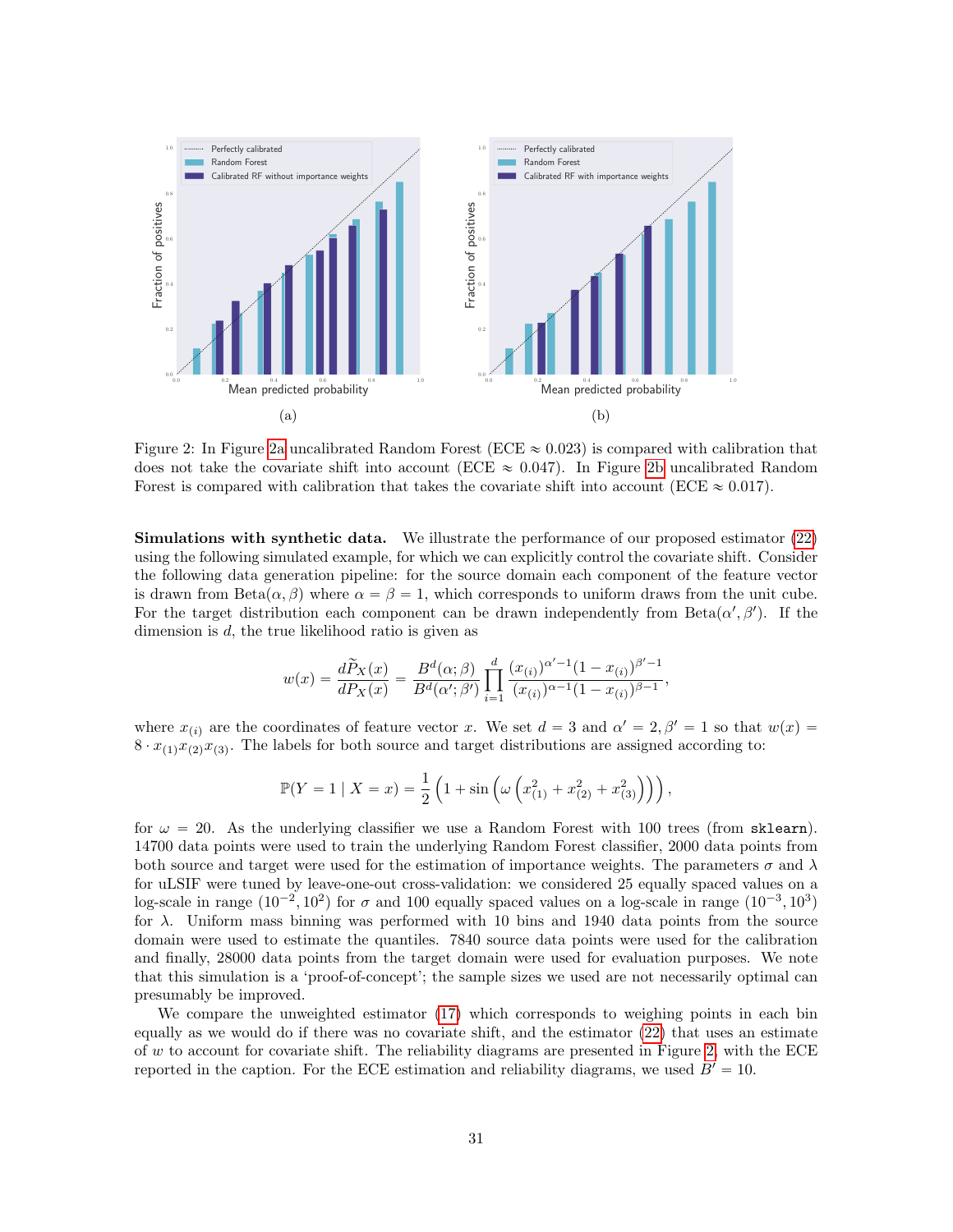(a)

(b)

Figure 2: In Figure 2a uncalibrated Random Forest (ECE $\approx 0.023$) is compared with calibration that does not take the covariate shift into account (ECE $\approx 0.047$). In Figure 2b uncalibrated Random Forest is compared with calibration that takes the covariate shift into account (ECE $\approx 0.017$).

**Simulations with synthetic data.** We illustrate the performance of our proposed estimator (22) using the following simulated example, for which we can explicitly control the covariate shift. Consider the following data generation pipeline: for the source domain each component of the feature vector is drawn from $\mathrm{Beta}(\alpha, \beta)$ where $\alpha = \beta = 1$, which corresponds to uniform draws from the unit cube. For the target distribution each component can be drawn independently from $\mathrm{Beta}(\alpha', \beta')$. If the dimension is $d$, the true likelihood ratio is given as

$$w(x) = \frac{d\widetilde{P}_X(x)}{dP_X(x)} = \frac{B^d(\alpha;\beta)}{B^d(\alpha';\beta')} \prod_{i=1}^{d} \frac{(x_{(i)})^{\alpha'-1}(1-x_{(i)})^{\beta'-1}}{(x_{(i)})^{\alpha-1}(1-x_{(i)})^{\beta-1}},$$

where $x_{(i)}$ are the coordinates of feature vector $x$. We set $d = 3$ and $\alpha' = 2, \beta' = 1$ so that $w(x) = 8 \cdot x_{(1)}x_{(2)}x_{(3)}$. The labels for both source and target distributions are assigned according to:

$$\mathbb{P}(Y = 1 \mid X = x) = \frac{1}{2}\left(1 + \sin\left(\omega\left(x_{(1)}^2 + x_{(2)}^2 + x_{(3)}^2\right)\right)\right),$$

for $\omega = 20$. As the underlying classifier we use a Random Forest with 100 trees (from `sklearn`). 14700 data points were used to train the underlying Random Forest classifier, 2000 data points from both source and target were used for the estimation of importance weights. The parameters $\sigma$ and $\lambda$ for uLSIF were tuned by leave-one-out cross-validation: we considered 25 equally spaced values on a log-scale in range $(10^{-2}, 10^2)$ for $\sigma$ and 100 equally spaced values on a log-scale in range $(10^{-3}, 10^3)$ for $\lambda$. Uniform mass binning was performed with 10 bins and 1940 data points from the source domain were used to estimate the quantiles. 7840 source data points were used for the calibration and finally, 28000 data points from the target domain were used for evaluation purposes. We note that this simulation is a 'proof-of-concept'; the sample sizes we used are not necessarily optimal can presumably be improved.

We compare the unweighted estimator (17) which corresponds to weighing points in each bin equally as we would do if there was no covariate shift, and the estimator (22) that uses an estimate of $w$ to account for covariate shift. The reliability diagrams are presented in Figure 2, with the ECE reported in the caption. For the ECE estimation and reliability diagrams, we used $B' = 10$.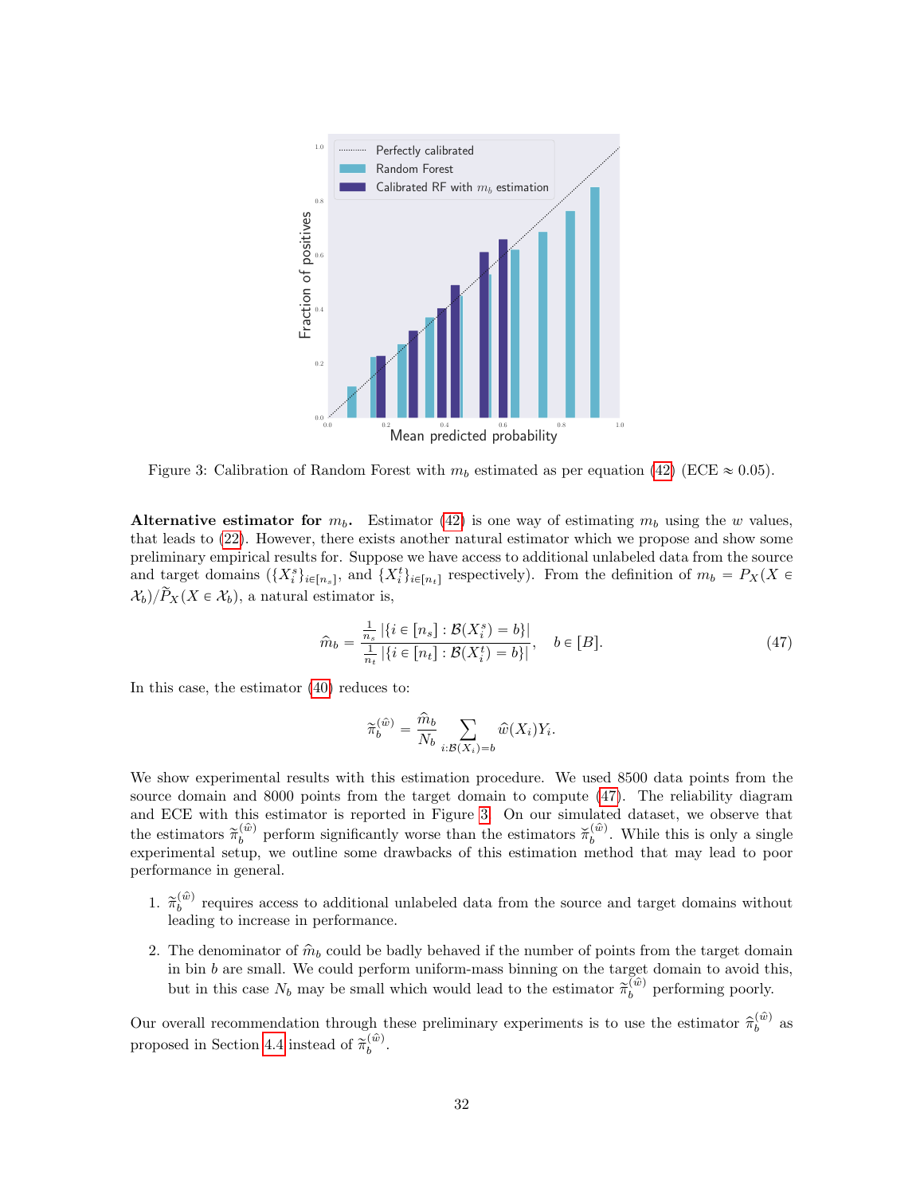Figure 3: Calibration of Random Forest with $m_b$ estimated as per equation (42) (ECE $\approx 0.05$).

**Alternative estimator for $m_b$.** Estimator (42) is one way of estimating $m_b$ using the $w$ values, that leads to (22). However, there exists another natural estimator which we propose and show some preliminary empirical results for. Suppose we have access to additional unlabeled data from the source and target domains ($\{X_i^s\}_{i \in [n_s]}$, and $\{X_i^t\}_{i \in [n_t]}$ respectively). From the definition of $m_b = P_X(X \in \mathcal{X}_b)/\widetilde{P}_X(X \in \mathcal{X}_b)$, a natural estimator is,

$$\widehat{m}_b = \frac{\frac{1}{n_s} |\{i \in [n_s] : \mathcal{B}(X_i^s) = b\}|}{\frac{1}{n_t} |\{i \in [n_t] : \mathcal{B}(X_i^t) = b\}|}, \quad b \in [B]. \tag{47}$$

In this case, the estimator (40) reduces to:

$$\widetilde{\pi}_b^{(\widehat{w})} = \frac{\widehat{m}_b}{N_b} \sum_{i:\mathcal{B}(X_i)=b} \widehat{w}(X_i) Y_i.$$

We show experimental results with this estimation procedure. We used 8500 data points from the source domain and 8000 points from the target domain to compute (47). The reliability diagram and ECE with this estimator is reported in Figure 3. On our simulated dataset, we observe that the estimators $\widetilde{\pi}_b^{(\widehat{w})}$ perform significantly worse than the estimators $\check{\pi}_b^{(\widehat{w})}$. While this is only a single experimental setup, we outline some drawbacks of this estimation method that may lead to poor performance in general.

1. $\widetilde{\pi}_b^{(\widehat{w})}$ requires access to additional unlabeled data from the source and target domains without leading to increase in performance.

2. The denominator of $\widehat{m}_b$ could be badly behaved if the number of points from the target domain in bin $b$ are small. We could perform uniform-mass binning on the target domain to avoid this, but in this case $N_b$ may be small which would lead to the estimator $\widetilde{\pi}_b^{(\widehat{w})}$ performing poorly.

Our overall recommendation through these preliminary experiments is to use the estimator $\widehat{\pi}_b^{(\widehat{w})}$ as proposed in Section 4.4 instead of $\widetilde{\pi}_b^{(\widehat{w})}$.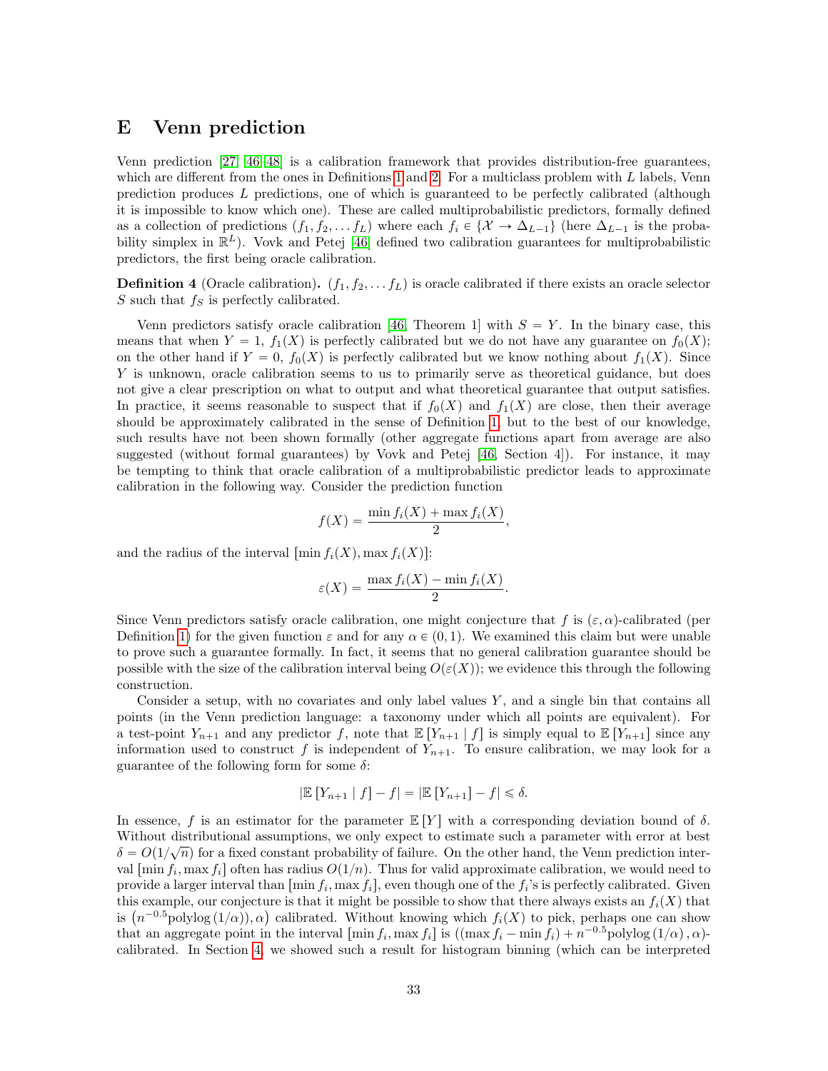# E Venn prediction

Venn prediction [27, 46–48] is a calibration framework that provides distribution-free guarantees, which are different from the ones in Definitions 1 and 2. For a multiclass problem with $L$ labels, Venn prediction produces $L$ predictions, one of which is guaranteed to be perfectly calibrated (although it is impossible to know which one). These are called multiprobabilistic predictors, formally defined as a collection of predictions $(f_1, f_2, \ldots f_L)$ where each $f_i \in \{\mathcal{X} \to \Delta_{L-1}\}$ (here $\Delta_{L-1}$ is the probability simplex in $\mathbb{R}^L$). Vovk and Petej [46] defined two calibration guarantees for multiprobabilistic predictors, the first being oracle calibration.

**Definition 4** (Oracle calibration)**.** $(f_1, f_2, \ldots f_L)$ is oracle calibrated if there exists an oracle selector $S$ such that $f_S$ is perfectly calibrated.

Venn predictors satisfy oracle calibration [46, Theorem 1] with $S = Y$. In the binary case, this means that when $Y = 1$, $f_1(X)$ is perfectly calibrated but we do not have any guarantee on $f_0(X)$; on the other hand if $Y = 0$, $f_0(X)$ is perfectly calibrated but we know nothing about $f_1(X)$. Since $Y$ is unknown, oracle calibration seems to us to primarily serve as theoretical guidance, but does not give a clear prescription on what to output and what theoretical guarantee that output satisfies. In practice, it seems reasonable to suspect that if $f_0(X)$ and $f_1(X)$ are close, then their average should be approximately calibrated in the sense of Definition 1, but to the best of our knowledge, such results have not been shown formally (other aggregate functions apart from average are also suggested (without formal guarantees) by Vovk and Petej [46, Section 4]). For instance, it may be tempting to think that oracle calibration of a multiprobabilistic predictor leads to approximate calibration in the following way. Consider the prediction function

$$f(X) = \frac{\min f_i(X) + \max f_i(X)}{2},$$

and the radius of the interval $[\min f_i(X), \max f_i(X)]$:

$$\varepsilon(X) = \frac{\max f_i(X) - \min f_i(X)}{2}.$$

Since Venn predictors satisfy oracle calibration, one might conjecture that $f$ is $(\varepsilon, \alpha)$-calibrated (per Definition 1) for the given function $\varepsilon$ and for any $\alpha \in (0, 1)$. We examined this claim but were unable to prove such a guarantee formally. In fact, it seems that no general calibration guarantee should be possible with the size of the calibration interval being $O(\varepsilon(X))$; we evidence this through the following construction.

Consider a setup, with no covariates and only label values $Y$, and a single bin that contains all points (in the Venn prediction language: a taxonomy under which all points are equivalent). For a test-point $Y_{n+1}$ and any predictor $f$, note that $\mathbb{E}[Y_{n+1} \mid f]$ is simply equal to $\mathbb{E}[Y_{n+1}]$ since any information used to construct $f$ is independent of $Y_{n+1}$. To ensure calibration, we may look for a guarantee of the following form for some $\delta$:

$$|\mathbb{E}[Y_{n+1} \mid f] - f| = |\mathbb{E}[Y_{n+1}] - f| \leqslant \delta.$$

In essence, $f$ is an estimator for the parameter $\mathbb{E}[Y]$ with a corresponding deviation bound of $\delta$. Without distributional assumptions, we only expect to estimate such a parameter with error at best $\delta = O(1/\sqrt{n})$ for a fixed constant probability of failure. On the other hand, the Venn prediction interval $[\min f_i, \max f_i]$ often has radius $O(1/n)$. Thus for valid approximate calibration, we would need to provide a larger interval than $[\min f_i, \max f_i]$, even though one of the $f_i$'s is perfectly calibrated. Given this example, our conjecture is that it might be possible to show that there always exists an $f_i(X)$ that is $\left(n^{-0.5}\text{polylog}\,(1/\alpha)), \alpha\right)$ calibrated. Without knowing which $f_i(X)$ to pick, perhaps one can show that an aggregate point in the interval $[\min f_i, \max f_i]$ is $((\max f_i - \min f_i) + n^{-0.5}\text{polylog}\,(1/\alpha)\,, \alpha)$-calibrated. In Section 4, we showed such a result for histogram binning (which can be interpreted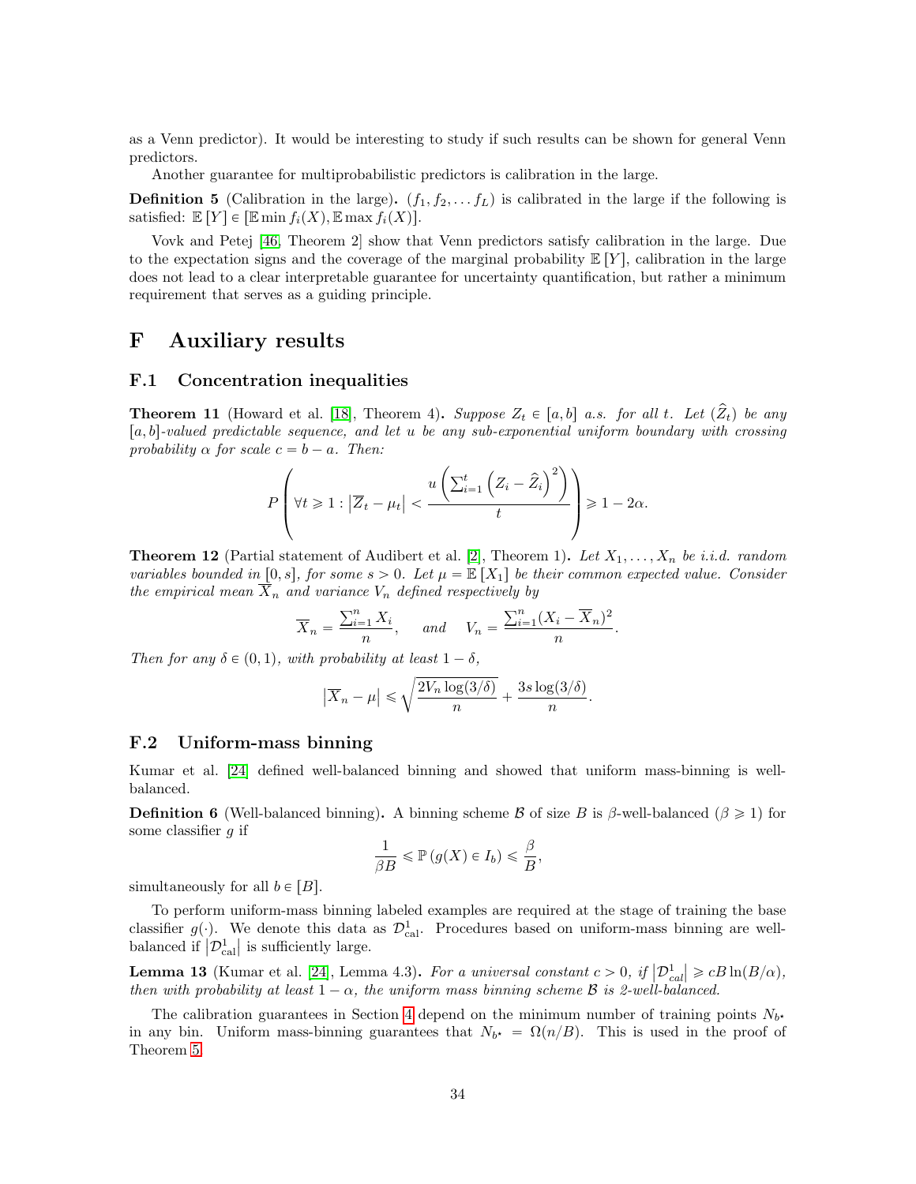as a Venn predictor). It would be interesting to study if such results can be shown for general Venn predictors.

Another guarantee for multiprobabilistic predictors is calibration in the large.

**Definition 5** (Calibration in the large)**.** $(f_1, f_2, \ldots f_L)$ is calibrated in the large if the following is satisfied: $\mathbb{E}[Y] \in [\mathbb{E} \min f_i(X), \mathbb{E} \max f_i(X)]$.

Vovk and Petej [46, Theorem 2] show that Venn predictors satisfy calibration in the large. Due to the expectation signs and the coverage of the marginal probability $\mathbb{E}[Y]$, calibration in the large does not lead to a clear interpretable guarantee for uncertainty quantification, but rather a minimum requirement that serves as a guiding principle.

# F Auxiliary results

## F.1 Concentration inequalities

**Theorem 11** (Howard et al. [18], Theorem 4)**.** *Suppose $Z_t \in [a, b]$ a.s. for all $t$. Let $(\widehat{Z}_t)$ be any $[a, b]$-valued predictable sequence, and let $u$ be any sub-exponential uniform boundary with crossing probability $\alpha$ for scale $c = b - a$. Then:*

$$P\left(\forall t \geqslant 1 : \left|\overline{Z}_t - \mu_t\right| < \frac{u\left(\sum_{i=1}^{t}\left(Z_i - \widehat{Z}_i\right)^2\right)}{t}\right) \geqslant 1 - 2\alpha.$$

**Theorem 12** (Partial statement of Audibert et al. [2], Theorem 1)**.** *Let $X_1, \ldots, X_n$ be i.i.d. random variables bounded in $[0, s]$, for some $s > 0$. Let $\mu = \mathbb{E}[X_1]$ be their common expected value. Consider the empirical mean $\overline{X}_n$ and variance $V_n$ defined respectively by*

$$\overline{X}_n = \frac{\sum_{i=1}^{n} X_i}{n}, \quad \textit{and} \quad V_n = \frac{\sum_{i=1}^{n}(X_i - \overline{X}_n)^2}{n}.$$

*Then for any $\delta \in (0, 1)$, with probability at least $1 - \delta$,*

$$\left|\overline{X}_n - \mu\right| \leqslant \sqrt{\frac{2V_n \log(3/\delta)}{n}} + \frac{3s\log(3/\delta)}{n}.$$

## F.2 Uniform-mass binning

Kumar et al. [24] defined well-balanced binning and showed that uniform mass-binning is well-balanced.

**Definition 6** (Well-balanced binning)**.** A binning scheme $\mathcal{B}$ of size $B$ is $\beta$-well-balanced ($\beta \geqslant 1$) for some classifier $g$ if

$$\frac{1}{\beta B} \leqslant \mathbb{P}\left(g(X) \in I_b\right) \leqslant \frac{\beta}{B},$$

simultaneously for all $b \in [B]$.

To perform uniform-mass binning labeled examples are required at the stage of training the base classifier $g(\cdot)$. We denote this data as $\mathcal{D}^1_{\text{cal}}$. Procedures based on uniform-mass binning are well-balanced if $\left|\mathcal{D}^1_{\text{cal}}\right|$ is sufficiently large.

**Lemma 13** (Kumar et al. [24], Lemma 4.3)**.** *For a universal constant $c > 0$, if $\left|\mathcal{D}^1_{cal}\right| \geqslant cB\ln(B/\alpha)$, then with probability at least $1 - \alpha$, the uniform mass binning scheme $\mathcal{B}$ is 2-well-balanced.*

The calibration guarantees in Section 4 depend on the minimum number of training points $N_{b^\star}$ in any bin. Uniform mass-binning guarantees that $N_{b^\star} = \Omega(n/B)$. This is used in the proof of Theorem 5.